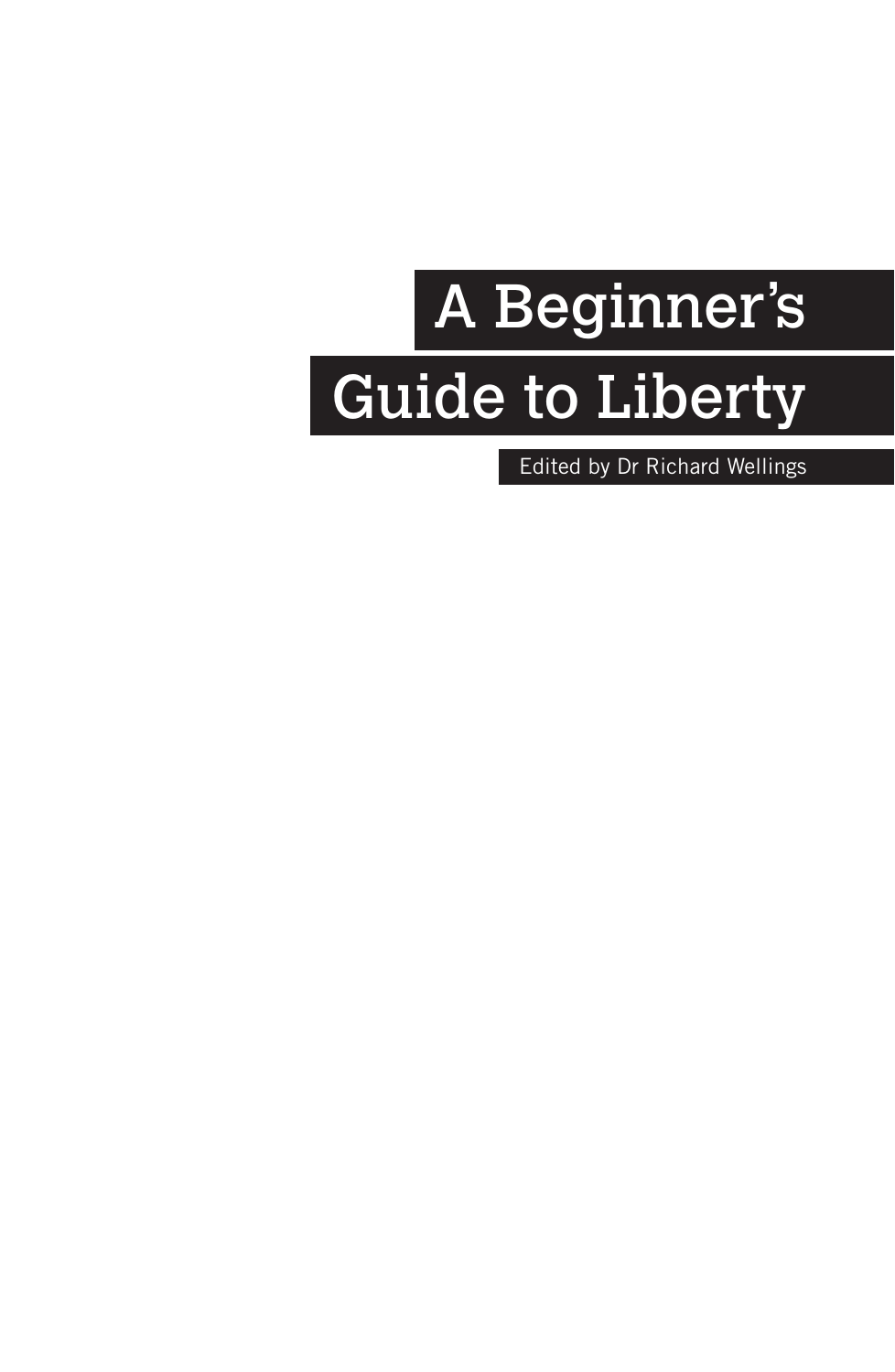# A Beginner's Guide to Liberty

Edited by Dr Richard Wellings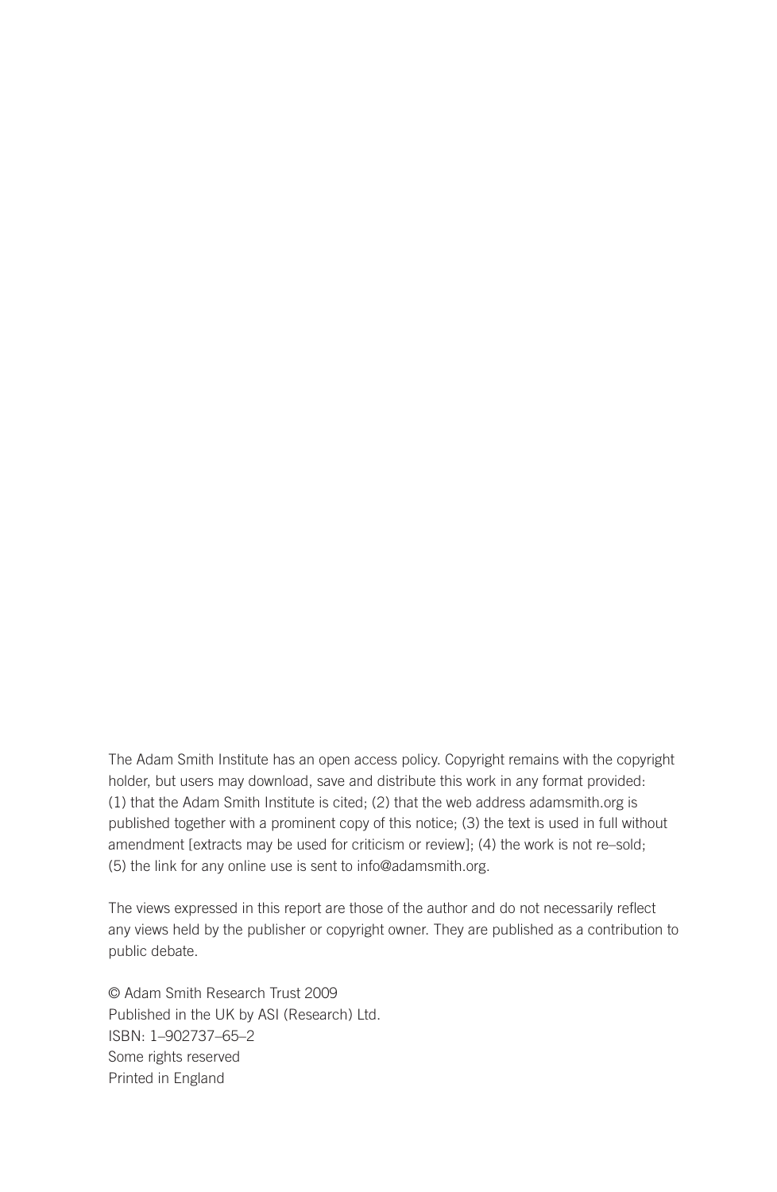The Adam Smith Institute has an open access policy. Copyright remains with the copyright holder, but users may download, save and distribute this work in any format provided: (1) that the Adam Smith Institute is cited; (2) that the web address adamsmith.org is published together with a prominent copy of this notice; (3) the text is used in full without amendment [extracts may be used for criticism or review]; (4) the work is not re–sold; (5) the link for any online use is sent to info@adamsmith.org.

The views expressed in this report are those of the author and do not necessarily reflect any views held by the publisher or copyright owner. They are published as a contribution to public debate.

© Adam Smith Research Trust 2009  
Published in the UK by ASI (Research) Ltd.  
ISBN: 1–902737–65–2  
Some rights reserved  
Printed in England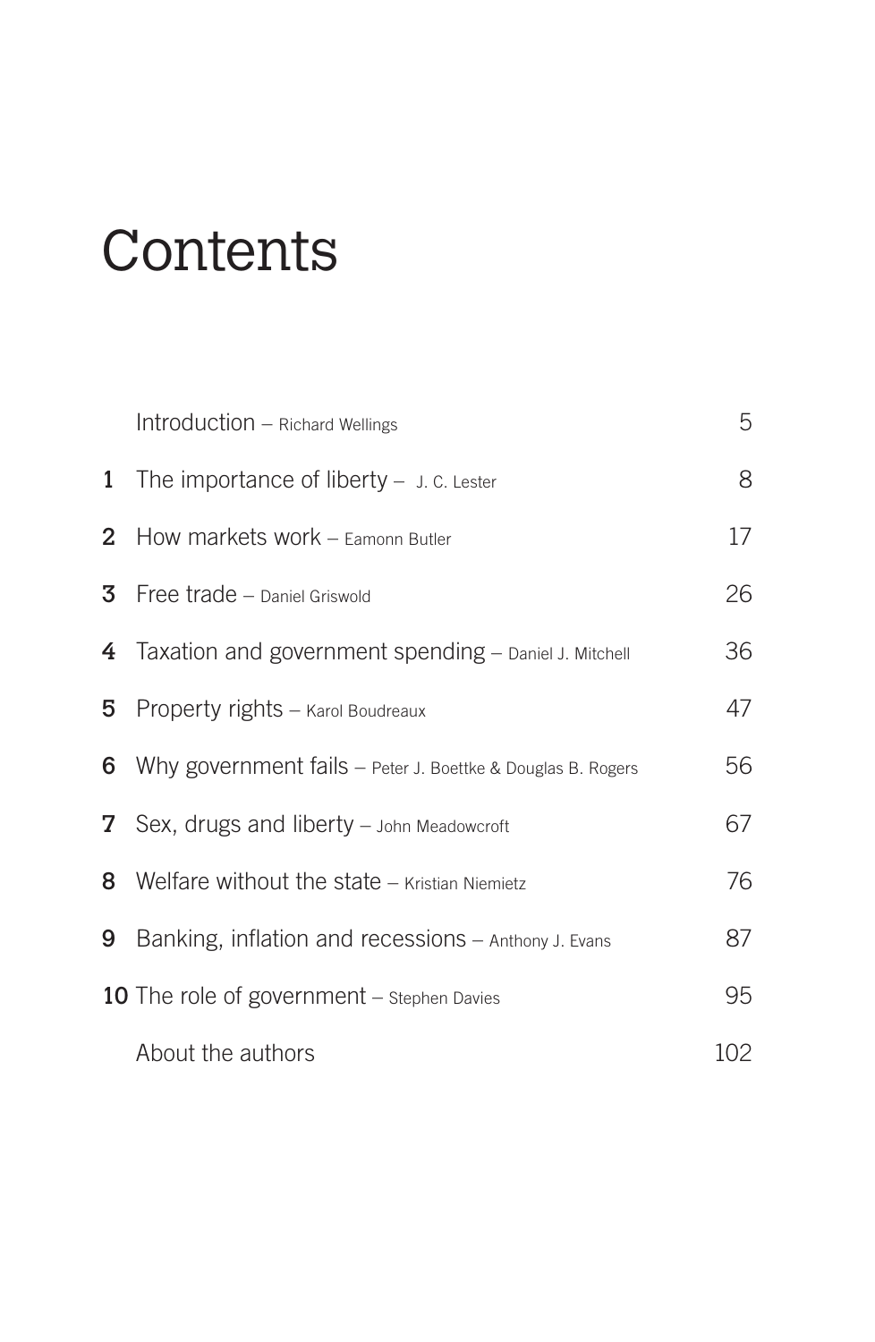# Contents

| | | |
|---|---|---|
| | Introduction – Richard Wellings | 5 |
| **1** | The importance of liberty – J. C. Lester | 8 |
| **2** | How markets work – Eamonn Butler | 17 |
| **3** | Free trade – Daniel Griswold | 26 |
| **4** | Taxation and government spending – Daniel J. Mitchell | 36 |
| **5** | Property rights – Karol Boudreaux | 47 |
| **6** | Why government fails – Peter J. Boettke & Douglas B. Rogers | 56 |
| **7** | Sex, drugs and liberty – John Meadowcroft | 67 |
| **8** | Welfare without the state – Kristian Niemietz | 76 |
| **9** | Banking, inflation and recessions – Anthony J. Evans | 87 |
| **10** | The role of government – Stephen Davies | 95 |
| | About the authors | 102 |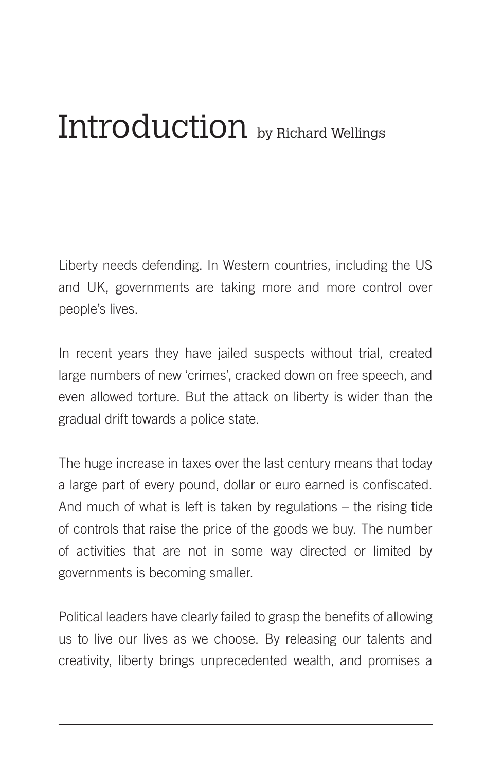# Introduction by Richard Wellings

Liberty needs defending. In Western countries, including the US and UK, governments are taking more and more control over people's lives.

In recent years they have jailed suspects without trial, created large numbers of new 'crimes', cracked down on free speech, and even allowed torture. But the attack on liberty is wider than the gradual drift towards a police state.

The huge increase in taxes over the last century means that today a large part of every pound, dollar or euro earned is confiscated. And much of what is left is taken by regulations – the rising tide of controls that raise the price of the goods we buy. The number of activities that are not in some way directed or limited by governments is becoming smaller.

Political leaders have clearly failed to grasp the benefits of allowing us to live our lives as we choose. By releasing our talents and creativity, liberty brings unprecedented wealth, and promises a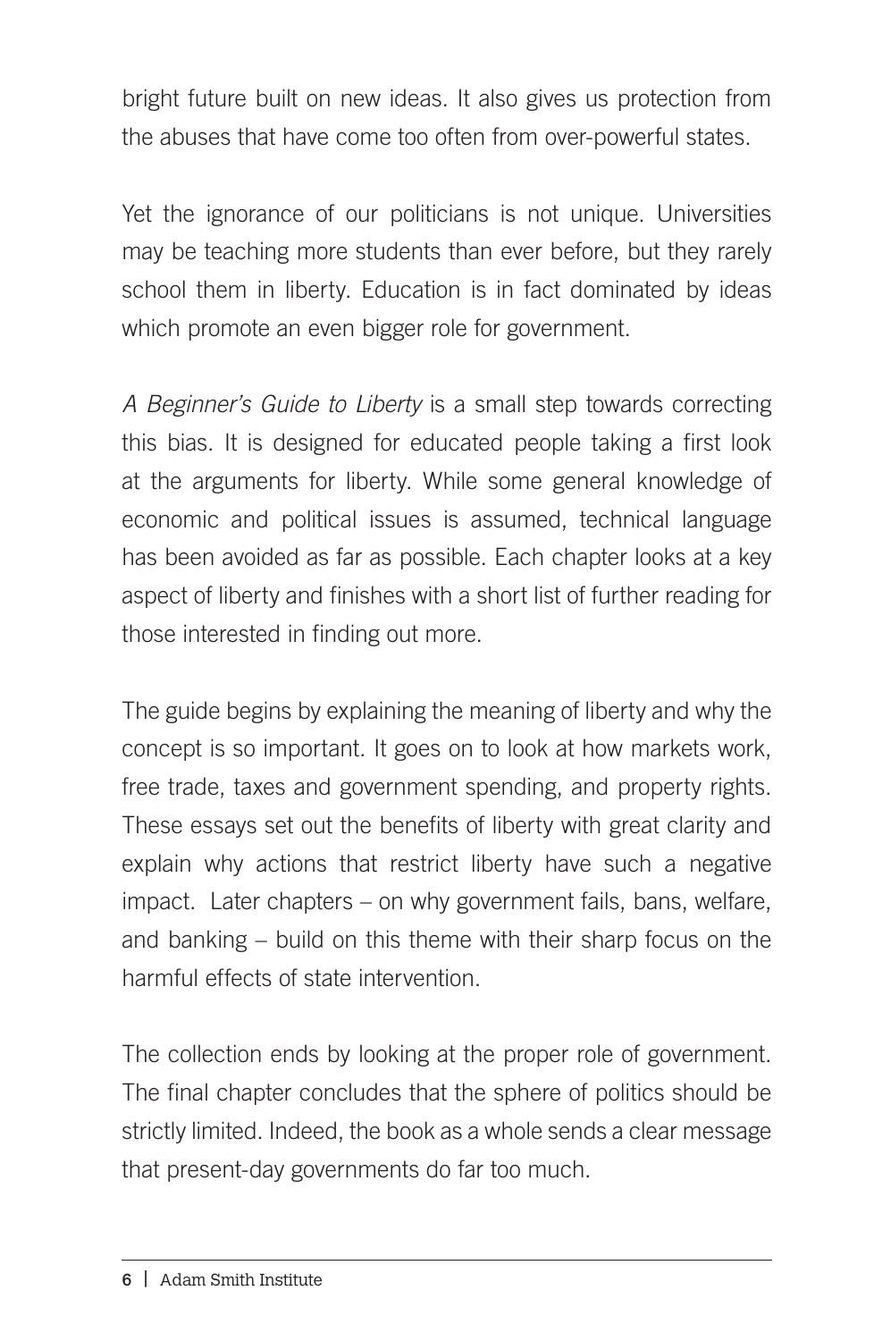bright future built on new ideas. It also gives us protection from the abuses that have come too often from over-powerful states.

Yet the ignorance of our politicians is not unique. Universities may be teaching more students than ever before, but they rarely school them in liberty. Education is in fact dominated by ideas which promote an even bigger role for government.

*A Beginner's Guide to Liberty* is a small step towards correcting this bias. It is designed for educated people taking a first look at the arguments for liberty. While some general knowledge of economic and political issues is assumed, technical language has been avoided as far as possible. Each chapter looks at a key aspect of liberty and finishes with a short list of further reading for those interested in finding out more.

The guide begins by explaining the meaning of liberty and why the concept is so important. It goes on to look at how markets work, free trade, taxes and government spending, and property rights. These essays set out the benefits of liberty with great clarity and explain why actions that restrict liberty have such a negative impact. Later chapters – on why government fails, bans, welfare, and banking – build on this theme with their sharp focus on the harmful effects of state intervention.

The collection ends by looking at the proper role of government. The final chapter concludes that the sphere of politics should be strictly limited. Indeed, the book as a whole sends a clear message that present-day governments do far too much.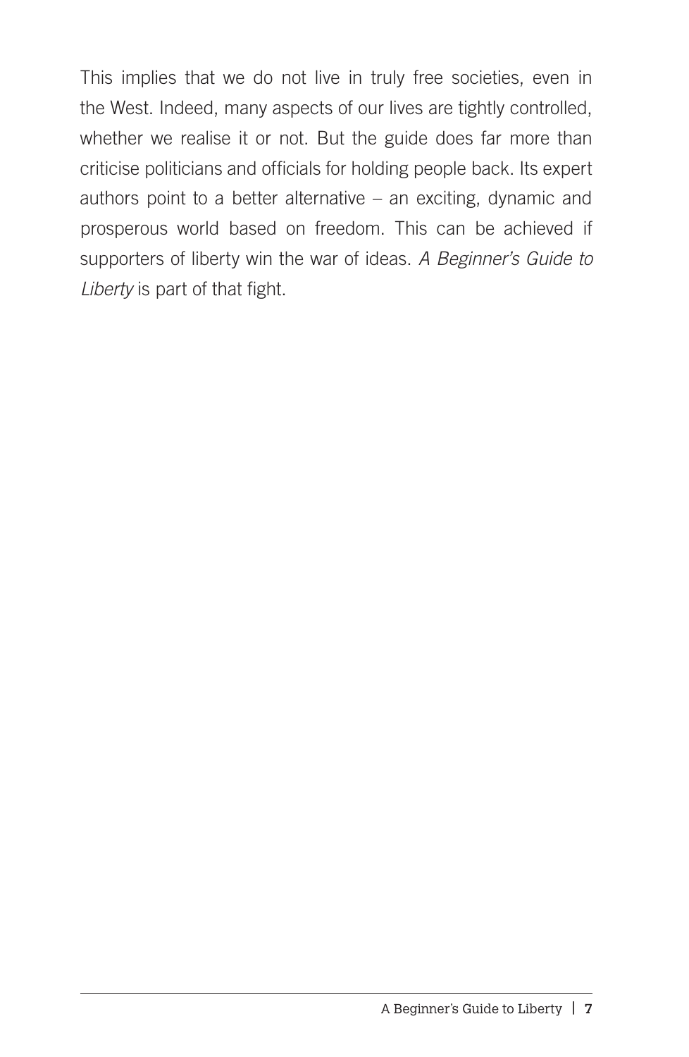This implies that we do not live in truly free societies, even in the West. Indeed, many aspects of our lives are tightly controlled, whether we realise it or not. But the guide does far more than criticise politicians and officials for holding people back. Its expert authors point to a better alternative – an exciting, dynamic and prosperous world based on freedom. This can be achieved if supporters of liberty win the war of ideas. *A Beginner's Guide to Liberty* is part of that fight.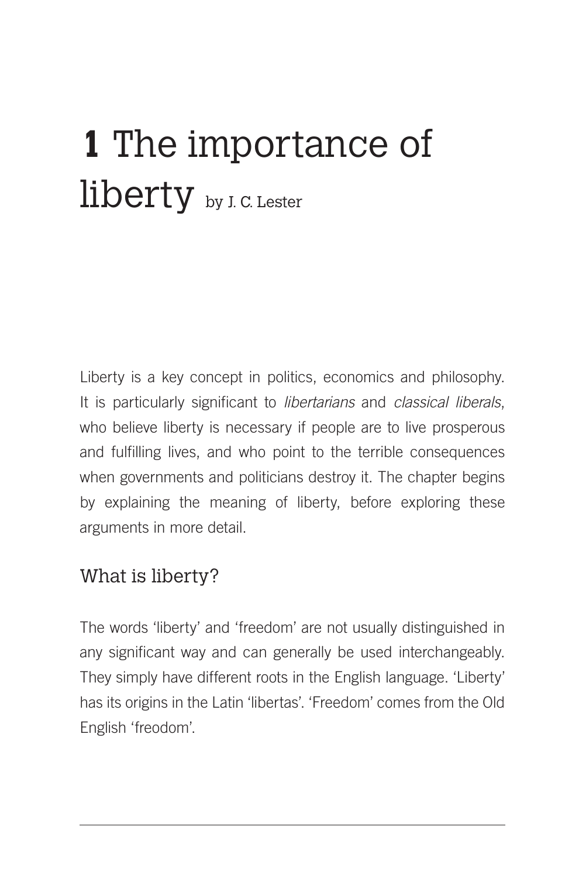# 1 The importance of liberty by J. C. Lester

Liberty is a key concept in politics, economics and philosophy. It is particularly significant to *libertarians* and *classical liberals*, who believe liberty is necessary if people are to live prosperous and fulfilling lives, and who point to the terrible consequences when governments and politicians destroy it. The chapter begins by explaining the meaning of liberty, before exploring these arguments in more detail.

## What is liberty?

The words 'liberty' and 'freedom' are not usually distinguished in any significant way and can generally be used interchangeably. They simply have different roots in the English language. 'Liberty' has its origins in the Latin 'libertas'. 'Freedom' comes from the Old English 'freodom'.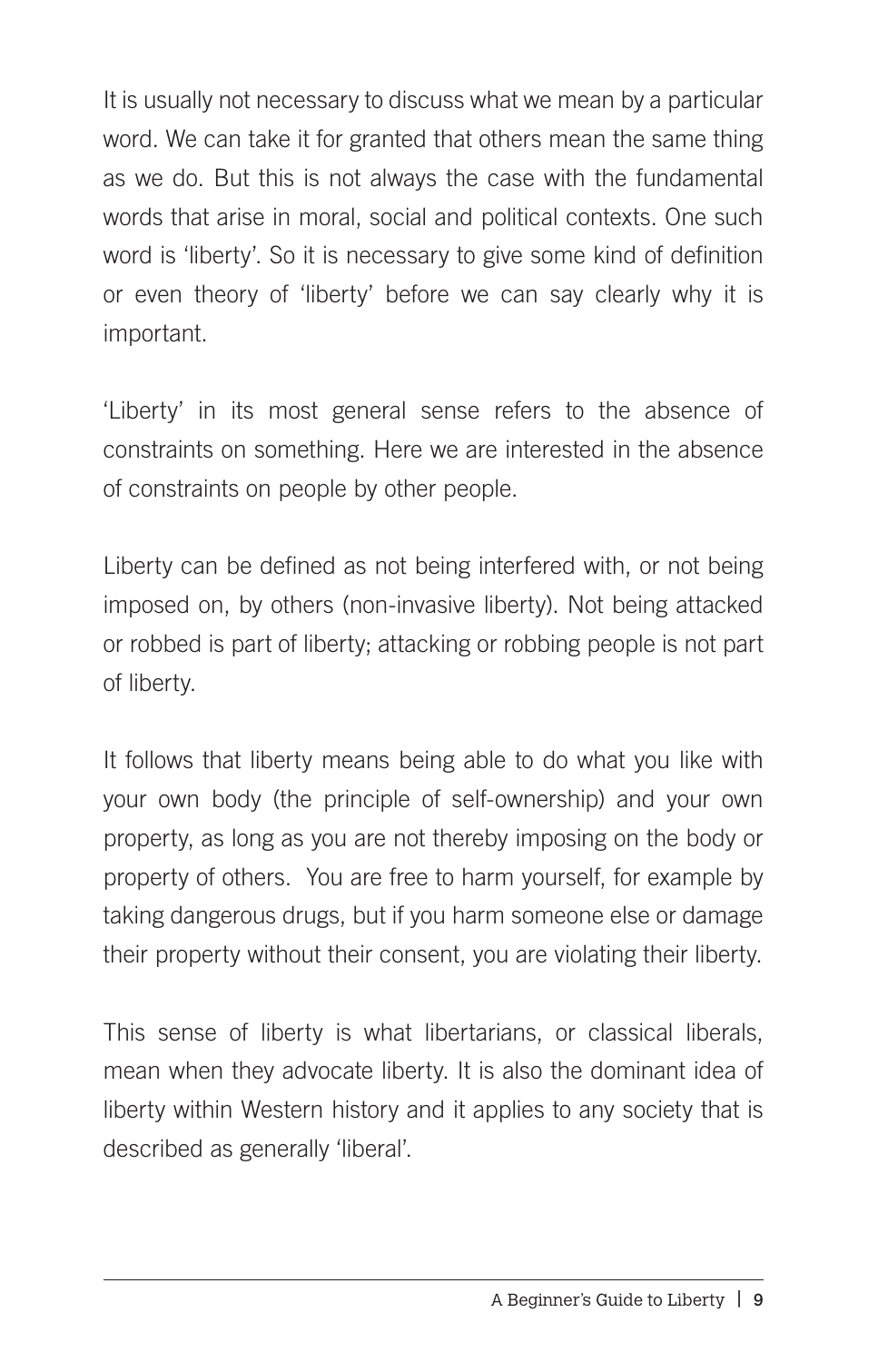It is usually not necessary to discuss what we mean by a particular word. We can take it for granted that others mean the same thing as we do. But this is not always the case with the fundamental words that arise in moral, social and political contexts. One such word is 'liberty'. So it is necessary to give some kind of definition or even theory of 'liberty' before we can say clearly why it is important.

'Liberty' in its most general sense refers to the absence of constraints on something. Here we are interested in the absence of constraints on people by other people.

Liberty can be defined as not being interfered with, or not being imposed on, by others (non-invasive liberty). Not being attacked or robbed is part of liberty; attacking or robbing people is not part of liberty.

It follows that liberty means being able to do what you like with your own body (the principle of self-ownership) and your own property, as long as you are not thereby imposing on the body or property of others. You are free to harm yourself, for example by taking dangerous drugs, but if you harm someone else or damage their property without their consent, you are violating their liberty.

This sense of liberty is what libertarians, or classical liberals, mean when they advocate liberty. It is also the dominant idea of liberty within Western history and it applies to any society that is described as generally 'liberal'.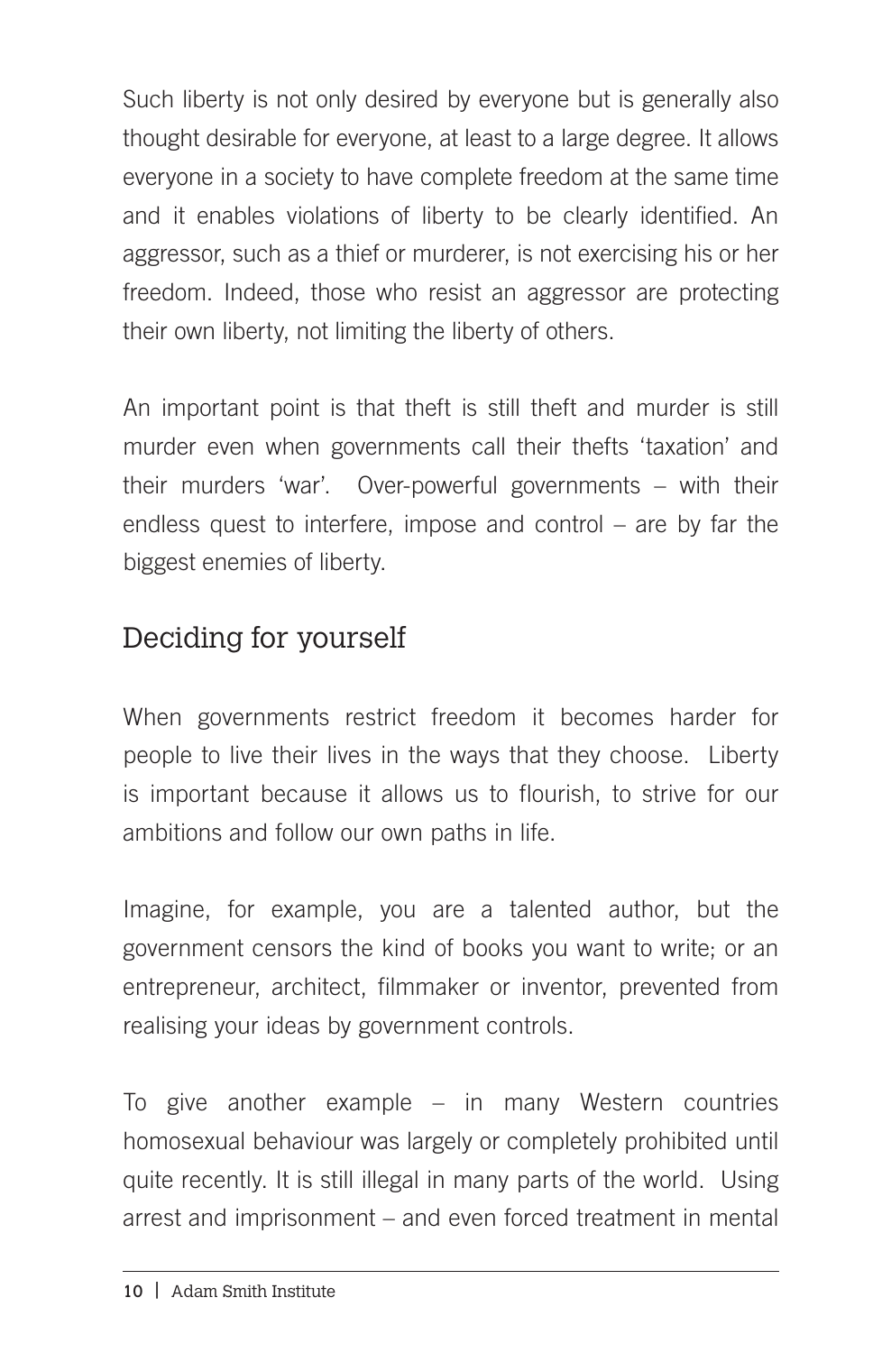Such liberty is not only desired by everyone but is generally also thought desirable for everyone, at least to a large degree. It allows everyone in a society to have complete freedom at the same time and it enables violations of liberty to be clearly identified. An aggressor, such as a thief or murderer, is not exercising his or her freedom. Indeed, those who resist an aggressor are protecting their own liberty, not limiting the liberty of others.

An important point is that theft is still theft and murder is still murder even when governments call their thefts 'taxation' and their murders 'war'. Over-powerful governments – with their endless quest to interfere, impose and control – are by far the biggest enemies of liberty.

## Deciding for yourself

When governments restrict freedom it becomes harder for people to live their lives in the ways that they choose. Liberty is important because it allows us to flourish, to strive for our ambitions and follow our own paths in life.

Imagine, for example, you are a talented author, but the government censors the kind of books you want to write; or an entrepreneur, architect, filmmaker or inventor, prevented from realising your ideas by government controls.

To give another example – in many Western countries homosexual behaviour was largely or completely prohibited until quite recently. It is still illegal in many parts of the world. Using arrest and imprisonment – and even forced treatment in mental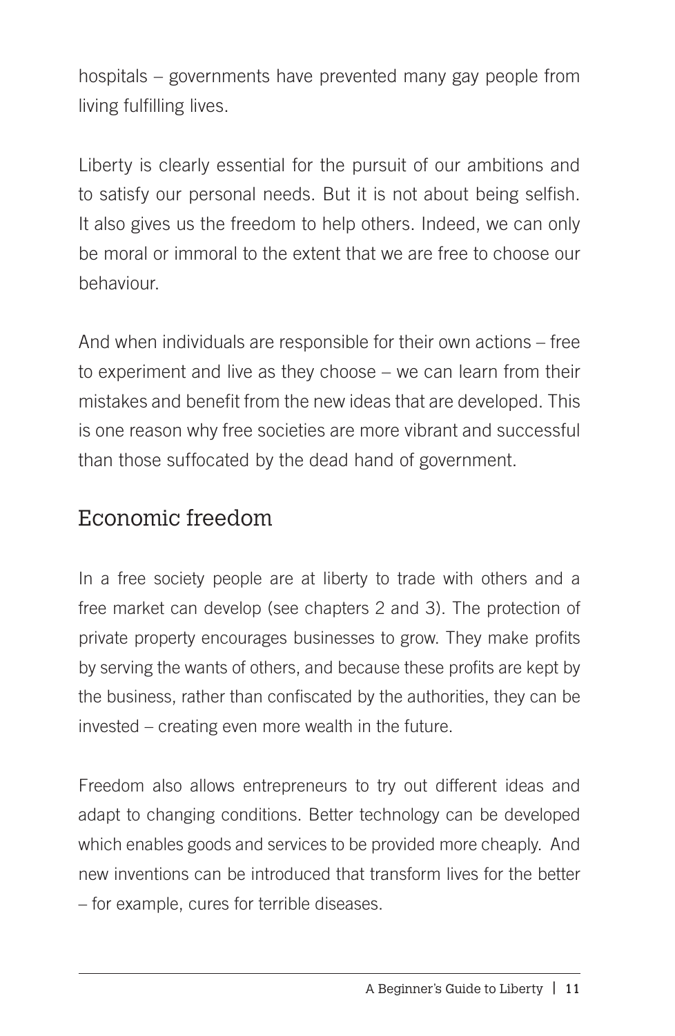hospitals – governments have prevented many gay people from living fulfilling lives.

Liberty is clearly essential for the pursuit of our ambitions and to satisfy our personal needs. But it is not about being selfish. It also gives us the freedom to help others. Indeed, we can only be moral or immoral to the extent that we are free to choose our behaviour.

And when individuals are responsible for their own actions – free to experiment and live as they choose – we can learn from their mistakes and benefit from the new ideas that are developed. This is one reason why free societies are more vibrant and successful than those suffocated by the dead hand of government.

## Economic freedom

In a free society people are at liberty to trade with others and a free market can develop (see chapters 2 and 3). The protection of private property encourages businesses to grow. They make profits by serving the wants of others, and because these profits are kept by the business, rather than confiscated by the authorities, they can be invested – creating even more wealth in the future.

Freedom also allows entrepreneurs to try out different ideas and adapt to changing conditions. Better technology can be developed which enables goods and services to be provided more cheaply. And new inventions can be introduced that transform lives for the better – for example, cures for terrible diseases.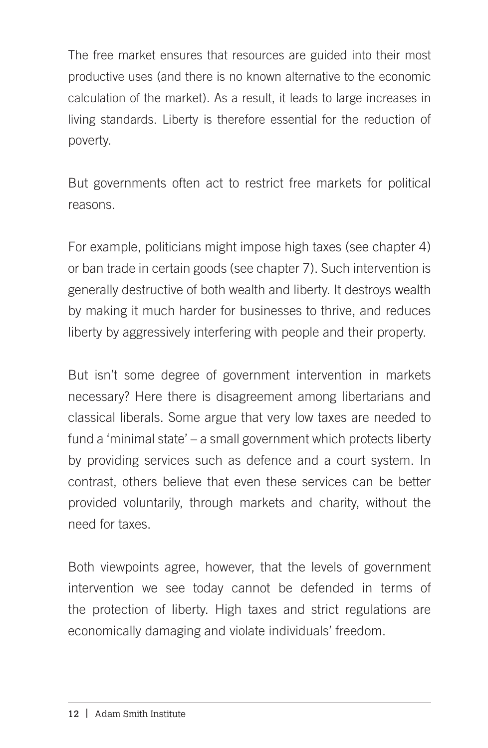The free market ensures that resources are guided into their most productive uses (and there is no known alternative to the economic calculation of the market). As a result, it leads to large increases in living standards. Liberty is therefore essential for the reduction of poverty.

But governments often act to restrict free markets for political reasons.

For example, politicians might impose high taxes (see chapter 4) or ban trade in certain goods (see chapter 7). Such intervention is generally destructive of both wealth and liberty. It destroys wealth by making it much harder for businesses to thrive, and reduces liberty by aggressively interfering with people and their property.

But isn't some degree of government intervention in markets necessary? Here there is disagreement among libertarians and classical liberals. Some argue that very low taxes are needed to fund a 'minimal state' – a small government which protects liberty by providing services such as defence and a court system. In contrast, others believe that even these services can be better provided voluntarily, through markets and charity, without the need for taxes.

Both viewpoints agree, however, that the levels of government intervention we see today cannot be defended in terms of the protection of liberty. High taxes and strict regulations are economically damaging and violate individuals' freedom.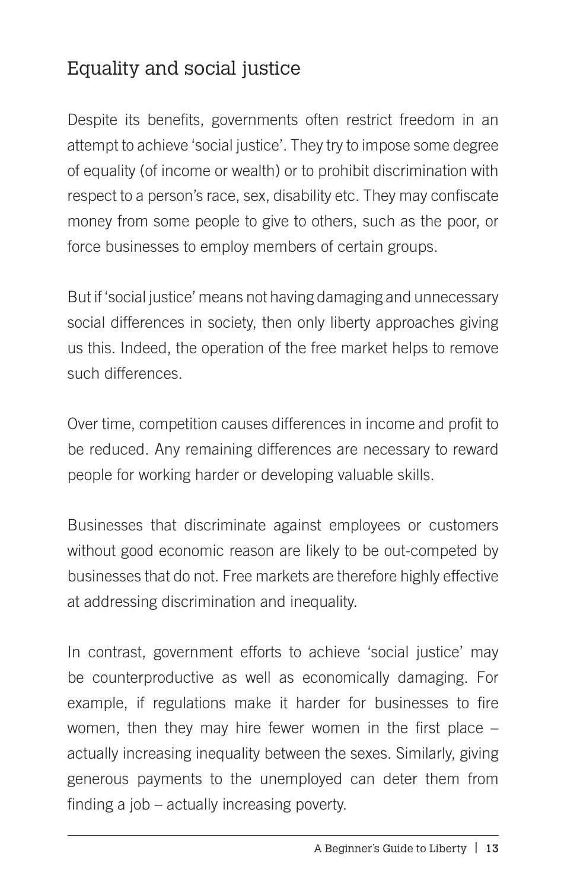## Equality and social justice

Despite its benefits, governments often restrict freedom in an attempt to achieve 'social justice'. They try to impose some degree of equality (of income or wealth) or to prohibit discrimination with respect to a person's race, sex, disability etc. They may confiscate money from some people to give to others, such as the poor, or force businesses to employ members of certain groups.

But if 'social justice' means not having damaging and unnecessary social differences in society, then only liberty approaches giving us this. Indeed, the operation of the free market helps to remove such differences.

Over time, competition causes differences in income and profit to be reduced. Any remaining differences are necessary to reward people for working harder or developing valuable skills.

Businesses that discriminate against employees or customers without good economic reason are likely to be out-competed by businesses that do not. Free markets are therefore highly effective at addressing discrimination and inequality.

In contrast, government efforts to achieve 'social justice' may be counterproductive as well as economically damaging. For example, if regulations make it harder for businesses to fire women, then they may hire fewer women in the first place – actually increasing inequality between the sexes. Similarly, giving generous payments to the unemployed can deter them from finding a job – actually increasing poverty.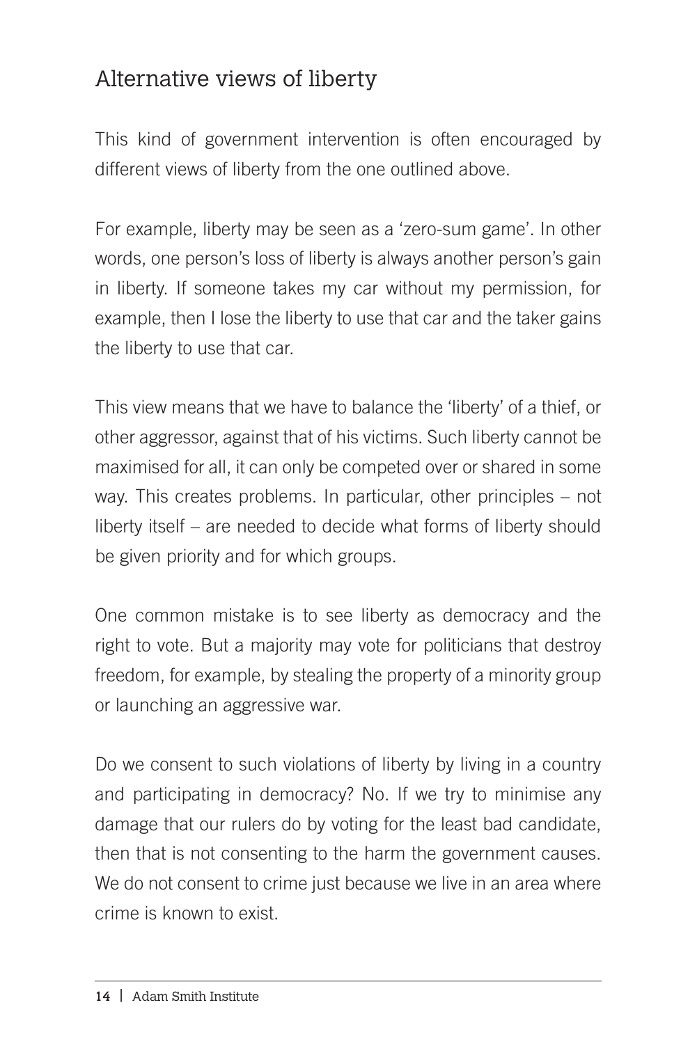## Alternative views of liberty

This kind of government intervention is often encouraged by different views of liberty from the one outlined above.

For example, liberty may be seen as a 'zero-sum game'. In other words, one person's loss of liberty is always another person's gain in liberty. If someone takes my car without my permission, for example, then I lose the liberty to use that car and the taker gains the liberty to use that car.

This view means that we have to balance the 'liberty' of a thief, or other aggressor, against that of his victims. Such liberty cannot be maximised for all, it can only be competed over or shared in some way. This creates problems. In particular, other principles – not liberty itself – are needed to decide what forms of liberty should be given priority and for which groups.

One common mistake is to see liberty as democracy and the right to vote. But a majority may vote for politicians that destroy freedom, for example, by stealing the property of a minority group or launching an aggressive war.

Do we consent to such violations of liberty by living in a country and participating in democracy? No. If we try to minimise any damage that our rulers do by voting for the least bad candidate, then that is not consenting to the harm the government causes. We do not consent to crime just because we live in an area where crime is known to exist.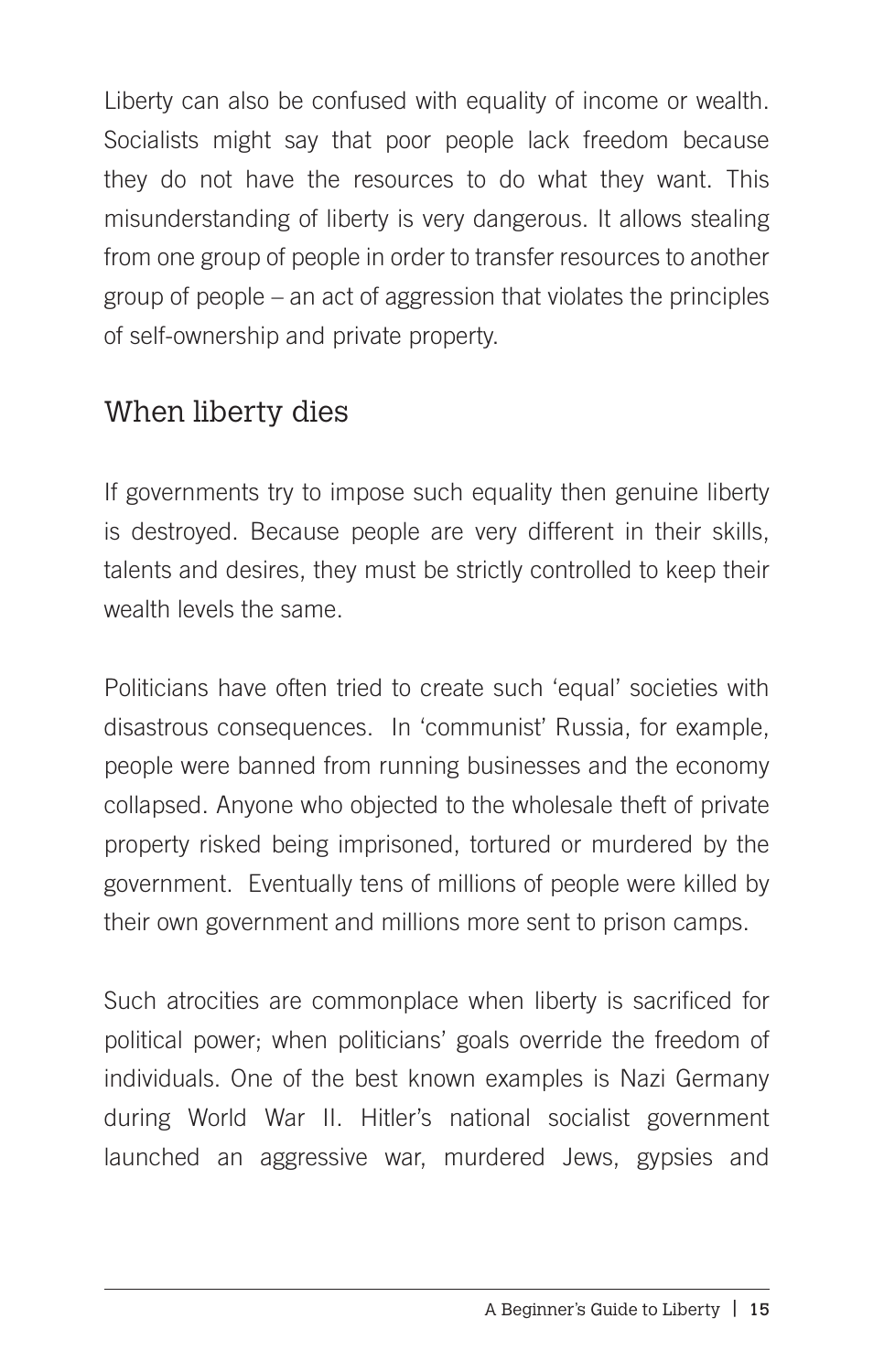Liberty can also be confused with equality of income or wealth. Socialists might say that poor people lack freedom because they do not have the resources to do what they want. This misunderstanding of liberty is very dangerous. It allows stealing from one group of people in order to transfer resources to another group of people – an act of aggression that violates the principles of self-ownership and private property.

## When liberty dies

If governments try to impose such equality then genuine liberty is destroyed. Because people are very different in their skills, talents and desires, they must be strictly controlled to keep their wealth levels the same.

Politicians have often tried to create such 'equal' societies with disastrous consequences. In 'communist' Russia, for example, people were banned from running businesses and the economy collapsed. Anyone who objected to the wholesale theft of private property risked being imprisoned, tortured or murdered by the government. Eventually tens of millions of people were killed by their own government and millions more sent to prison camps.

Such atrocities are commonplace when liberty is sacrificed for political power; when politicians' goals override the freedom of individuals. One of the best known examples is Nazi Germany during World War II. Hitler's national socialist government launched an aggressive war, murdered Jews, gypsies and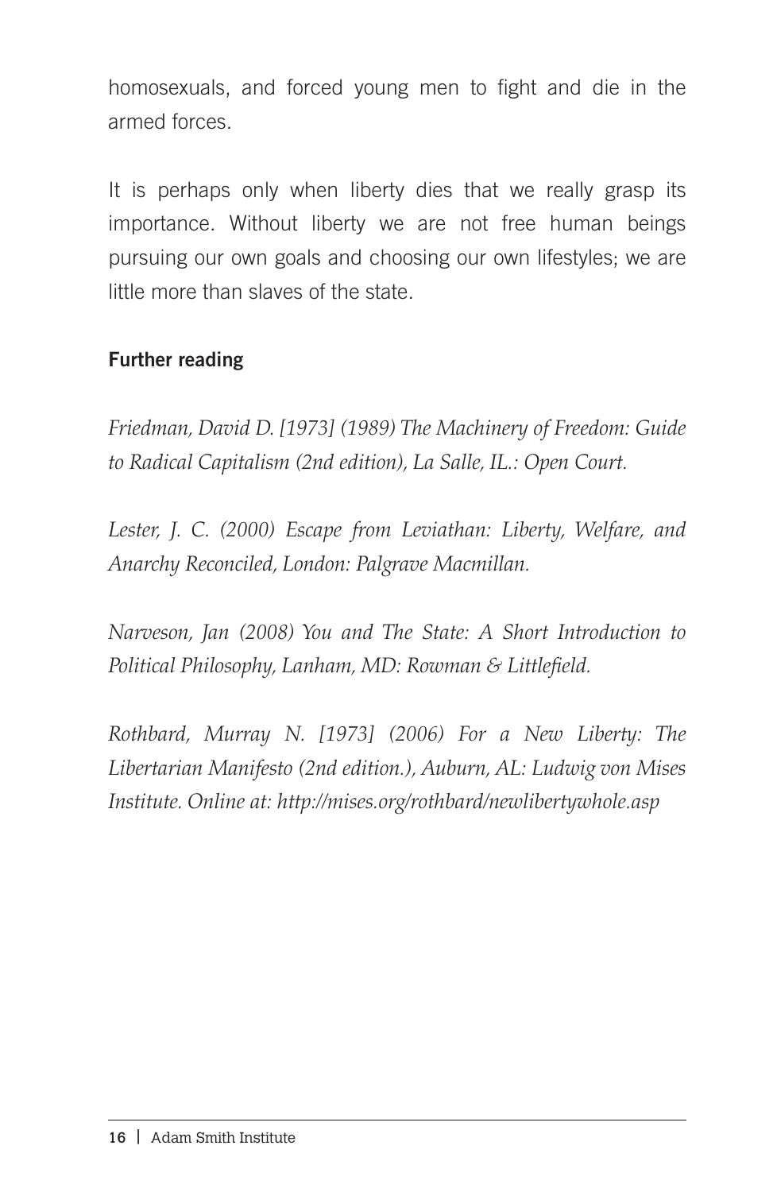homosexuals, and forced young men to fight and die in the armed forces.

It is perhaps only when liberty dies that we really grasp its importance. Without liberty we are not free human beings pursuing our own goals and choosing our own lifestyles; we are little more than slaves of the state.

### Further reading

*Friedman, David D. [1973] (1989) The Machinery of Freedom: Guide to Radical Capitalism (2nd edition), La Salle, IL.: Open Court.*

*Lester, J. C. (2000) Escape from Leviathan: Liberty, Welfare, and Anarchy Reconciled, London: Palgrave Macmillan.*

*Narveson, Jan (2008) You and The State: A Short Introduction to Political Philosophy, Lanham, MD: Rowman & Littlefield.*

*Rothbard, Murray N. [1973] (2006) For a New Liberty: The Libertarian Manifesto (2nd edition.), Auburn, AL: Ludwig von Mises Institute. Online at: http://mises.org/rothbard/newlibertywhole.asp*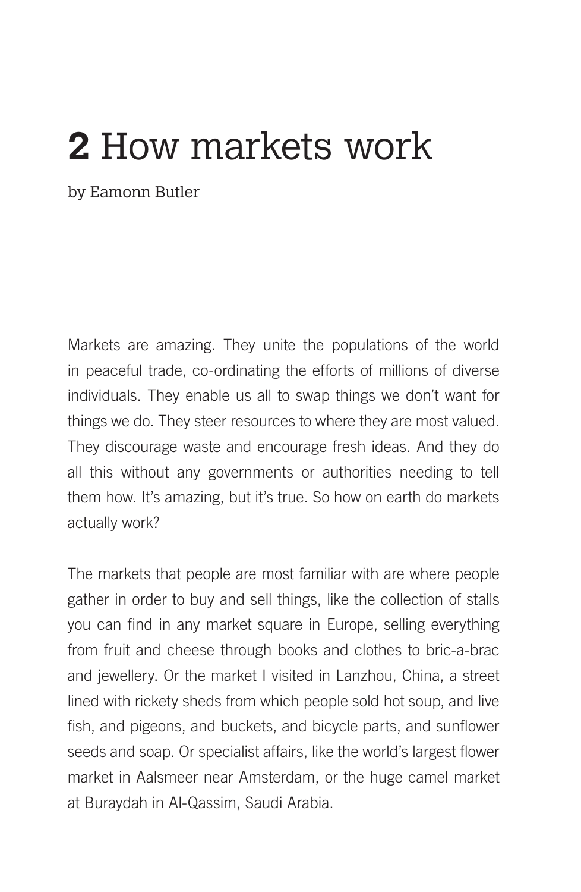# **2** How markets work

by Eamonn Butler

Markets are amazing. They unite the populations of the world in peaceful trade, co-ordinating the efforts of millions of diverse individuals. They enable us all to swap things we don't want for things we do. They steer resources to where they are most valued. They discourage waste and encourage fresh ideas. And they do all this without any governments or authorities needing to tell them how. It's amazing, but it's true. So how on earth do markets actually work?

The markets that people are most familiar with are where people gather in order to buy and sell things, like the collection of stalls you can find in any market square in Europe, selling everything from fruit and cheese through books and clothes to bric-a-brac and jewellery. Or the market I visited in Lanzhou, China, a street lined with rickety sheds from which people sold hot soup, and live fish, and pigeons, and buckets, and bicycle parts, and sunflower seeds and soap. Or specialist affairs, like the world's largest flower market in Aalsmeer near Amsterdam, or the huge camel market at Buraydah in Al-Qassim, Saudi Arabia.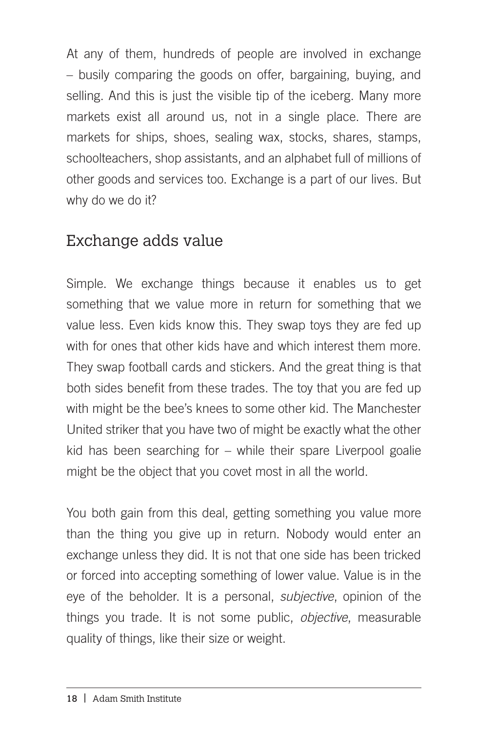At any of them, hundreds of people are involved in exchange – busily comparing the goods on offer, bargaining, buying, and selling. And this is just the visible tip of the iceberg. Many more markets exist all around us, not in a single place. There are markets for ships, shoes, sealing wax, stocks, shares, stamps, schoolteachers, shop assistants, and an alphabet full of millions of other goods and services too. Exchange is a part of our lives. But why do we do it?

## Exchange adds value

Simple. We exchange things because it enables us to get something that we value more in return for something that we value less. Even kids know this. They swap toys they are fed up with for ones that other kids have and which interest them more. They swap football cards and stickers. And the great thing is that both sides benefit from these trades. The toy that you are fed up with might be the bee's knees to some other kid. The Manchester United striker that you have two of might be exactly what the other kid has been searching for – while their spare Liverpool goalie might be the object that you covet most in all the world.

You both gain from this deal, getting something you value more than the thing you give up in return. Nobody would enter an exchange unless they did. It is not that one side has been tricked or forced into accepting something of lower value. Value is in the eye of the beholder. It is a personal, *subjective*, opinion of the things you trade. It is not some public, *objective*, measurable quality of things, like their size or weight.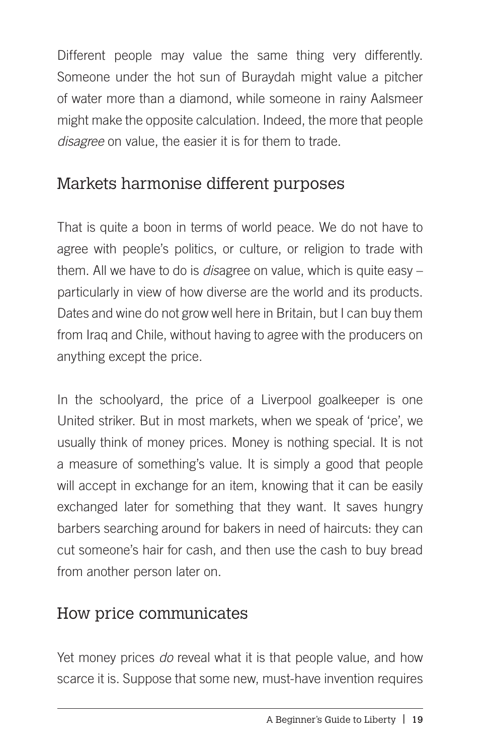Different people may value the same thing very differently. Someone under the hot sun of Buraydah might value a pitcher of water more than a diamond, while someone in rainy Aalsmeer might make the opposite calculation. Indeed, the more that people *disagree* on value, the easier it is for them to trade.

## Markets harmonise different purposes

That is quite a boon in terms of world peace. We do not have to agree with people's politics, or culture, or religion to trade with them. All we have to do is *dis*agree on value, which is quite easy – particularly in view of how diverse are the world and its products. Dates and wine do not grow well here in Britain, but I can buy them from Iraq and Chile, without having to agree with the producers on anything except the price.

In the schoolyard, the price of a Liverpool goalkeeper is one United striker. But in most markets, when we speak of 'price', we usually think of money prices. Money is nothing special. It is not a measure of something's value. It is simply a good that people will accept in exchange for an item, knowing that it can be easily exchanged later for something that they want. It saves hungry barbers searching around for bakers in need of haircuts: they can cut someone's hair for cash, and then use the cash to buy bread from another person later on.

## How price communicates

Yet money prices *do* reveal what it is that people value, and how scarce it is. Suppose that some new, must-have invention requires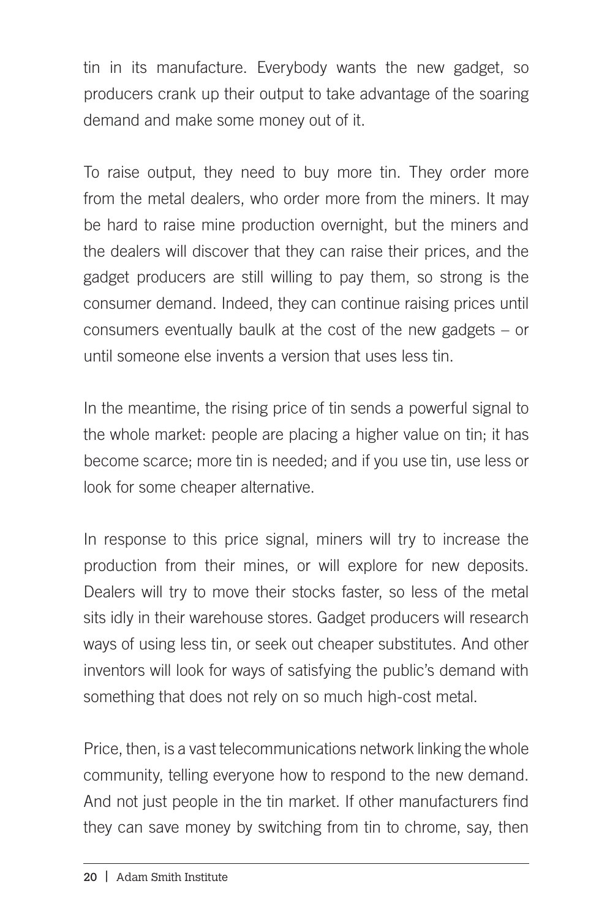tin in its manufacture. Everybody wants the new gadget, so producers crank up their output to take advantage of the soaring demand and make some money out of it.

To raise output, they need to buy more tin. They order more from the metal dealers, who order more from the miners. It may be hard to raise mine production overnight, but the miners and the dealers will discover that they can raise their prices, and the gadget producers are still willing to pay them, so strong is the consumer demand. Indeed, they can continue raising prices until consumers eventually baulk at the cost of the new gadgets – or until someone else invents a version that uses less tin.

In the meantime, the rising price of tin sends a powerful signal to the whole market: people are placing a higher value on tin; it has become scarce; more tin is needed; and if you use tin, use less or look for some cheaper alternative.

In response to this price signal, miners will try to increase the production from their mines, or will explore for new deposits. Dealers will try to move their stocks faster, so less of the metal sits idly in their warehouse stores. Gadget producers will research ways of using less tin, or seek out cheaper substitutes. And other inventors will look for ways of satisfying the public's demand with something that does not rely on so much high-cost metal.

Price, then, is a vast telecommunications network linking the whole community, telling everyone how to respond to the new demand. And not just people in the tin market. If other manufacturers find they can save money by switching from tin to chrome, say, then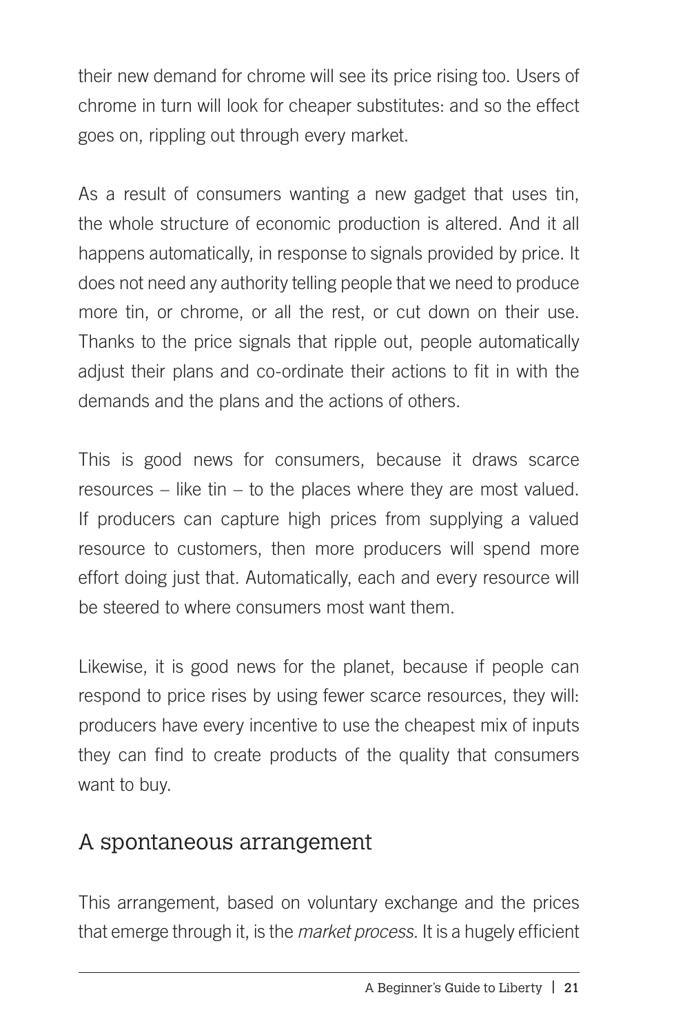their new demand for chrome will see its price rising too. Users of chrome in turn will look for cheaper substitutes: and so the effect goes on, rippling out through every market.

As a result of consumers wanting a new gadget that uses tin, the whole structure of economic production is altered. And it all happens automatically, in response to signals provided by price. It does not need any authority telling people that we need to produce more tin, or chrome, or all the rest, or cut down on their use. Thanks to the price signals that ripple out, people automatically adjust their plans and co-ordinate their actions to fit in with the demands and the plans and the actions of others.

This is good news for consumers, because it draws scarce resources – like tin – to the places where they are most valued. If producers can capture high prices from supplying a valued resource to customers, then more producers will spend more effort doing just that. Automatically, each and every resource will be steered to where consumers most want them.

Likewise, it is good news for the planet, because if people can respond to price rises by using fewer scarce resources, they will: producers have every incentive to use the cheapest mix of inputs they can find to create products of the quality that consumers want to buy.

## A spontaneous arrangement

This arrangement, based on voluntary exchange and the prices that emerge through it, is the *market process*. It is a hugely efficient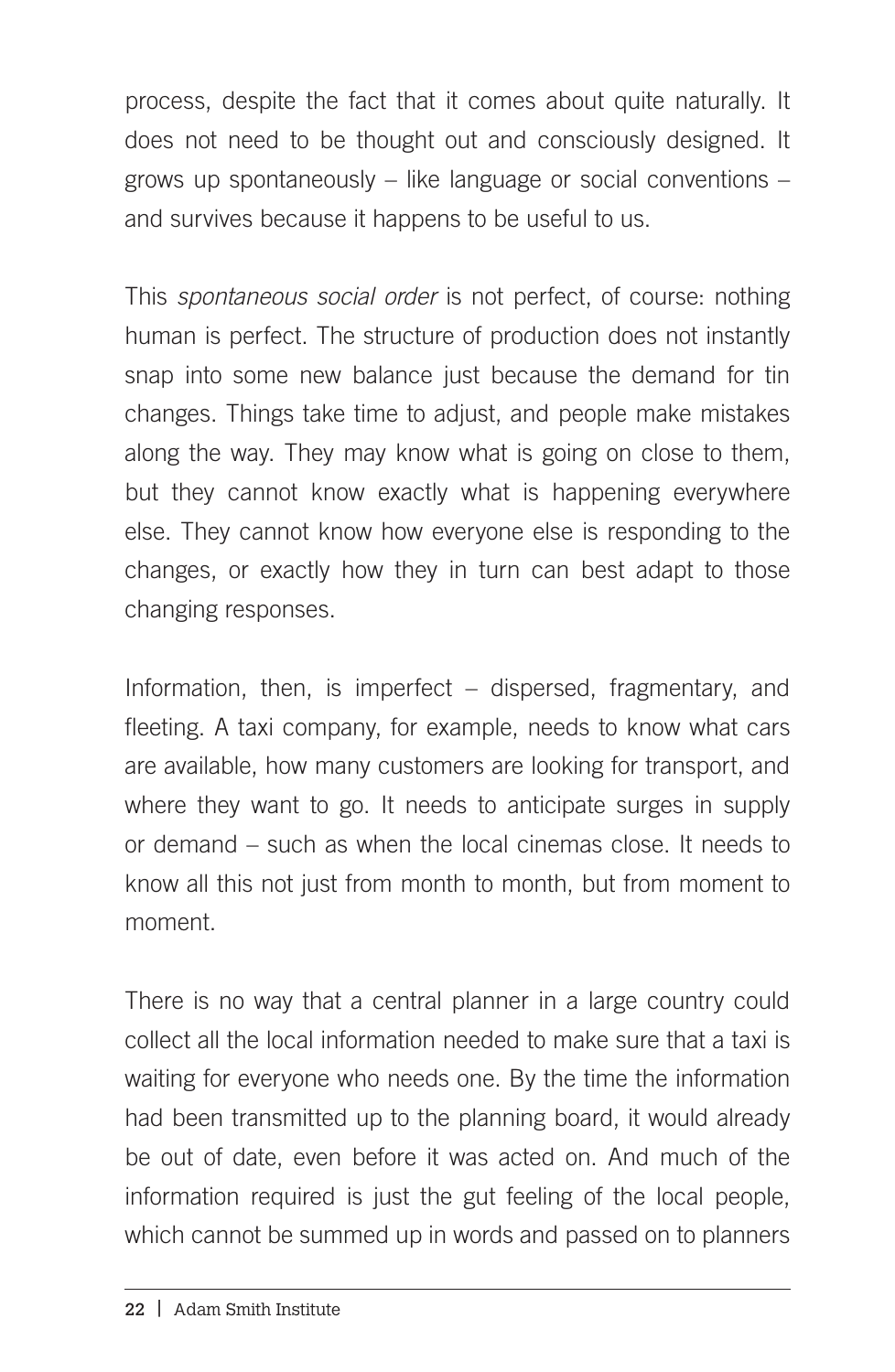process, despite the fact that it comes about quite naturally. It does not need to be thought out and consciously designed. It grows up spontaneously – like language or social conventions – and survives because it happens to be useful to us.

This *spontaneous social order* is not perfect, of course: nothing human is perfect. The structure of production does not instantly snap into some new balance just because the demand for tin changes. Things take time to adjust, and people make mistakes along the way. They may know what is going on close to them, but they cannot know exactly what is happening everywhere else. They cannot know how everyone else is responding to the changes, or exactly how they in turn can best adapt to those changing responses.

Information, then, is imperfect – dispersed, fragmentary, and fleeting. A taxi company, for example, needs to know what cars are available, how many customers are looking for transport, and where they want to go. It needs to anticipate surges in supply or demand – such as when the local cinemas close. It needs to know all this not just from month to month, but from moment to moment.

There is no way that a central planner in a large country could collect all the local information needed to make sure that a taxi is waiting for everyone who needs one. By the time the information had been transmitted up to the planning board, it would already be out of date, even before it was acted on. And much of the information required is just the gut feeling of the local people, which cannot be summed up in words and passed on to planners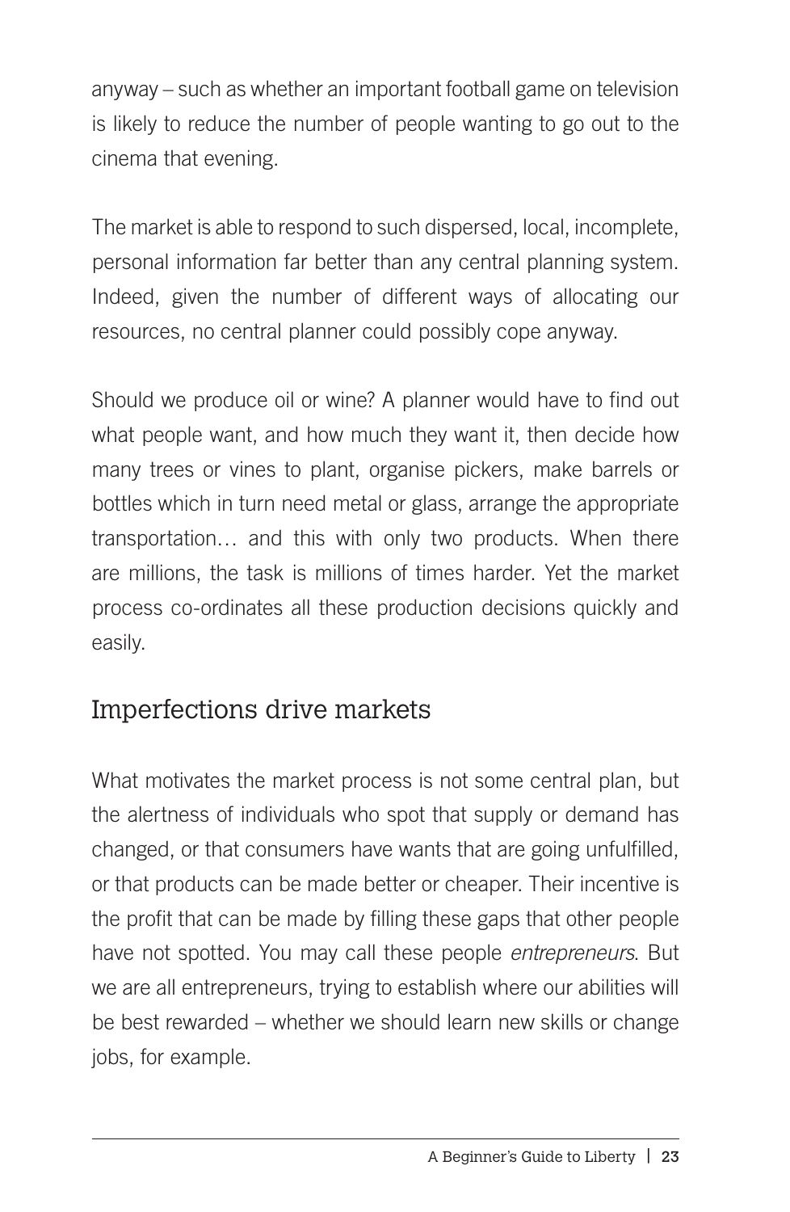anyway – such as whether an important football game on television is likely to reduce the number of people wanting to go out to the cinema that evening.

The market is able to respond to such dispersed, local, incomplete, personal information far better than any central planning system. Indeed, given the number of different ways of allocating our resources, no central planner could possibly cope anyway.

Should we produce oil or wine? A planner would have to find out what people want, and how much they want it, then decide how many trees or vines to plant, organise pickers, make barrels or bottles which in turn need metal or glass, arrange the appropriate transportation… and this with only two products. When there are millions, the task is millions of times harder. Yet the market process co-ordinates all these production decisions quickly and easily.

## Imperfections drive markets

What motivates the market process is not some central plan, but the alertness of individuals who spot that supply or demand has changed, or that consumers have wants that are going unfulfilled, or that products can be made better or cheaper. Their incentive is the profit that can be made by filling these gaps that other people have not spotted. You may call these people *entrepreneurs*. But we are all entrepreneurs, trying to establish where our abilities will be best rewarded – whether we should learn new skills or change jobs, for example.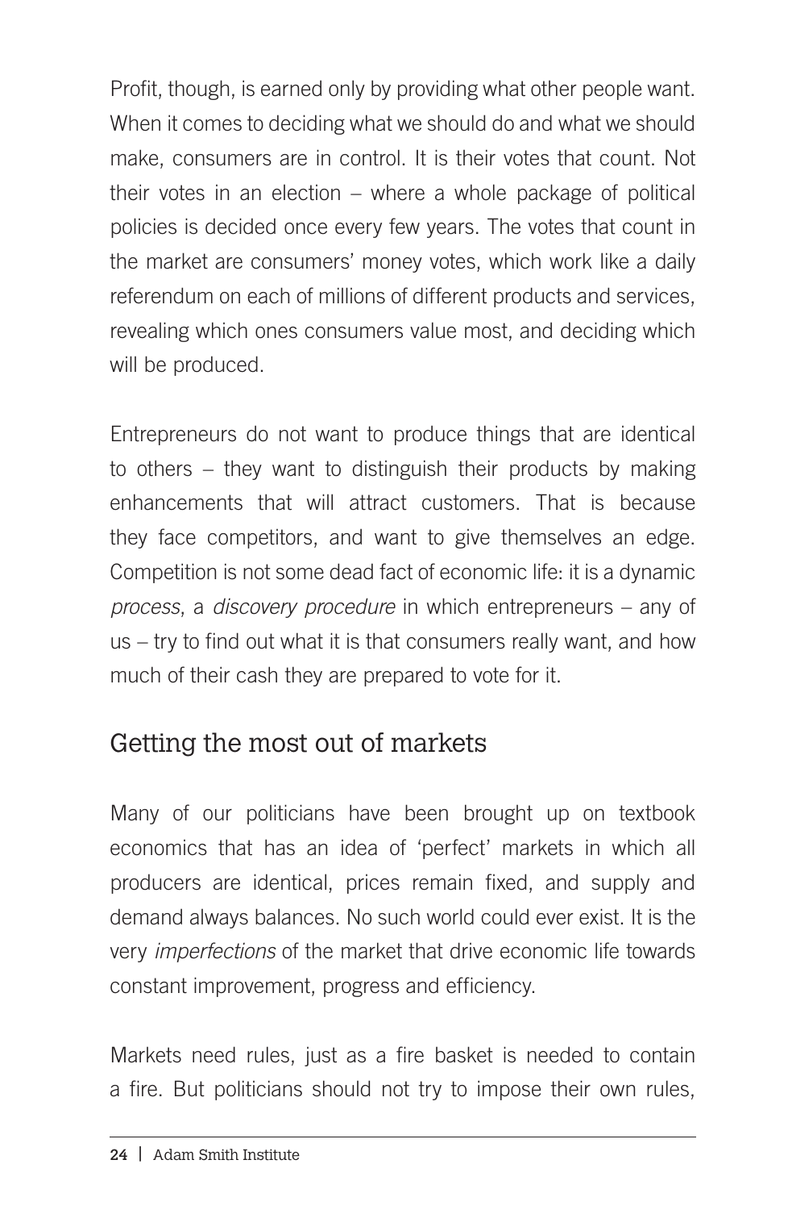Profit, though, is earned only by providing what other people want. When it comes to deciding what we should do and what we should make, consumers are in control. It is their votes that count. Not their votes in an election – where a whole package of political policies is decided once every few years. The votes that count in the market are consumers' money votes, which work like a daily referendum on each of millions of different products and services, revealing which ones consumers value most, and deciding which will be produced.

Entrepreneurs do not want to produce things that are identical to others – they want to distinguish their products by making enhancements that will attract customers. That is because they face competitors, and want to give themselves an edge. Competition is not some dead fact of economic life: it is a dynamic *process*, a *discovery procedure* in which entrepreneurs – any of us – try to find out what it is that consumers really want, and how much of their cash they are prepared to vote for it.

## Getting the most out of markets

Many of our politicians have been brought up on textbook economics that has an idea of 'perfect' markets in which all producers are identical, prices remain fixed, and supply and demand always balances. No such world could ever exist. It is the very *imperfections* of the market that drive economic life towards constant improvement, progress and efficiency.

Markets need rules, just as a fire basket is needed to contain a fire. But politicians should not try to impose their own rules,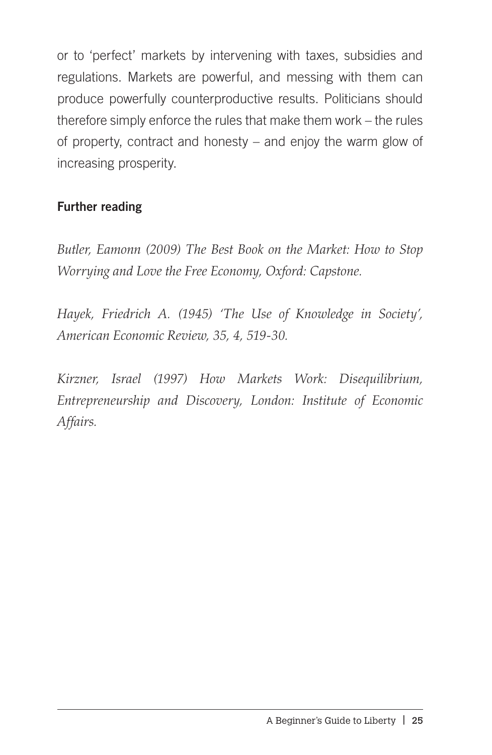or to 'perfect' markets by intervening with taxes, subsidies and regulations. Markets are powerful, and messing with them can produce powerfully counterproductive results. Politicians should therefore simply enforce the rules that make them work – the rules of property, contract and honesty – and enjoy the warm glow of increasing prosperity.

### Further reading

*Butler, Eamonn (2009) The Best Book on the Market: How to Stop Worrying and Love the Free Economy, Oxford: Capstone.*

*Hayek, Friedrich A. (1945) 'The Use of Knowledge in Society', American Economic Review, 35, 4, 519-30.*

*Kirzner, Israel (1997) How Markets Work: Disequilibrium, Entrepreneurship and Discovery, London: Institute of Economic Affairs.*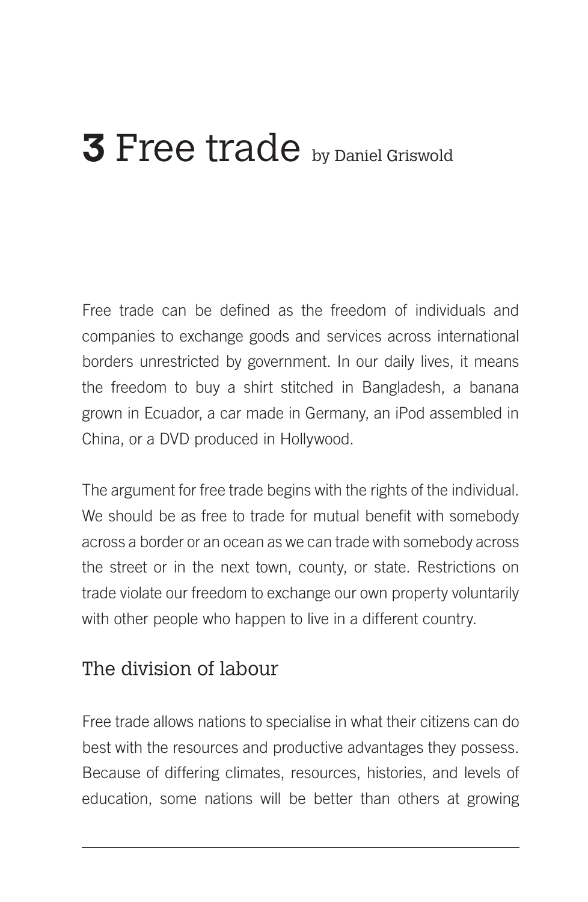# 3 Free trade by Daniel Griswold

Free trade can be defined as the freedom of individuals and companies to exchange goods and services across international borders unrestricted by government. In our daily lives, it means the freedom to buy a shirt stitched in Bangladesh, a banana grown in Ecuador, a car made in Germany, an iPod assembled in China, or a DVD produced in Hollywood.

The argument for free trade begins with the rights of the individual. We should be as free to trade for mutual benefit with somebody across a border or an ocean as we can trade with somebody across the street or in the next town, county, or state. Restrictions on trade violate our freedom to exchange our own property voluntarily with other people who happen to live in a different country.

## The division of labour

Free trade allows nations to specialise in what their citizens can do best with the resources and productive advantages they possess. Because of differing climates, resources, histories, and levels of education, some nations will be better than others at growing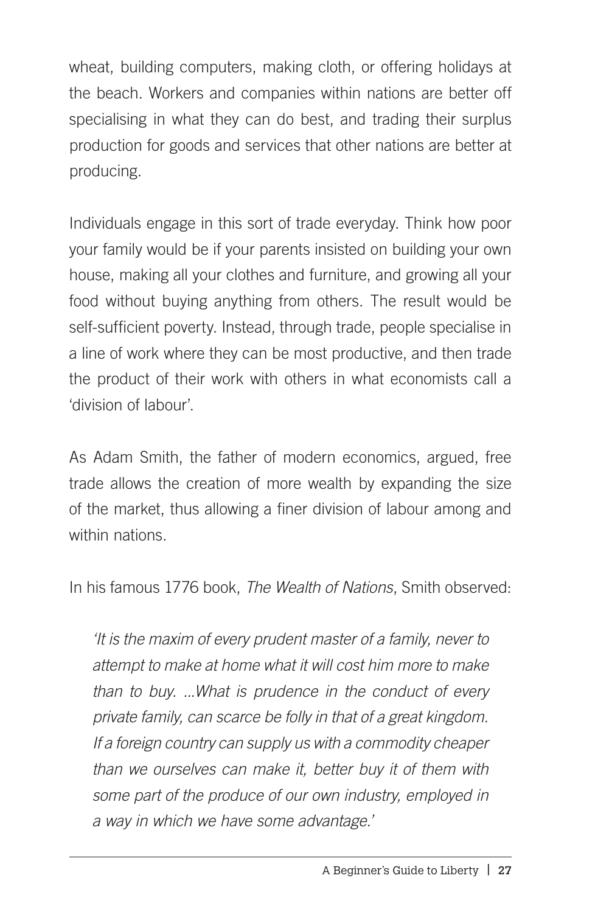wheat, building computers, making cloth, or offering holidays at the beach. Workers and companies within nations are better off specialising in what they can do best, and trading their surplus production for goods and services that other nations are better at producing.

Individuals engage in this sort of trade everyday. Think how poor your family would be if your parents insisted on building your own house, making all your clothes and furniture, and growing all your food without buying anything from others. The result would be self-sufficient poverty. Instead, through trade, people specialise in a line of work where they can be most productive, and then trade the product of their work with others in what economists call a 'division of labour'.

As Adam Smith, the father of modern economics, argued, free trade allows the creation of more wealth by expanding the size of the market, thus allowing a finer division of labour among and within nations.

In his famous 1776 book, *The Wealth of Nations*, Smith observed:

> *'It is the maxim of every prudent master of a family, never to attempt to make at home what it will cost him more to make than to buy. ...What is prudence in the conduct of every private family, can scarce be folly in that of a great kingdom. If a foreign country can supply us with a commodity cheaper than we ourselves can make it, better buy it of them with some part of the produce of our own industry, employed in a way in which we have some advantage.'*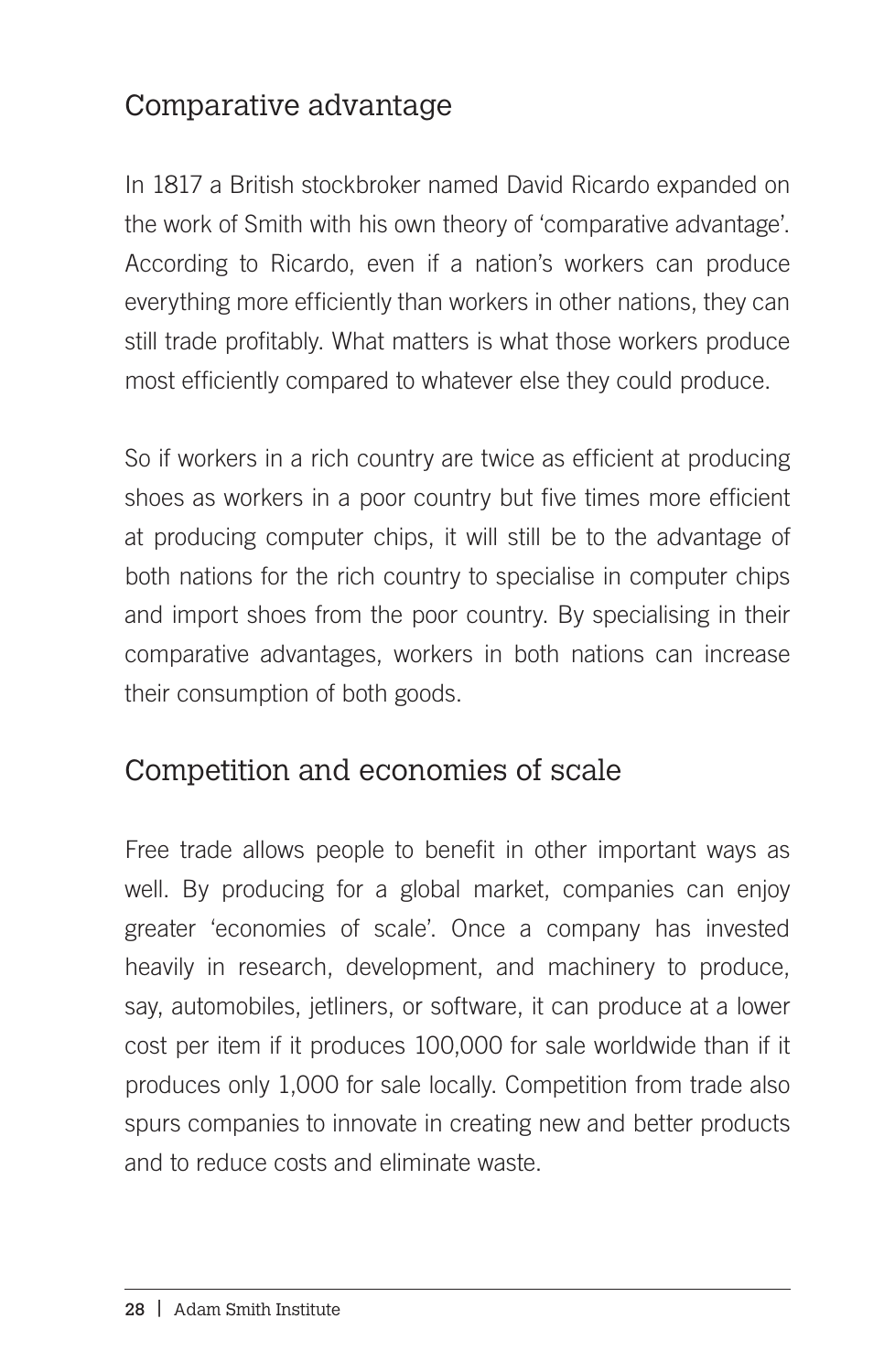## Comparative advantage

In 1817 a British stockbroker named David Ricardo expanded on the work of Smith with his own theory of 'comparative advantage'. According to Ricardo, even if a nation's workers can produce everything more efficiently than workers in other nations, they can still trade profitably. What matters is what those workers produce most efficiently compared to whatever else they could produce.

So if workers in a rich country are twice as efficient at producing shoes as workers in a poor country but five times more efficient at producing computer chips, it will still be to the advantage of both nations for the rich country to specialise in computer chips and import shoes from the poor country. By specialising in their comparative advantages, workers in both nations can increase their consumption of both goods.

## Competition and economies of scale

Free trade allows people to benefit in other important ways as well. By producing for a global market, companies can enjoy greater 'economies of scale'. Once a company has invested heavily in research, development, and machinery to produce, say, automobiles, jetliners, or software, it can produce at a lower cost per item if it produces 100,000 for sale worldwide than if it produces only 1,000 for sale locally. Competition from trade also spurs companies to innovate in creating new and better products and to reduce costs and eliminate waste.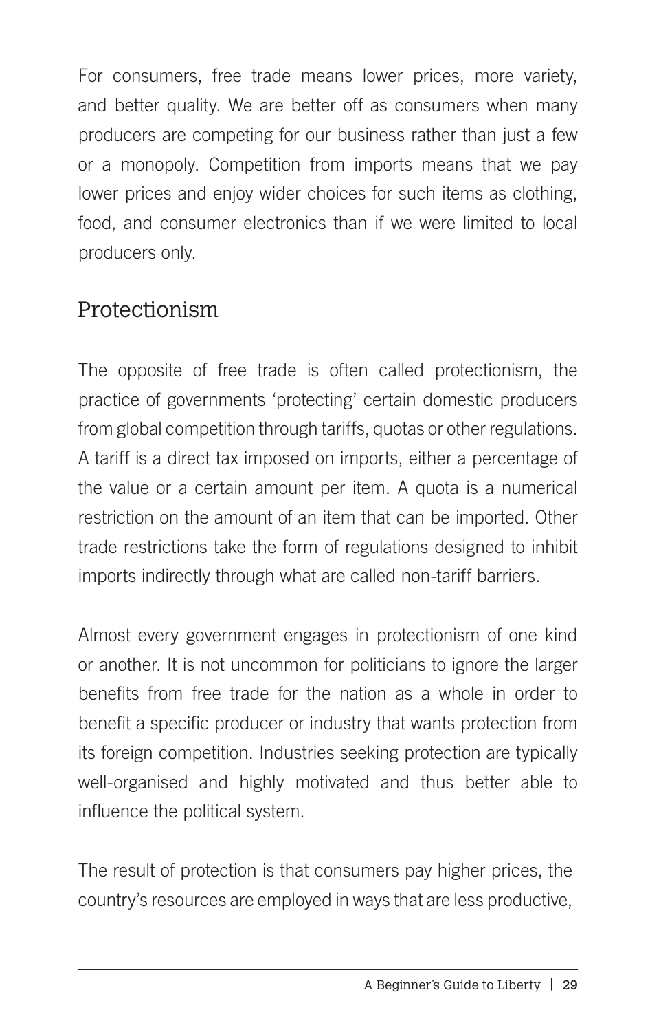For consumers, free trade means lower prices, more variety, and better quality. We are better off as consumers when many producers are competing for our business rather than just a few or a monopoly. Competition from imports means that we pay lower prices and enjoy wider choices for such items as clothing, food, and consumer electronics than if we were limited to local producers only.

## Protectionism

The opposite of free trade is often called protectionism, the practice of governments 'protecting' certain domestic producers from global competition through tariffs, quotas or other regulations. A tariff is a direct tax imposed on imports, either a percentage of the value or a certain amount per item. A quota is a numerical restriction on the amount of an item that can be imported. Other trade restrictions take the form of regulations designed to inhibit imports indirectly through what are called non-tariff barriers.

Almost every government engages in protectionism of one kind or another. It is not uncommon for politicians to ignore the larger benefits from free trade for the nation as a whole in order to benefit a specific producer or industry that wants protection from its foreign competition. Industries seeking protection are typically well-organised and highly motivated and thus better able to influence the political system.

The result of protection is that consumers pay higher prices, the country's resources are employed in ways that are less productive,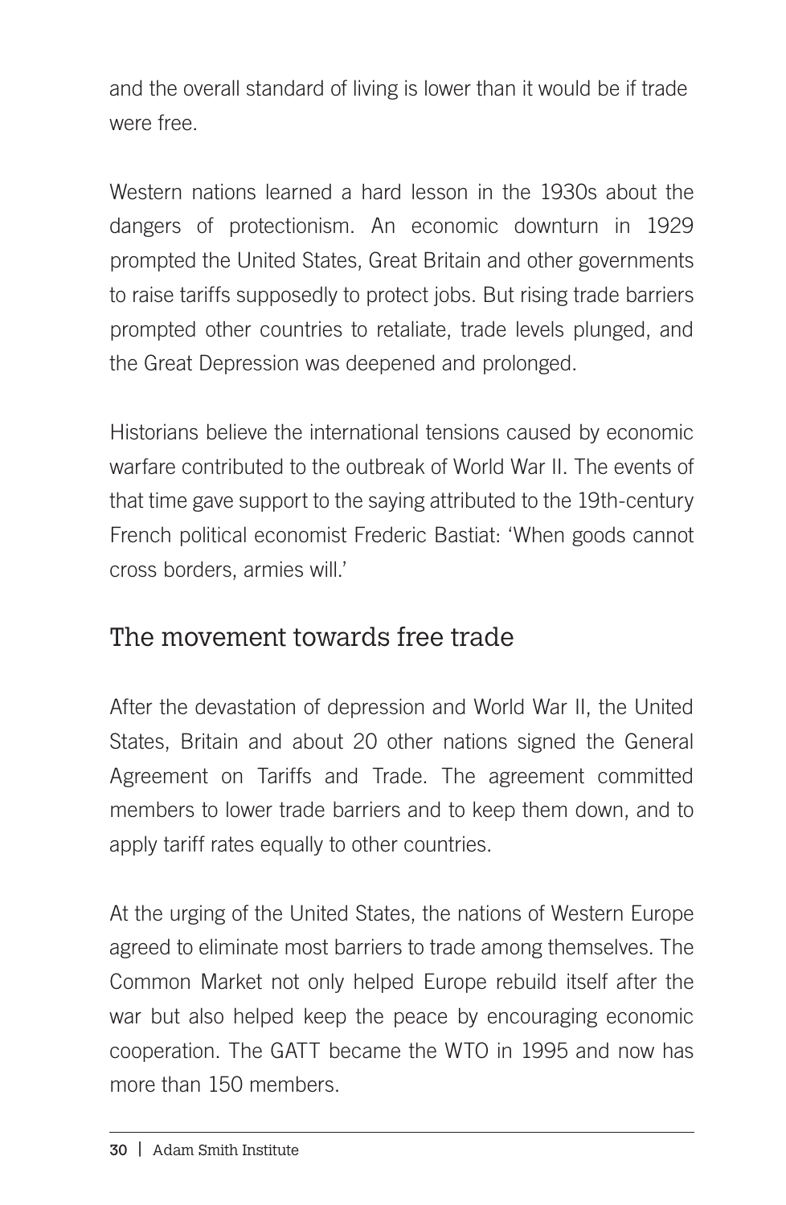and the overall standard of living is lower than it would be if trade were free.

Western nations learned a hard lesson in the 1930s about the dangers of protectionism. An economic downturn in 1929 prompted the United States, Great Britain and other governments to raise tariffs supposedly to protect jobs. But rising trade barriers prompted other countries to retaliate, trade levels plunged, and the Great Depression was deepened and prolonged.

Historians believe the international tensions caused by economic warfare contributed to the outbreak of World War II. The events of that time gave support to the saying attributed to the 19th-century French political economist Frederic Bastiat: 'When goods cannot cross borders, armies will.'

## The movement towards free trade

After the devastation of depression and World War II, the United States, Britain and about 20 other nations signed the General Agreement on Tariffs and Trade. The agreement committed members to lower trade barriers and to keep them down, and to apply tariff rates equally to other countries.

At the urging of the United States, the nations of Western Europe agreed to eliminate most barriers to trade among themselves. The Common Market not only helped Europe rebuild itself after the war but also helped keep the peace by encouraging economic cooperation. The GATT became the WTO in 1995 and now has more than 150 members.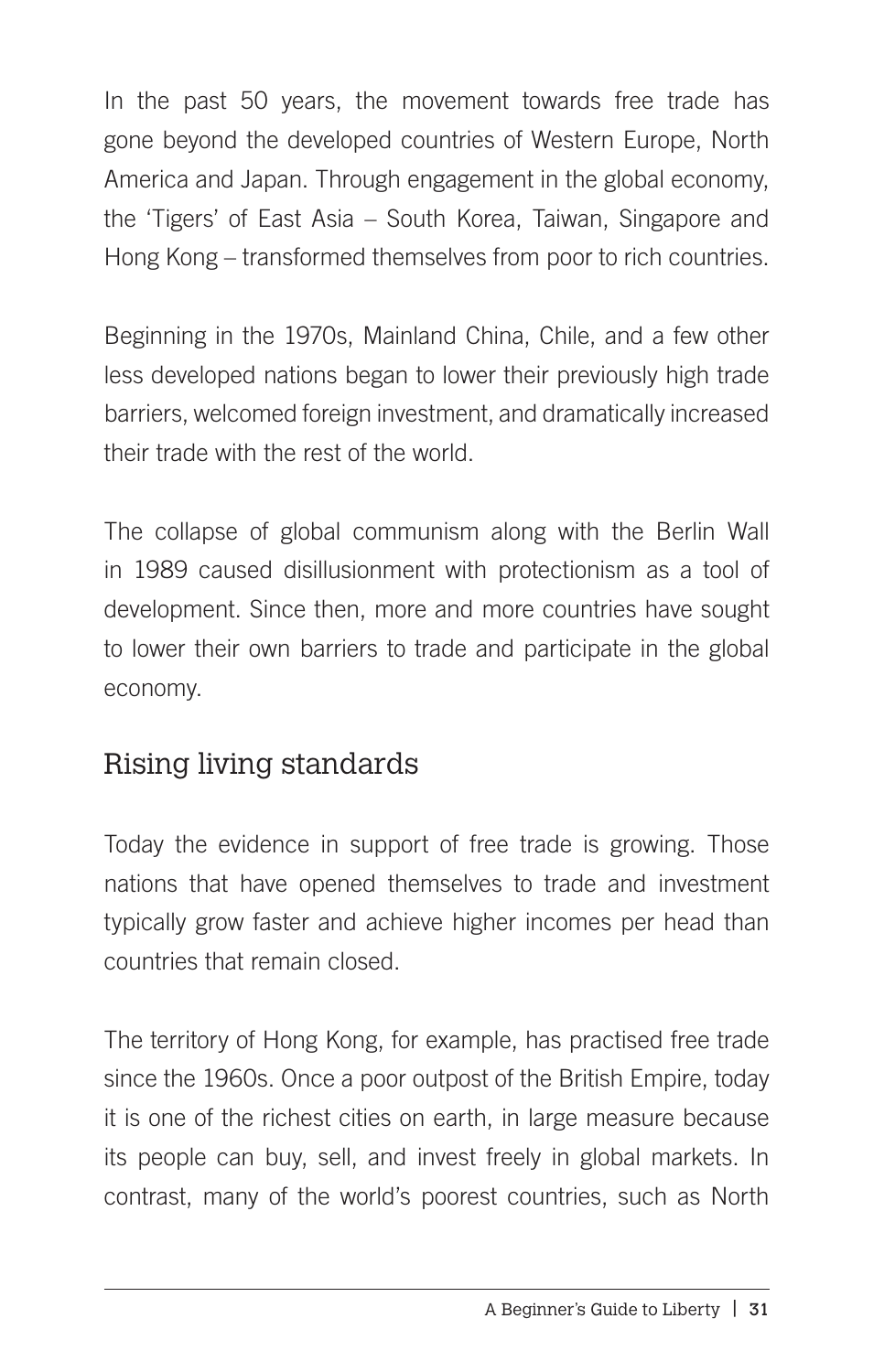In the past 50 years, the movement towards free trade has gone beyond the developed countries of Western Europe, North America and Japan. Through engagement in the global economy, the 'Tigers' of East Asia – South Korea, Taiwan, Singapore and Hong Kong – transformed themselves from poor to rich countries.

Beginning in the 1970s, Mainland China, Chile, and a few other less developed nations began to lower their previously high trade barriers, welcomed foreign investment, and dramatically increased their trade with the rest of the world.

The collapse of global communism along with the Berlin Wall in 1989 caused disillusionment with protectionism as a tool of development. Since then, more and more countries have sought to lower their own barriers to trade and participate in the global economy.

## Rising living standards

Today the evidence in support of free trade is growing. Those nations that have opened themselves to trade and investment typically grow faster and achieve higher incomes per head than countries that remain closed.

The territory of Hong Kong, for example, has practised free trade since the 1960s. Once a poor outpost of the British Empire, today it is one of the richest cities on earth, in large measure because its people can buy, sell, and invest freely in global markets. In contrast, many of the world's poorest countries, such as North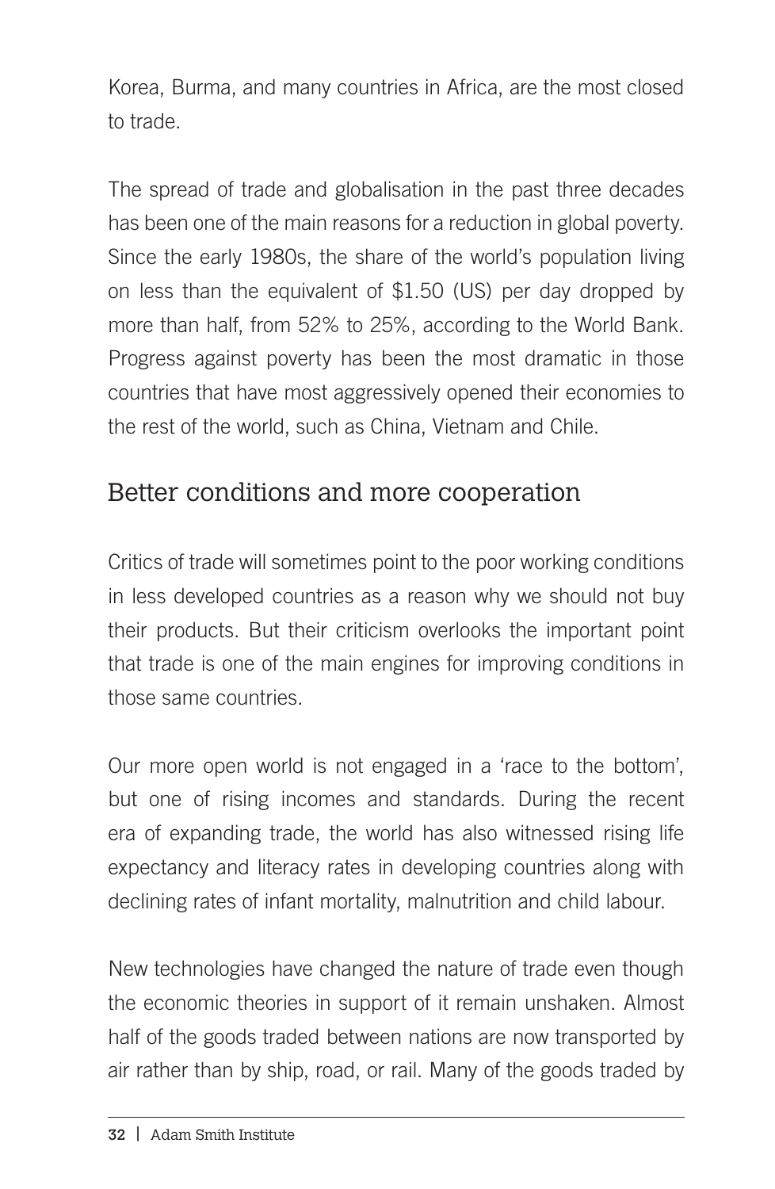Korea, Burma, and many countries in Africa, are the most closed to trade.

The spread of trade and globalisation in the past three decades has been one of the main reasons for a reduction in global poverty. Since the early 1980s, the share of the world's population living on less than the equivalent of $1.50 (US) per day dropped by more than half, from 52% to 25%, according to the World Bank. Progress against poverty has been the most dramatic in those countries that have most aggressively opened their economies to the rest of the world, such as China, Vietnam and Chile.

## Better conditions and more cooperation

Critics of trade will sometimes point to the poor working conditions in less developed countries as a reason why we should not buy their products. But their criticism overlooks the important point that trade is one of the main engines for improving conditions in those same countries.

Our more open world is not engaged in a 'race to the bottom', but one of rising incomes and standards. During the recent era of expanding trade, the world has also witnessed rising life expectancy and literacy rates in developing countries along with declining rates of infant mortality, malnutrition and child labour.

New technologies have changed the nature of trade even though the economic theories in support of it remain unshaken. Almost half of the goods traded between nations are now transported by air rather than by ship, road, or rail. Many of the goods traded by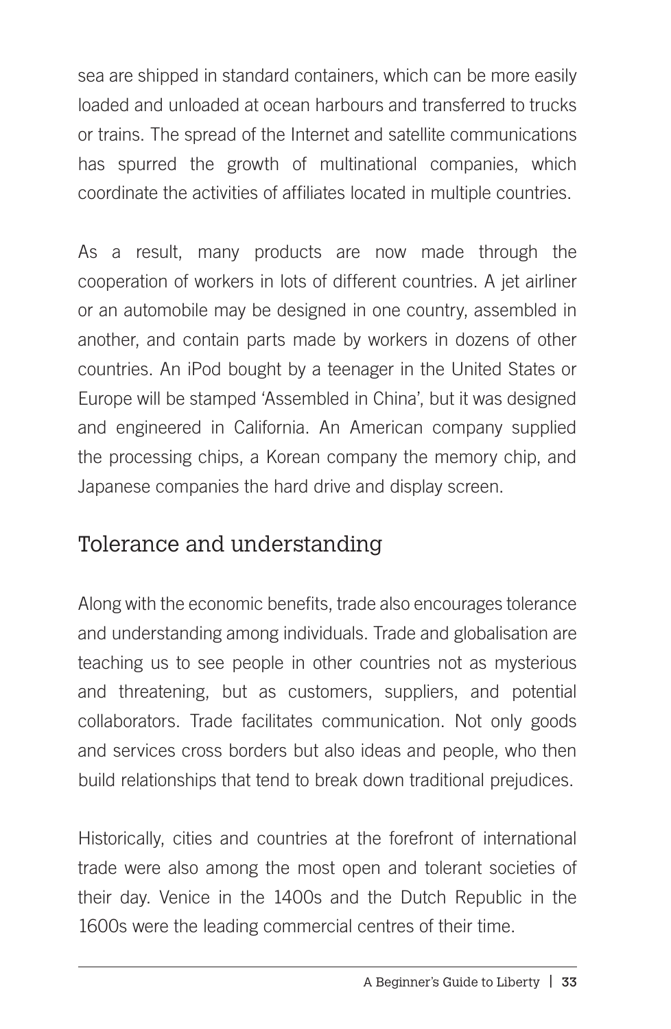sea are shipped in standard containers, which can be more easily loaded and unloaded at ocean harbours and transferred to trucks or trains. The spread of the Internet and satellite communications has spurred the growth of multinational companies, which coordinate the activities of affiliates located in multiple countries.

As a result, many products are now made through the cooperation of workers in lots of different countries. A jet airliner or an automobile may be designed in one country, assembled in another, and contain parts made by workers in dozens of other countries. An iPod bought by a teenager in the United States or Europe will be stamped 'Assembled in China', but it was designed and engineered in California. An American company supplied the processing chips, a Korean company the memory chip, and Japanese companies the hard drive and display screen.

## Tolerance and understanding

Along with the economic benefits, trade also encourages tolerance and understanding among individuals. Trade and globalisation are teaching us to see people in other countries not as mysterious and threatening, but as customers, suppliers, and potential collaborators. Trade facilitates communication. Not only goods and services cross borders but also ideas and people, who then build relationships that tend to break down traditional prejudices.

Historically, cities and countries at the forefront of international trade were also among the most open and tolerant societies of their day. Venice in the 1400s and the Dutch Republic in the 1600s were the leading commercial centres of their time.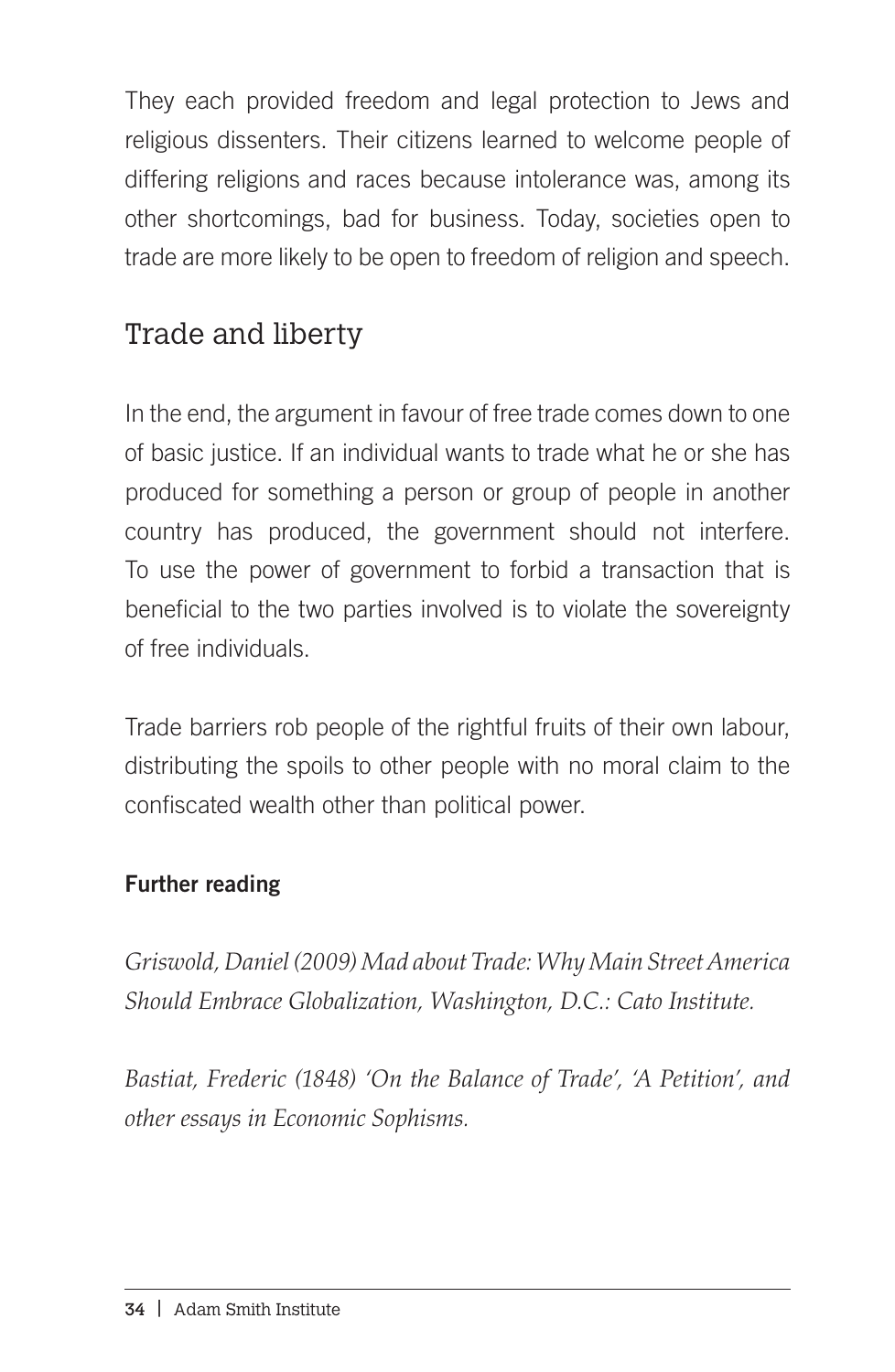They each provided freedom and legal protection to Jews and religious dissenters. Their citizens learned to welcome people of differing religions and races because intolerance was, among its other shortcomings, bad for business. Today, societies open to trade are more likely to be open to freedom of religion and speech.

## Trade and liberty

In the end, the argument in favour of free trade comes down to one of basic justice. If an individual wants to trade what he or she has produced for something a person or group of people in another country has produced, the government should not interfere. To use the power of government to forbid a transaction that is beneficial to the two parties involved is to violate the sovereignty of free individuals.

Trade barriers rob people of the rightful fruits of their own labour, distributing the spoils to other people with no moral claim to the confiscated wealth other than political power.

**Further reading**

*Griswold, Daniel (2009) Mad about Trade: Why Main Street America Should Embrace Globalization, Washington, D.C.: Cato Institute.*

*Bastiat, Frederic (1848) 'On the Balance of Trade', 'A Petition', and other essays in Economic Sophisms.*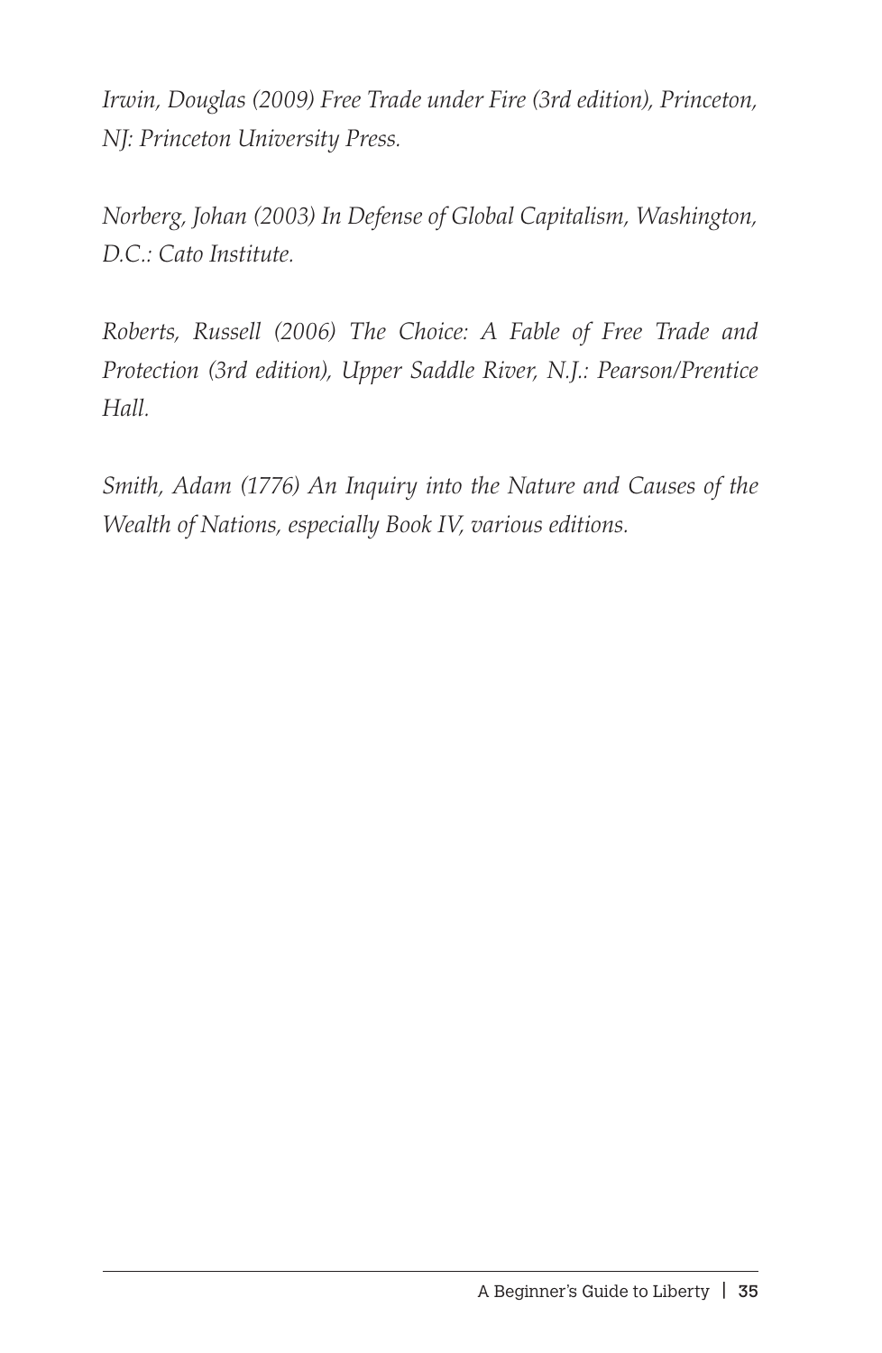*Irwin, Douglas (2009) Free Trade under Fire (3rd edition), Princeton, NJ: Princeton University Press.*

*Norberg, Johan (2003) In Defense of Global Capitalism, Washington, D.C.: Cato Institute.*

*Roberts, Russell (2006) The Choice: A Fable of Free Trade and Protection (3rd edition), Upper Saddle River, N.J.: Pearson/Prentice Hall.*

*Smith, Adam (1776) An Inquiry into the Nature and Causes of the Wealth of Nations, especially Book IV, various editions.*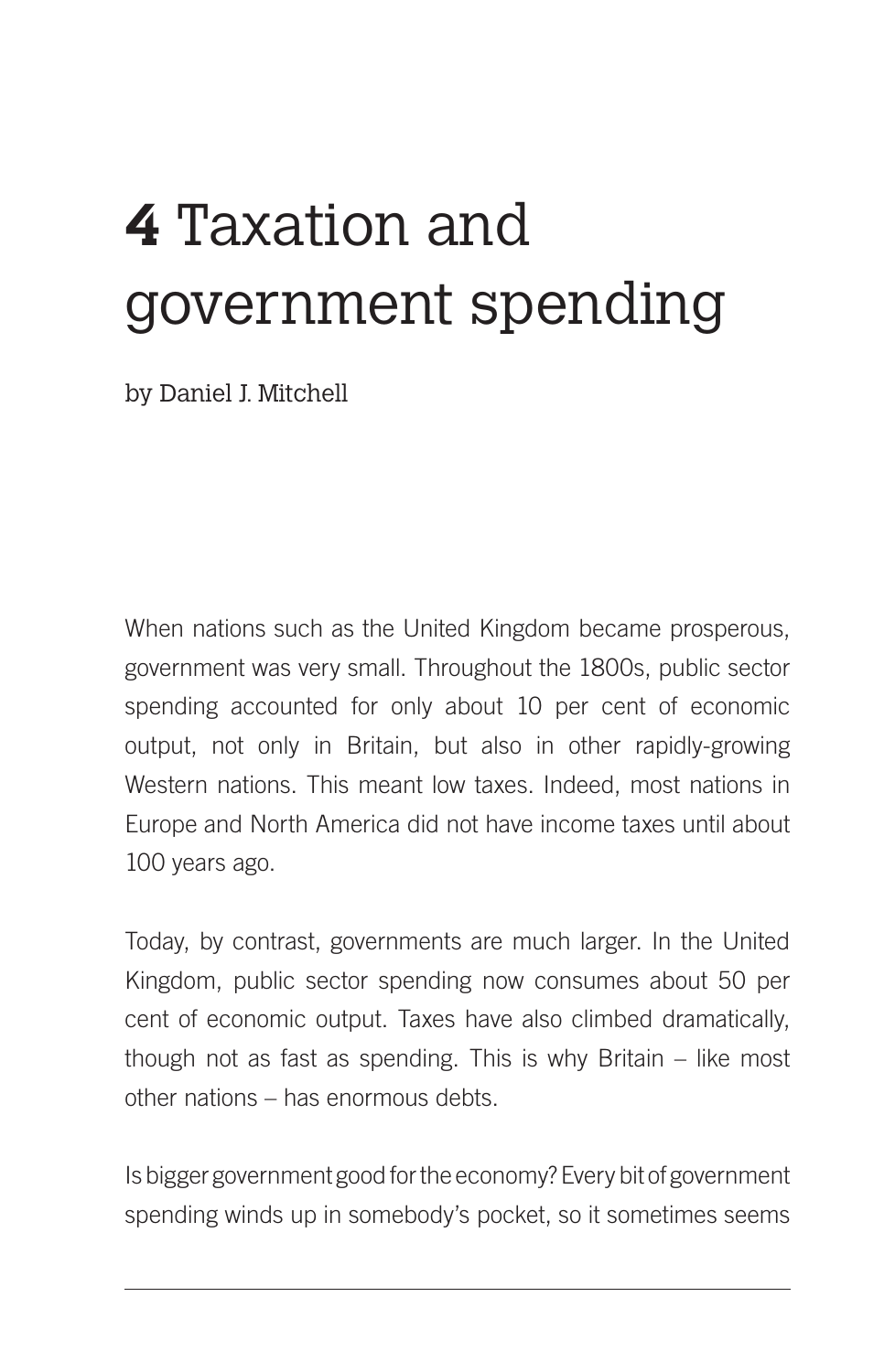# **4** Taxation and government spending

by Daniel J. Mitchell

When nations such as the United Kingdom became prosperous, government was very small. Throughout the 1800s, public sector spending accounted for only about 10 per cent of economic output, not only in Britain, but also in other rapidly-growing Western nations. This meant low taxes. Indeed, most nations in Europe and North America did not have income taxes until about 100 years ago.

Today, by contrast, governments are much larger. In the United Kingdom, public sector spending now consumes about 50 per cent of economic output. Taxes have also climbed dramatically, though not as fast as spending. This is why Britain – like most other nations – has enormous debts.

Is bigger government good for the economy? Every bit of government spending winds up in somebody's pocket, so it sometimes seems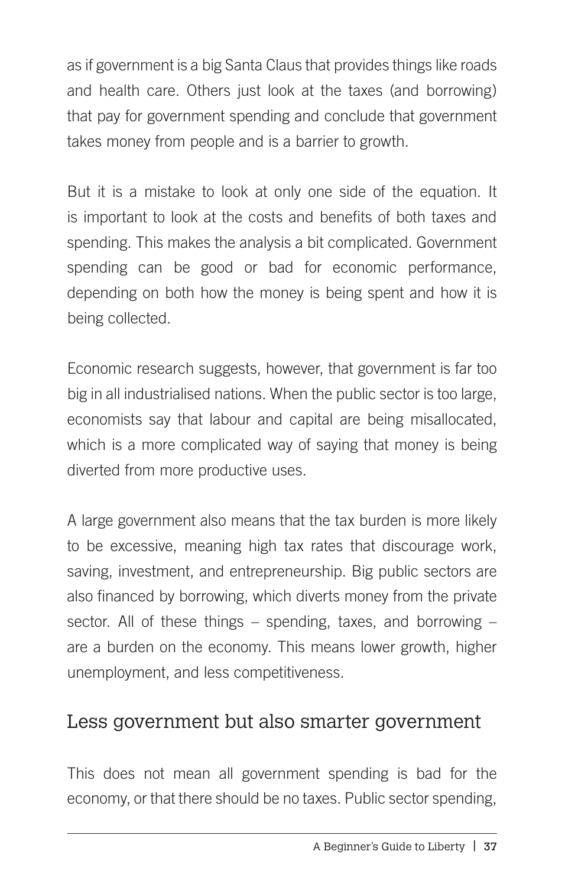as if government is a big Santa Claus that provides things like roads and health care. Others just look at the taxes (and borrowing) that pay for government spending and conclude that government takes money from people and is a barrier to growth.

But it is a mistake to look at only one side of the equation. It is important to look at the costs and benefits of both taxes and spending. This makes the analysis a bit complicated. Government spending can be good or bad for economic performance, depending on both how the money is being spent and how it is being collected.

Economic research suggests, however, that government is far too big in all industrialised nations. When the public sector is too large, economists say that labour and capital are being misallocated, which is a more complicated way of saying that money is being diverted from more productive uses.

A large government also means that the tax burden is more likely to be excessive, meaning high tax rates that discourage work, saving, investment, and entrepreneurship. Big public sectors are also financed by borrowing, which diverts money from the private sector. All of these things – spending, taxes, and borrowing – are a burden on the economy. This means lower growth, higher unemployment, and less competitiveness.

## Less government but also smarter government

This does not mean all government spending is bad for the economy, or that there should be no taxes. Public sector spending,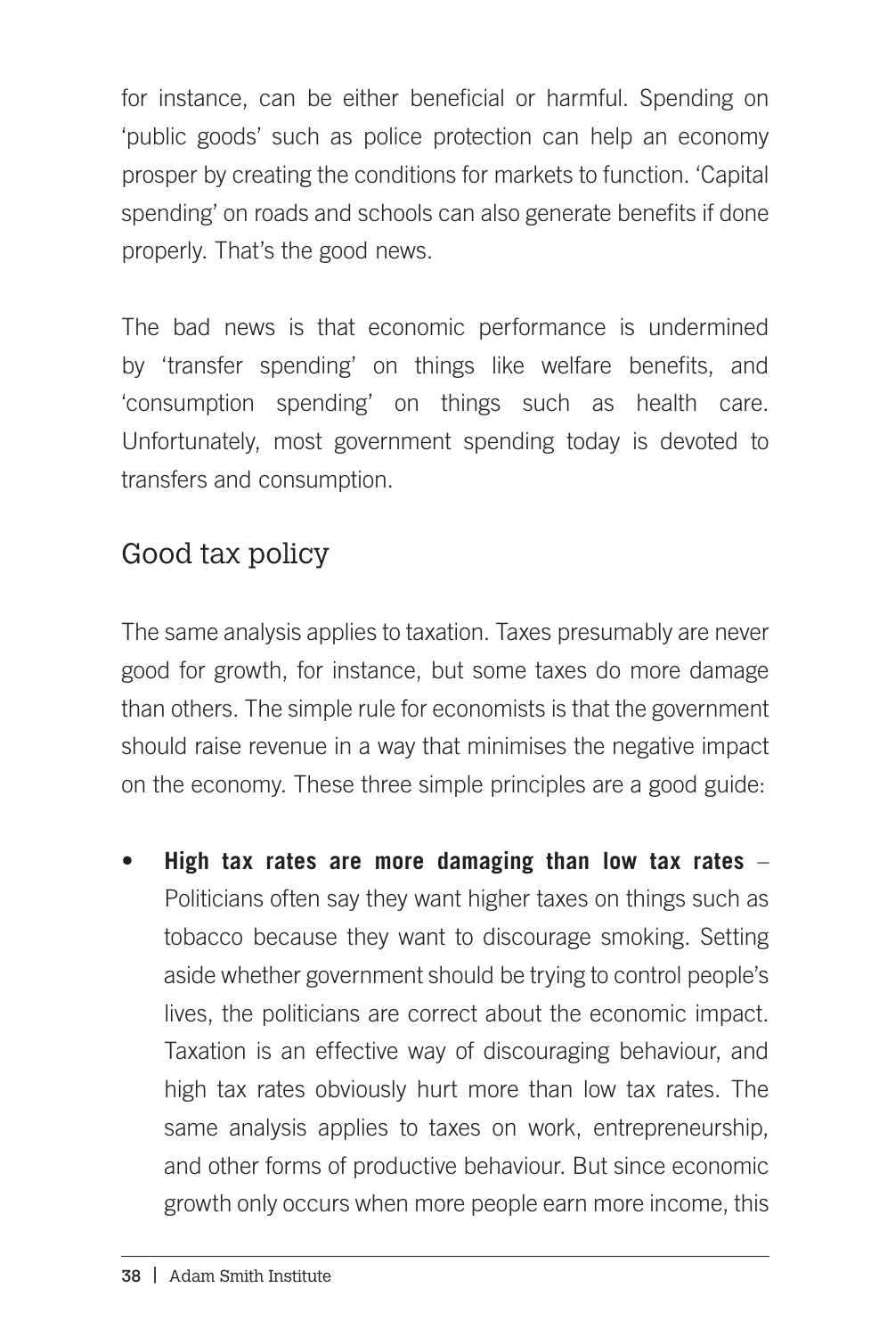for instance, can be either beneficial or harmful. Spending on 'public goods' such as police protection can help an economy prosper by creating the conditions for markets to function. 'Capital spending' on roads and schools can also generate benefits if done properly. That's the good news.

The bad news is that economic performance is undermined by 'transfer spending' on things like welfare benefits, and 'consumption spending' on things such as health care. Unfortunately, most government spending today is devoted to transfers and consumption.

## Good tax policy

The same analysis applies to taxation. Taxes presumably are never good for growth, for instance, but some taxes do more damage than others. The simple rule for economists is that the government should raise revenue in a way that minimises the negative impact on the economy. These three simple principles are a good guide:

- **High tax rates are more damaging than low tax rates** – Politicians often say they want higher taxes on things such as tobacco because they want to discourage smoking. Setting aside whether government should be trying to control people's lives, the politicians are correct about the economic impact. Taxation is an effective way of discouraging behaviour, and high tax rates obviously hurt more than low tax rates. The same analysis applies to taxes on work, entrepreneurship, and other forms of productive behaviour. But since economic growth only occurs when more people earn more income, this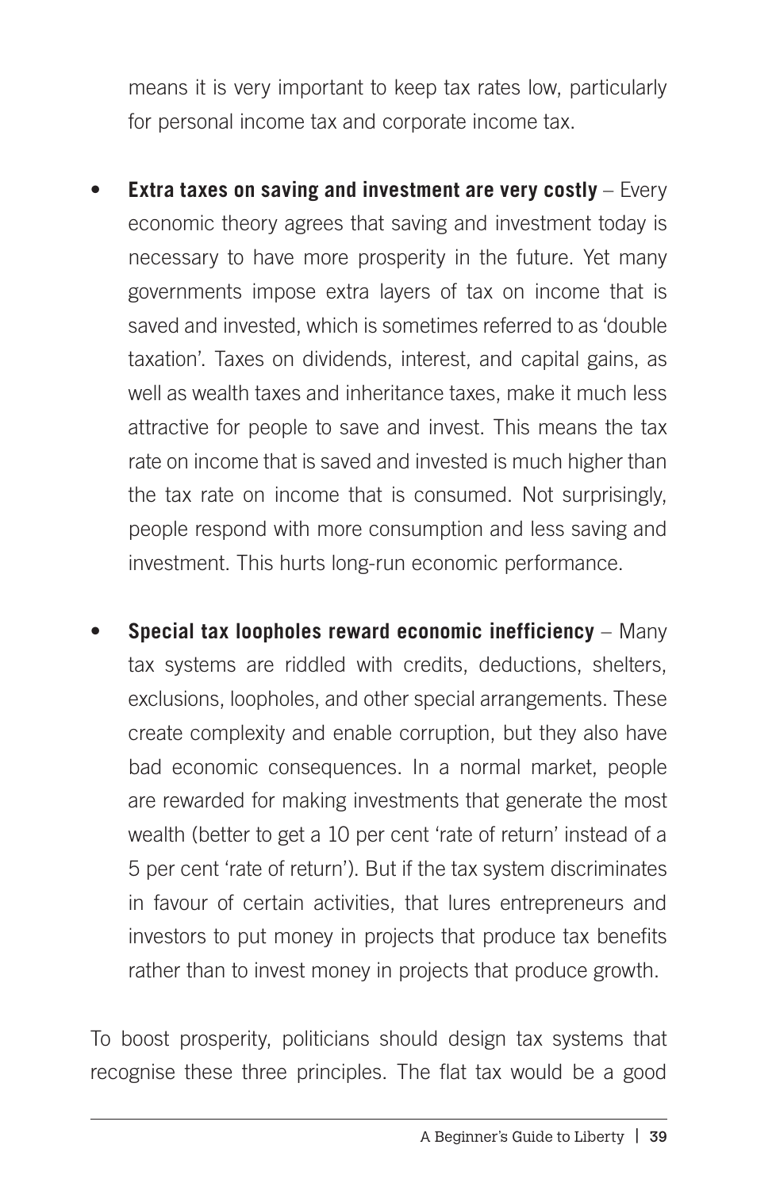means it is very important to keep tax rates low, particularly for personal income tax and corporate income tax.

- **Extra taxes on saving and investment are very costly** – Every economic theory agrees that saving and investment today is necessary to have more prosperity in the future. Yet many governments impose extra layers of tax on income that is saved and invested, which is sometimes referred to as 'double taxation'. Taxes on dividends, interest, and capital gains, as well as wealth taxes and inheritance taxes, make it much less attractive for people to save and invest. This means the tax rate on income that is saved and invested is much higher than the tax rate on income that is consumed. Not surprisingly, people respond with more consumption and less saving and investment. This hurts long-run economic performance.

- **Special tax loopholes reward economic inefficiency** – Many tax systems are riddled with credits, deductions, shelters, exclusions, loopholes, and other special arrangements. These create complexity and enable corruption, but they also have bad economic consequences. In a normal market, people are rewarded for making investments that generate the most wealth (better to get a 10 per cent 'rate of return' instead of a 5 per cent 'rate of return'). But if the tax system discriminates in favour of certain activities, that lures entrepreneurs and investors to put money in projects that produce tax benefits rather than to invest money in projects that produce growth.

To boost prosperity, politicians should design tax systems that recognise these three principles. The flat tax would be a good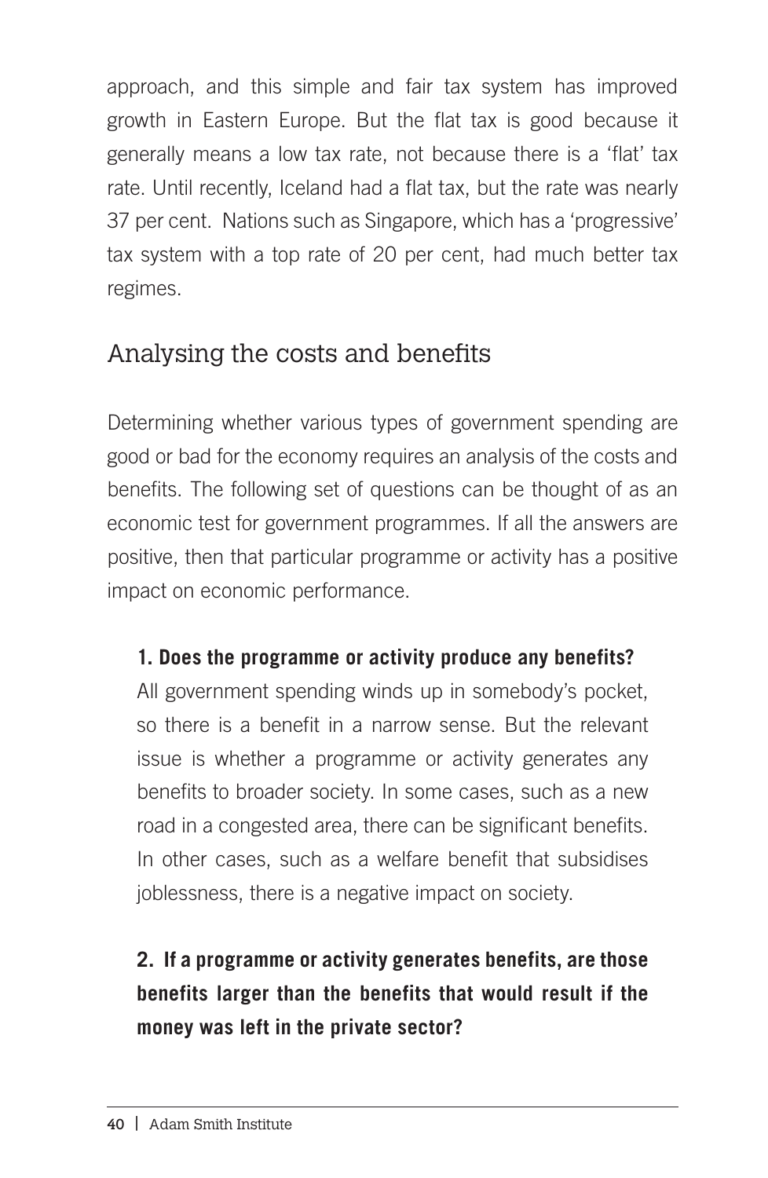approach, and this simple and fair tax system has improved growth in Eastern Europe. But the flat tax is good because it generally means a low tax rate, not because there is a 'flat' tax rate. Until recently, Iceland had a flat tax, but the rate was nearly 37 per cent. Nations such as Singapore, which has a 'progressive' tax system with a top rate of 20 per cent, had much better tax regimes.

## Analysing the costs and benefits

Determining whether various types of government spending are good or bad for the economy requires an analysis of the costs and benefits. The following set of questions can be thought of as an economic test for government programmes. If all the answers are positive, then that particular programme or activity has a positive impact on economic performance.

**1. Does the programme or activity produce any benefits?**
All government spending winds up in somebody's pocket, so there is a benefit in a narrow sense. But the relevant issue is whether a programme or activity generates any benefits to broader society. In some cases, such as a new road in a congested area, there can be significant benefits. In other cases, such as a welfare benefit that subsidises joblessness, there is a negative impact on society.

**2. If a programme or activity generates benefits, are those benefits larger than the benefits that would result if the money was left in the private sector?**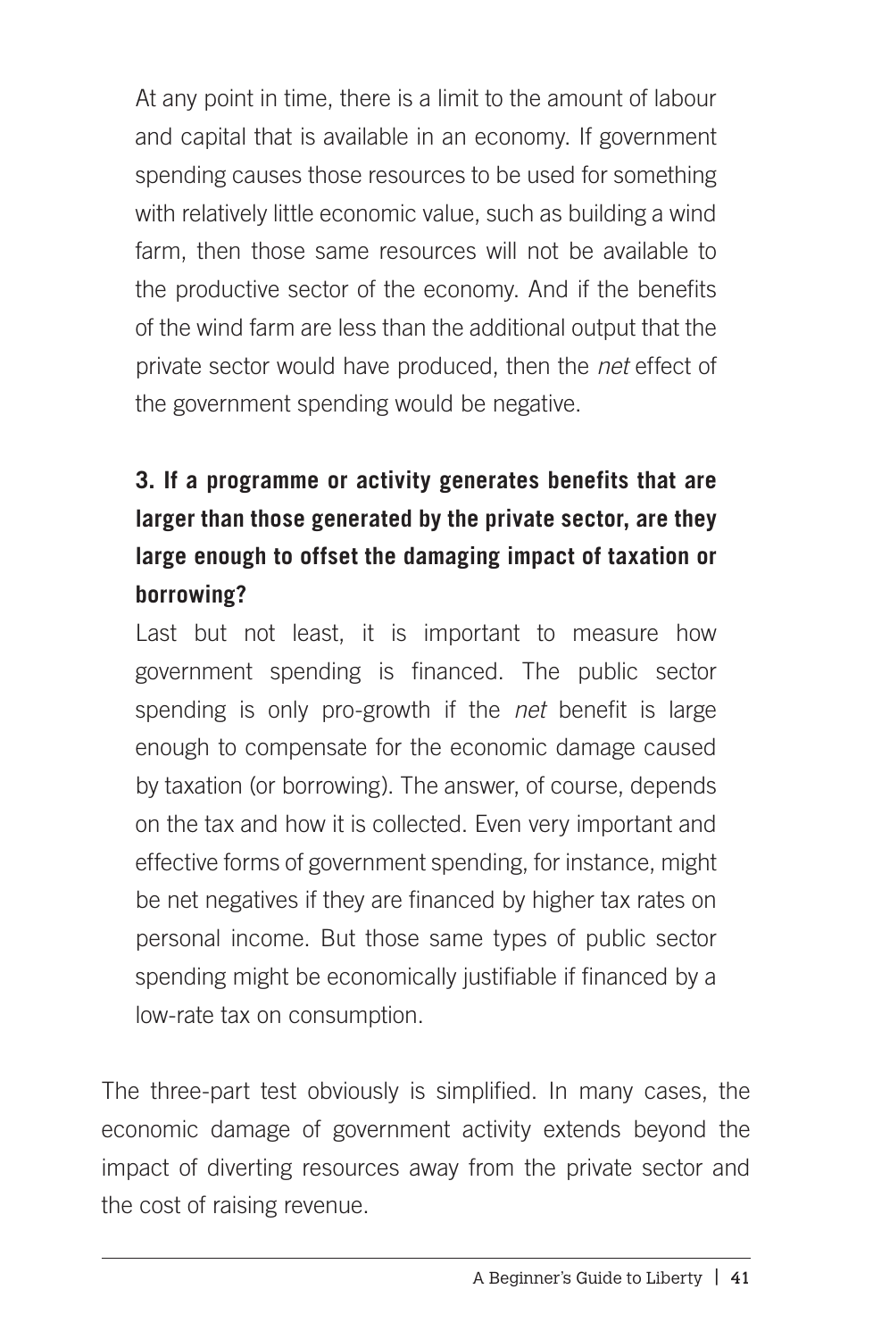At any point in time, there is a limit to the amount of labour and capital that is available in an economy. If government spending causes those resources to be used for something with relatively little economic value, such as building a wind farm, then those same resources will not be available to the productive sector of the economy. And if the benefits of the wind farm are less than the additional output that the private sector would have produced, then the *net* effect of the government spending would be negative.

**3. If a programme or activity generates benefits that are larger than those generated by the private sector, are they large enough to offset the damaging impact of taxation or borrowing?**

Last but not least, it is important to measure how government spending is financed. The public sector spending is only pro-growth if the *net* benefit is large enough to compensate for the economic damage caused by taxation (or borrowing). The answer, of course, depends on the tax and how it is collected. Even very important and effective forms of government spending, for instance, might be net negatives if they are financed by higher tax rates on personal income. But those same types of public sector spending might be economically justifiable if financed by a low-rate tax on consumption.

The three-part test obviously is simplified. In many cases, the economic damage of government activity extends beyond the impact of diverting resources away from the private sector and the cost of raising revenue.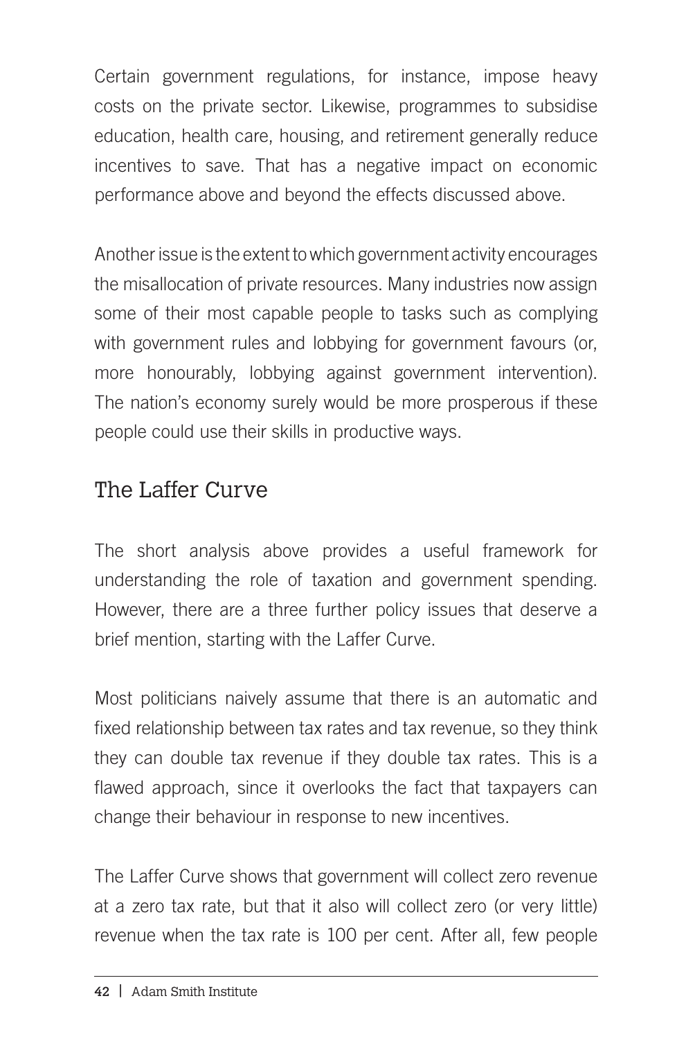Certain government regulations, for instance, impose heavy costs on the private sector. Likewise, programmes to subsidise education, health care, housing, and retirement generally reduce incentives to save. That has a negative impact on economic performance above and beyond the effects discussed above.

Another issue is the extent to which government activity encourages the misallocation of private resources. Many industries now assign some of their most capable people to tasks such as complying with government rules and lobbying for government favours (or, more honourably, lobbying against government intervention). The nation's economy surely would be more prosperous if these people could use their skills in productive ways.

## The Laffer Curve

The short analysis above provides a useful framework for understanding the role of taxation and government spending. However, there are a three further policy issues that deserve a brief mention, starting with the Laffer Curve.

Most politicians naively assume that there is an automatic and fixed relationship between tax rates and tax revenue, so they think they can double tax revenue if they double tax rates. This is a flawed approach, since it overlooks the fact that taxpayers can change their behaviour in response to new incentives.

The Laffer Curve shows that government will collect zero revenue at a zero tax rate, but that it also will collect zero (or very little) revenue when the tax rate is 100 per cent. After all, few people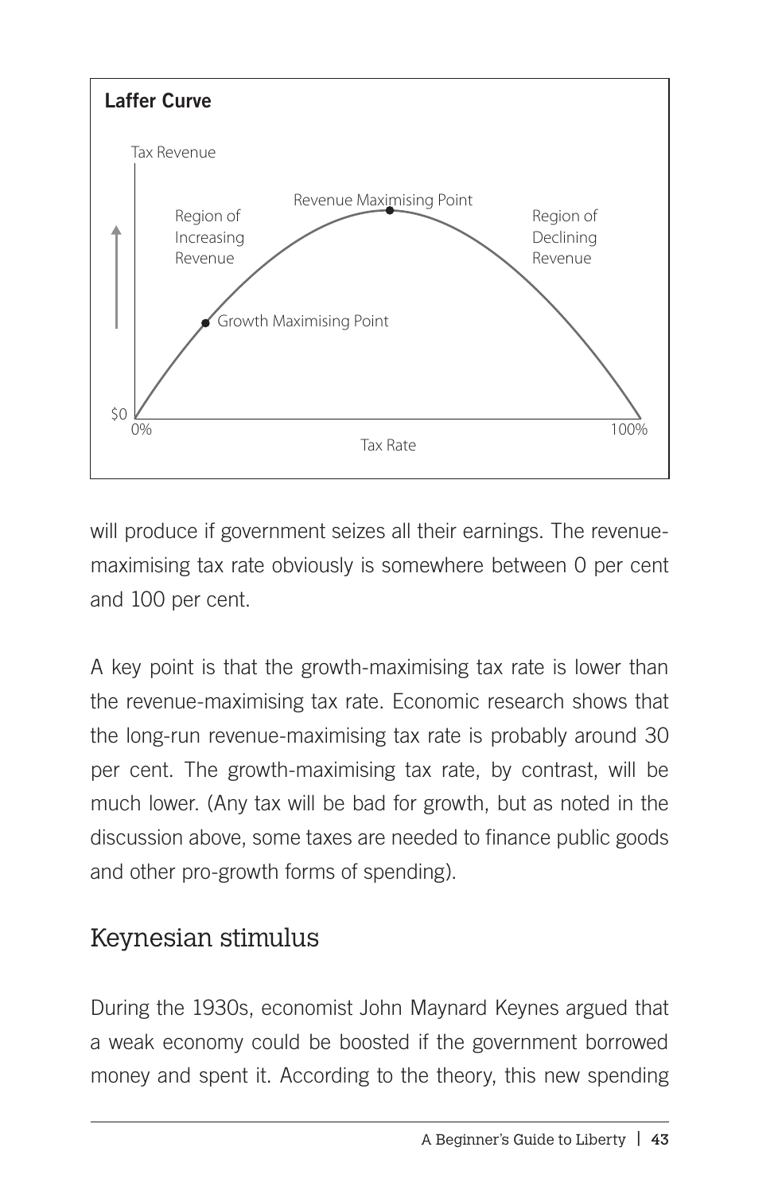**Laffer Curve**

Tax Revenue

Region of Increasing Revenue

Revenue Maximising Point

Region of Declining Revenue

Growth Maximising Point

$0

0%

100%

Tax Rate

will produce if government seizes all their earnings. The revenue-maximising tax rate obviously is somewhere between 0 per cent and 100 per cent.

A key point is that the growth-maximising tax rate is lower than the revenue-maximising tax rate. Economic research shows that the long-run revenue-maximising tax rate is probably around 30 per cent. The growth-maximising tax rate, by contrast, will be much lower. (Any tax will be bad for growth, but as noted in the discussion above, some taxes are needed to finance public goods and other pro-growth forms of spending).

## Keynesian stimulus

During the 1930s, economist John Maynard Keynes argued that a weak economy could be boosted if the government borrowed money and spent it. According to the theory, this new spending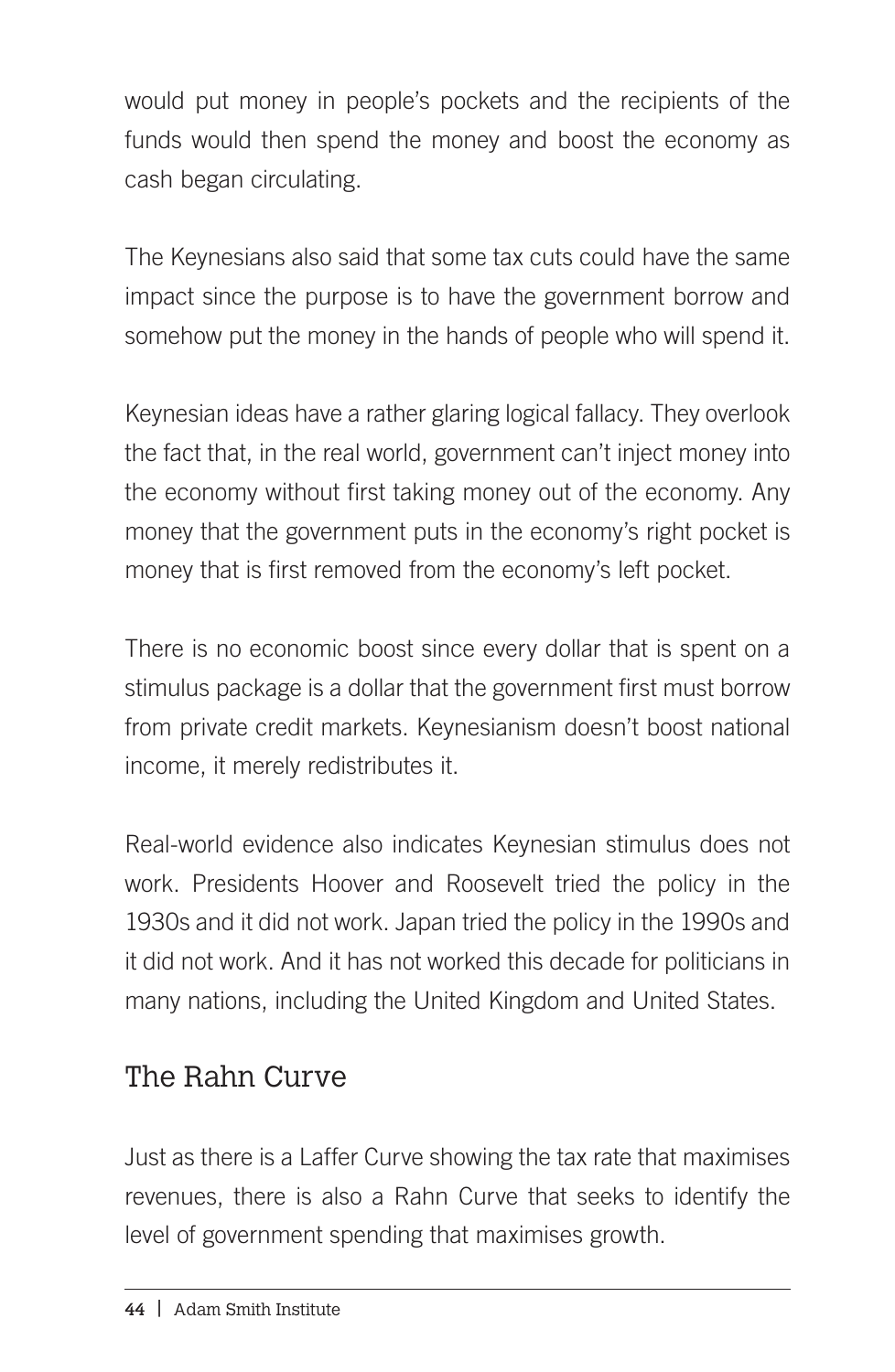would put money in people's pockets and the recipients of the funds would then spend the money and boost the economy as cash began circulating.

The Keynesians also said that some tax cuts could have the same impact since the purpose is to have the government borrow and somehow put the money in the hands of people who will spend it.

Keynesian ideas have a rather glaring logical fallacy. They overlook the fact that, in the real world, government can't inject money into the economy without first taking money out of the economy. Any money that the government puts in the economy's right pocket is money that is first removed from the economy's left pocket.

There is no economic boost since every dollar that is spent on a stimulus package is a dollar that the government first must borrow from private credit markets. Keynesianism doesn't boost national income, it merely redistributes it.

Real-world evidence also indicates Keynesian stimulus does not work. Presidents Hoover and Roosevelt tried the policy in the 1930s and it did not work. Japan tried the policy in the 1990s and it did not work. And it has not worked this decade for politicians in many nations, including the United Kingdom and United States.

## The Rahn Curve

Just as there is a Laffer Curve showing the tax rate that maximises revenues, there is also a Rahn Curve that seeks to identify the level of government spending that maximises growth.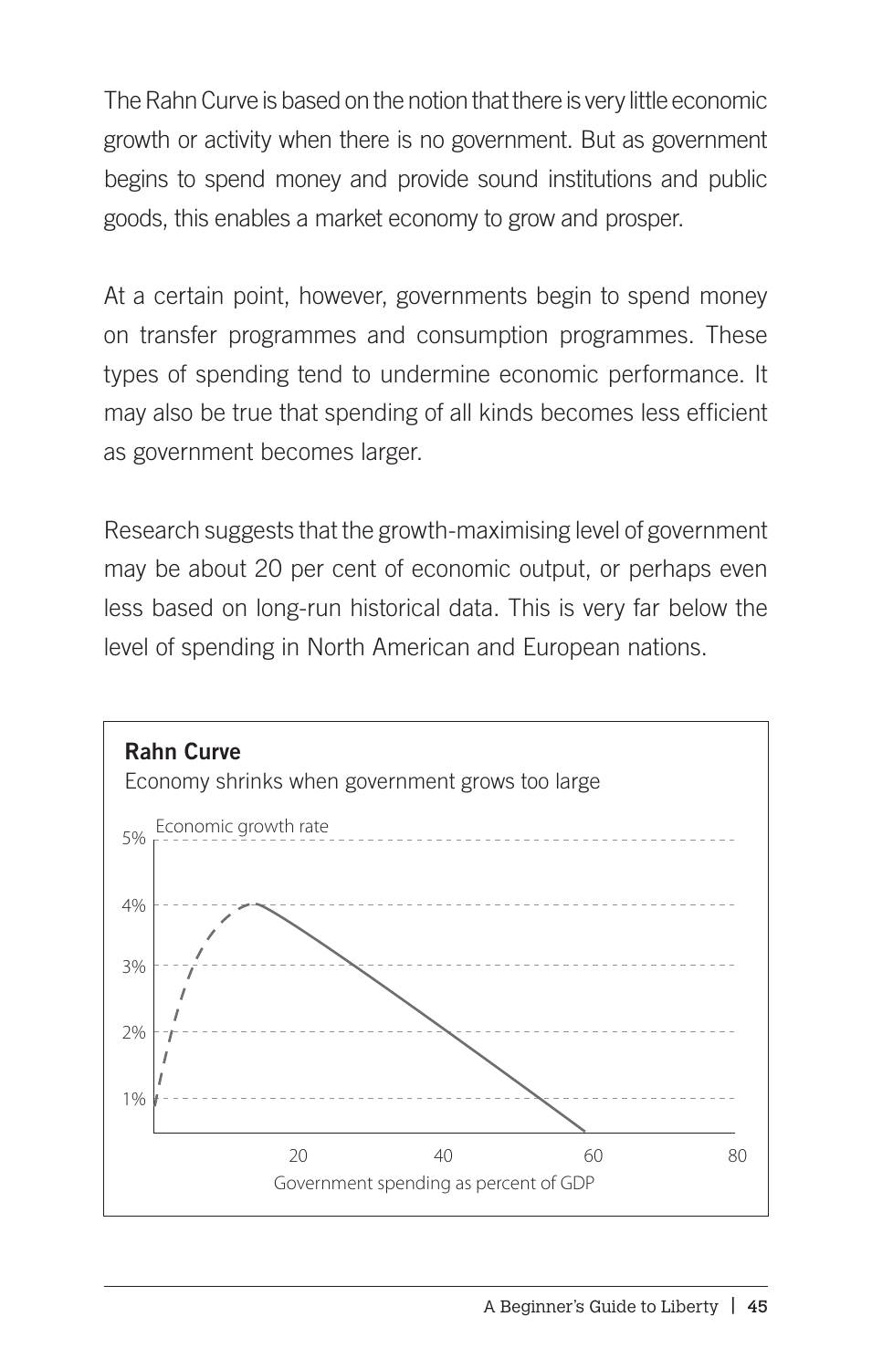The Rahn Curve is based on the notion that there is very little economic growth or activity when there is no government. But as government begins to spend money and provide sound institutions and public goods, this enables a market economy to grow and prosper.

At a certain point, however, governments begin to spend money on transfer programmes and consumption programmes. These types of spending tend to undermine economic performance. It may also be true that spending of all kinds becomes less efficient as government becomes larger.

Research suggests that the growth-maximising level of government may be about 20 per cent of economic output, or perhaps even less based on long-run historical data. This is very far below the level of spending in North American and European nations.

**Rahn Curve**

Economy shrinks when government grows too large

Economic growth rate: 5%, 4%, 3%, 2%, 1%

Government spending as percent of GDP: 20, 40, 60, 80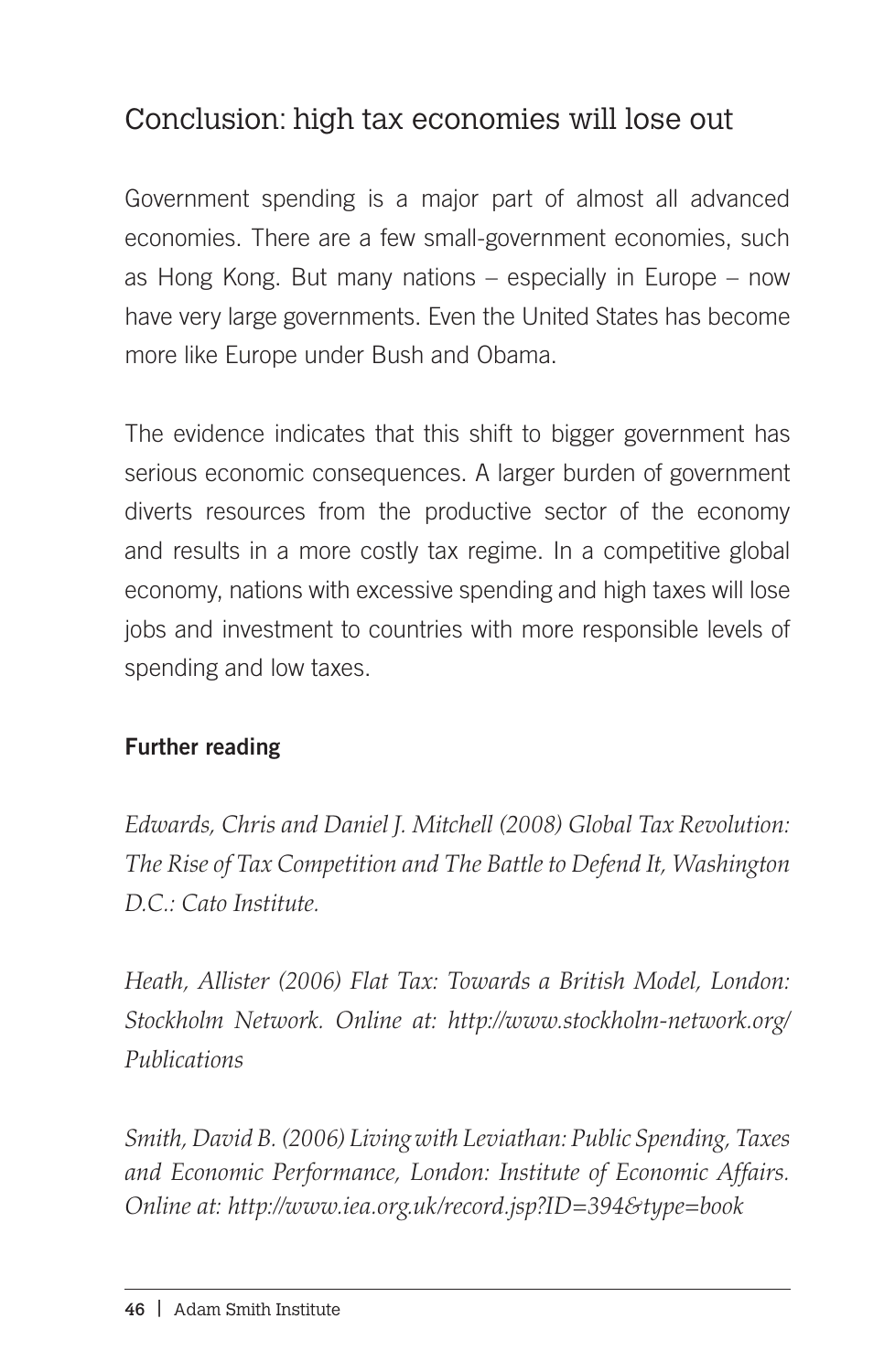## Conclusion: high tax economies will lose out

Government spending is a major part of almost all advanced economies. There are a few small-government economies, such as Hong Kong. But many nations – especially in Europe – now have very large governments. Even the United States has become more like Europe under Bush and Obama.

The evidence indicates that this shift to bigger government has serious economic consequences. A larger burden of government diverts resources from the productive sector of the economy and results in a more costly tax regime. In a competitive global economy, nations with excessive spending and high taxes will lose jobs and investment to countries with more responsible levels of spending and low taxes.

**Further reading**

*Edwards, Chris and Daniel J. Mitchell (2008) Global Tax Revolution: The Rise of Tax Competition and The Battle to Defend It, Washington D.C.: Cato Institute.*

*Heath, Allister (2006) Flat Tax: Towards a British Model, London: Stockholm Network. Online at: http://www.stockholm-network.org/Publications*

*Smith, David B. (2006) Living with Leviathan: Public Spending, Taxes and Economic Performance, London: Institute of Economic Affairs. Online at: http://www.iea.org.uk/record.jsp?ID=394&type=book*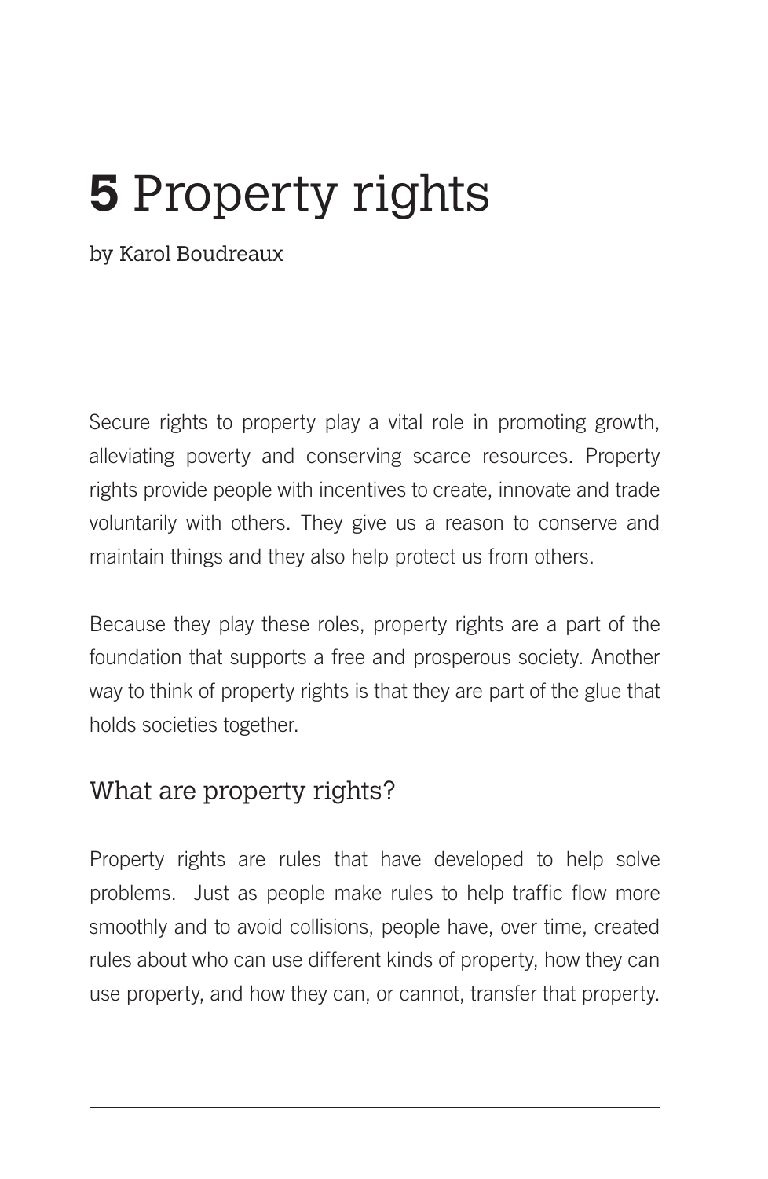# **5** Property rights

by Karol Boudreaux

Secure rights to property play a vital role in promoting growth, alleviating poverty and conserving scarce resources. Property rights provide people with incentives to create, innovate and trade voluntarily with others. They give us a reason to conserve and maintain things and they also help protect us from others.

Because they play these roles, property rights are a part of the foundation that supports a free and prosperous society. Another way to think of property rights is that they are part of the glue that holds societies together.

## What are property rights?

Property rights are rules that have developed to help solve problems. Just as people make rules to help traffic flow more smoothly and to avoid collisions, people have, over time, created rules about who can use different kinds of property, how they can use property, and how they can, or cannot, transfer that property.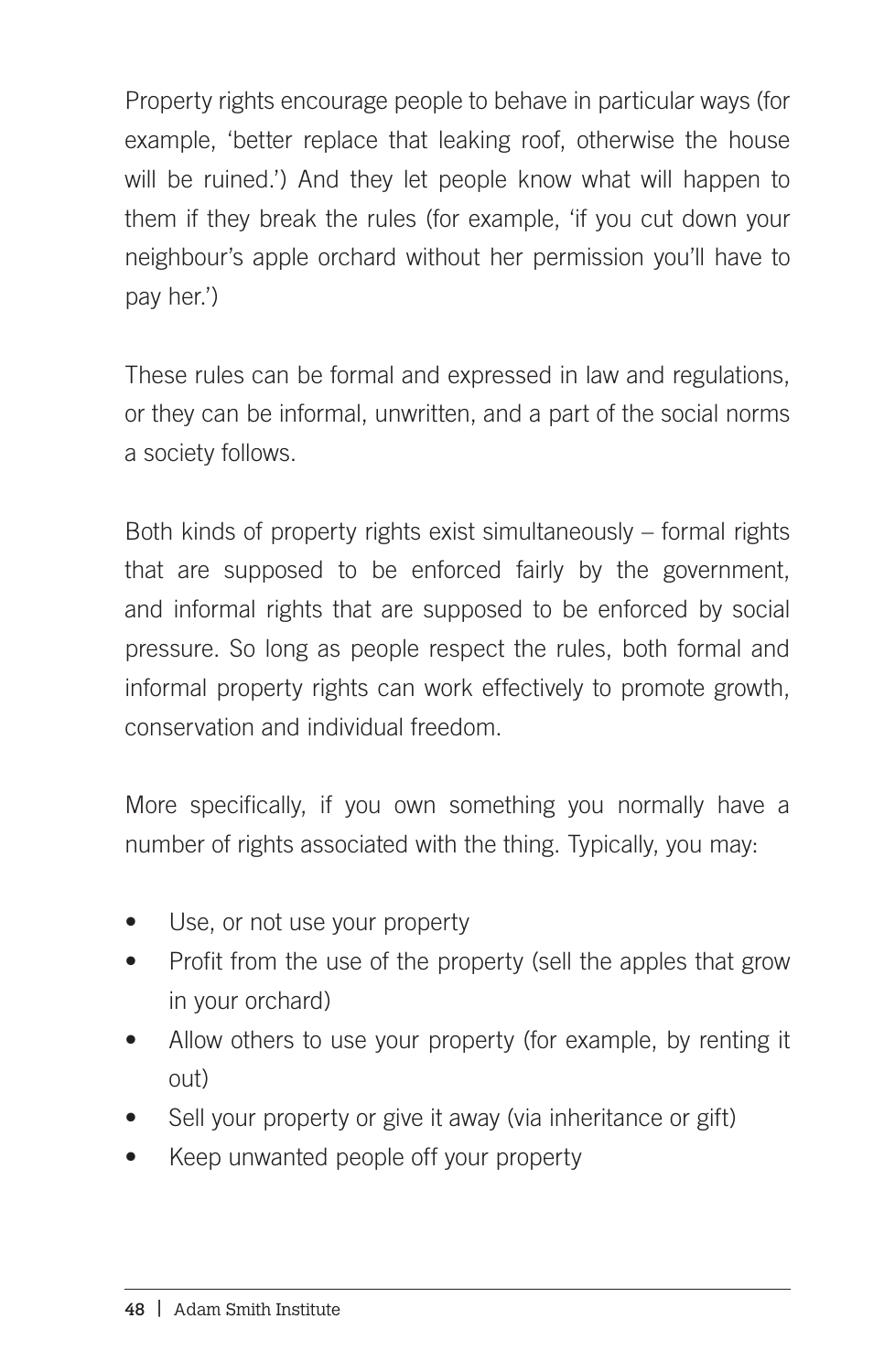Property rights encourage people to behave in particular ways (for example, 'better replace that leaking roof, otherwise the house will be ruined.') And they let people know what will happen to them if they break the rules (for example, 'if you cut down your neighbour's apple orchard without her permission you'll have to pay her.')

These rules can be formal and expressed in law and regulations, or they can be informal, unwritten, and a part of the social norms a society follows.

Both kinds of property rights exist simultaneously – formal rights that are supposed to be enforced fairly by the government, and informal rights that are supposed to be enforced by social pressure. So long as people respect the rules, both formal and informal property rights can work effectively to promote growth, conservation and individual freedom.

More specifically, if you own something you normally have a number of rights associated with the thing. Typically, you may:

- Use, or not use your property
- Profit from the use of the property (sell the apples that grow in your orchard)
- Allow others to use your property (for example, by renting it out)
- Sell your property or give it away (via inheritance or gift)
- Keep unwanted people off your property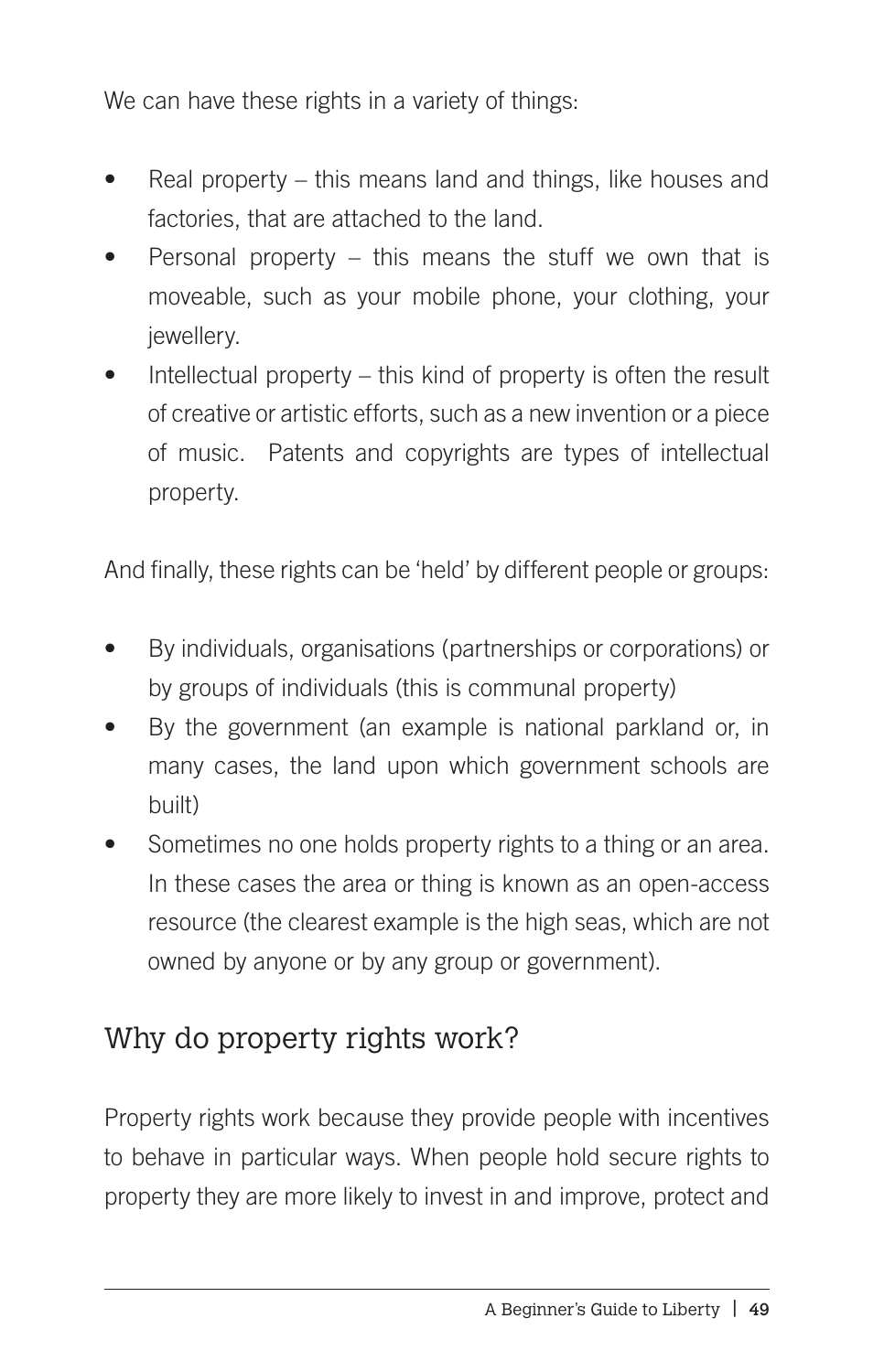We can have these rights in a variety of things:

- Real property – this means land and things, like houses and factories, that are attached to the land.
- Personal property – this means the stuff we own that is moveable, such as your mobile phone, your clothing, your jewellery.
- Intellectual property – this kind of property is often the result of creative or artistic efforts, such as a new invention or a piece of music. Patents and copyrights are types of intellectual property.

And finally, these rights can be 'held' by different people or groups:

- By individuals, organisations (partnerships or corporations) or by groups of individuals (this is communal property)
- By the government (an example is national parkland or, in many cases, the land upon which government schools are built)
- Sometimes no one holds property rights to a thing or an area. In these cases the area or thing is known as an open-access resource (the clearest example is the high seas, which are not owned by anyone or by any group or government).

## Why do property rights work?

Property rights work because they provide people with incentives to behave in particular ways. When people hold secure rights to property they are more likely to invest in and improve, protect and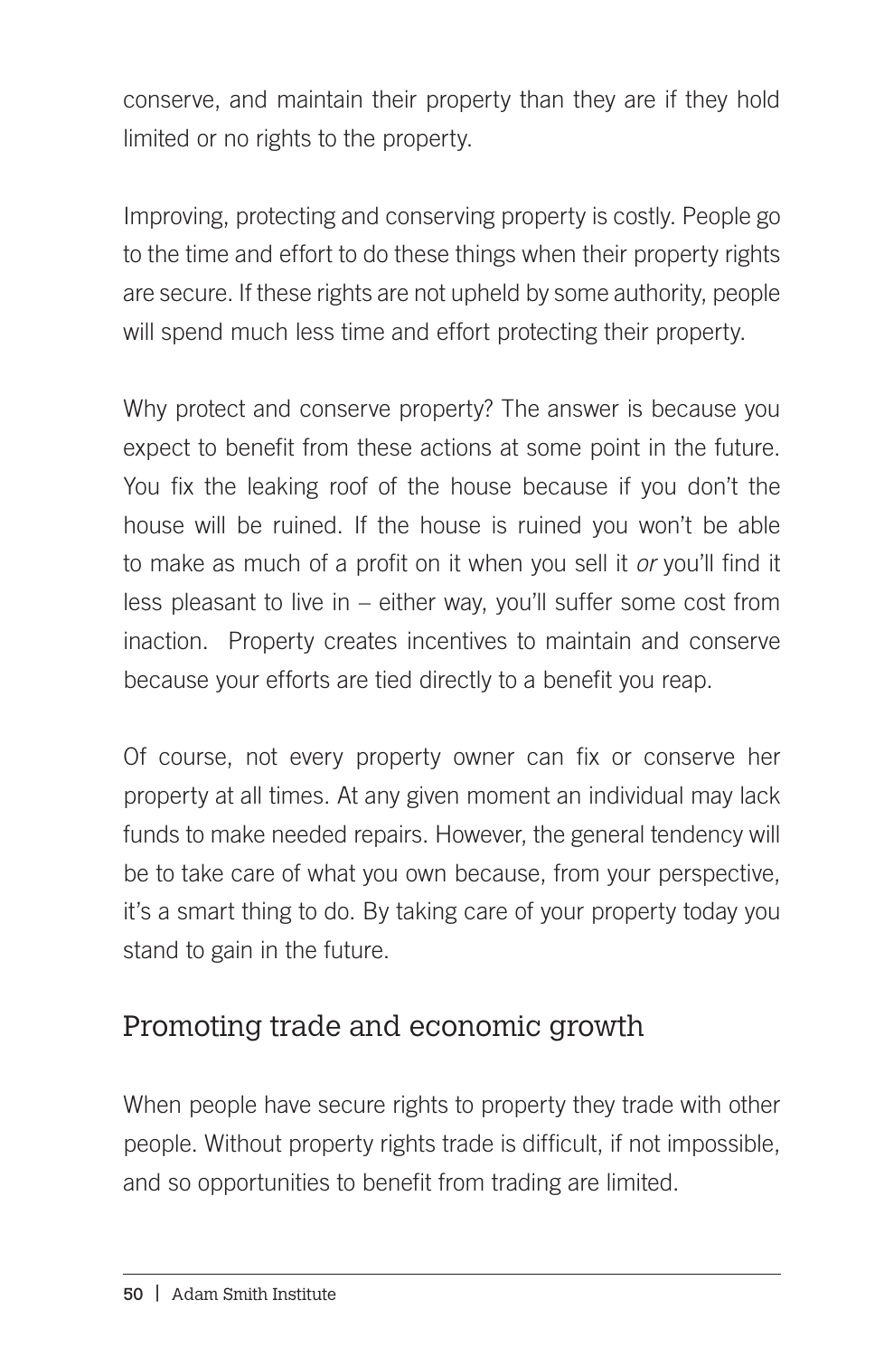conserve, and maintain their property than they are if they hold limited or no rights to the property.

Improving, protecting and conserving property is costly. People go to the time and effort to do these things when their property rights are secure. If these rights are not upheld by some authority, people will spend much less time and effort protecting their property.

Why protect and conserve property? The answer is because you expect to benefit from these actions at some point in the future. You fix the leaking roof of the house because if you don't the house will be ruined. If the house is ruined you won't be able to make as much of a profit on it when you sell it *or* you'll find it less pleasant to live in – either way, you'll suffer some cost from inaction. Property creates incentives to maintain and conserve because your efforts are tied directly to a benefit you reap.

Of course, not every property owner can fix or conserve her property at all times. At any given moment an individual may lack funds to make needed repairs. However, the general tendency will be to take care of what you own because, from your perspective, it's a smart thing to do. By taking care of your property today you stand to gain in the future.

## Promoting trade and economic growth

When people have secure rights to property they trade with other people. Without property rights trade is difficult, if not impossible, and so opportunities to benefit from trading are limited.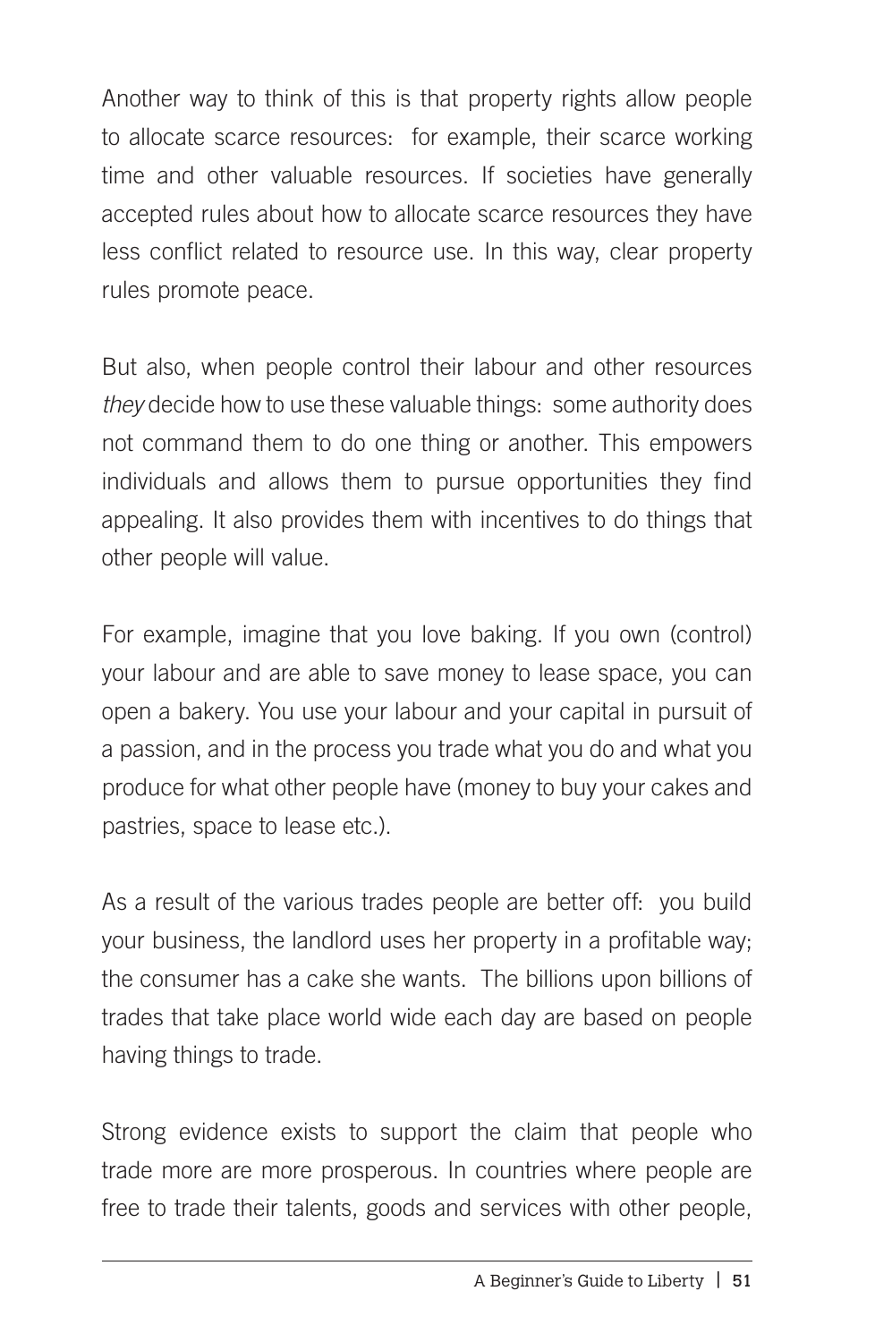Another way to think of this is that property rights allow people to allocate scarce resources: for example, their scarce working time and other valuable resources. If societies have generally accepted rules about how to allocate scarce resources they have less conflict related to resource use. In this way, clear property rules promote peace.

But also, when people control their labour and other resources *they* decide how to use these valuable things: some authority does not command them to do one thing or another. This empowers individuals and allows them to pursue opportunities they find appealing. It also provides them with incentives to do things that other people will value.

For example, imagine that you love baking. If you own (control) your labour and are able to save money to lease space, you can open a bakery. You use your labour and your capital in pursuit of a passion, and in the process you trade what you do and what you produce for what other people have (money to buy your cakes and pastries, space to lease etc.).

As a result of the various trades people are better off: you build your business, the landlord uses her property in a profitable way; the consumer has a cake she wants. The billions upon billions of trades that take place world wide each day are based on people having things to trade.

Strong evidence exists to support the claim that people who trade more are more prosperous. In countries where people are free to trade their talents, goods and services with other people,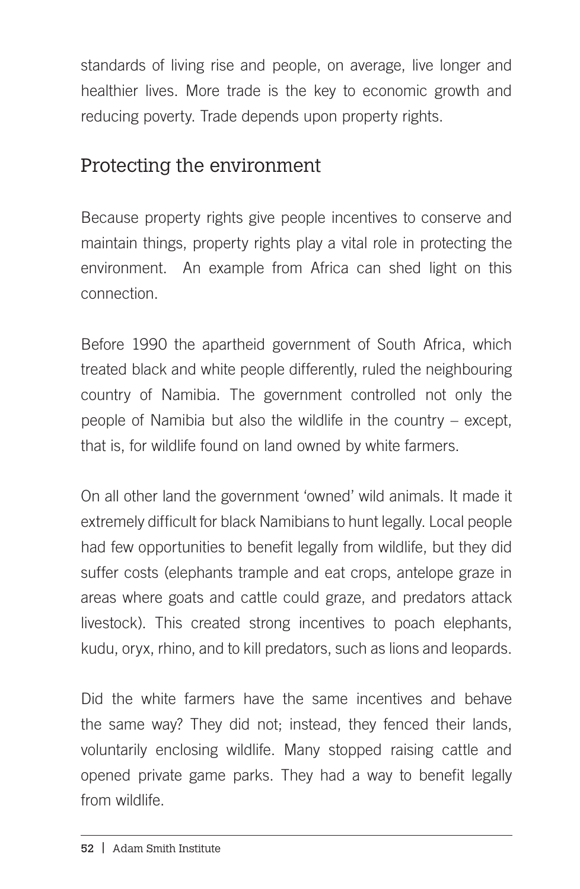standards of living rise and people, on average, live longer and healthier lives. More trade is the key to economic growth and reducing poverty. Trade depends upon property rights.

## Protecting the environment

Because property rights give people incentives to conserve and maintain things, property rights play a vital role in protecting the environment. An example from Africa can shed light on this connection.

Before 1990 the apartheid government of South Africa, which treated black and white people differently, ruled the neighbouring country of Namibia. The government controlled not only the people of Namibia but also the wildlife in the country – except, that is, for wildlife found on land owned by white farmers.

On all other land the government 'owned' wild animals. It made it extremely difficult for black Namibians to hunt legally. Local people had few opportunities to benefit legally from wildlife, but they did suffer costs (elephants trample and eat crops, antelope graze in areas where goats and cattle could graze, and predators attack livestock). This created strong incentives to poach elephants, kudu, oryx, rhino, and to kill predators, such as lions and leopards.

Did the white farmers have the same incentives and behave the same way? They did not; instead, they fenced their lands, voluntarily enclosing wildlife. Many stopped raising cattle and opened private game parks. They had a way to benefit legally from wildlife.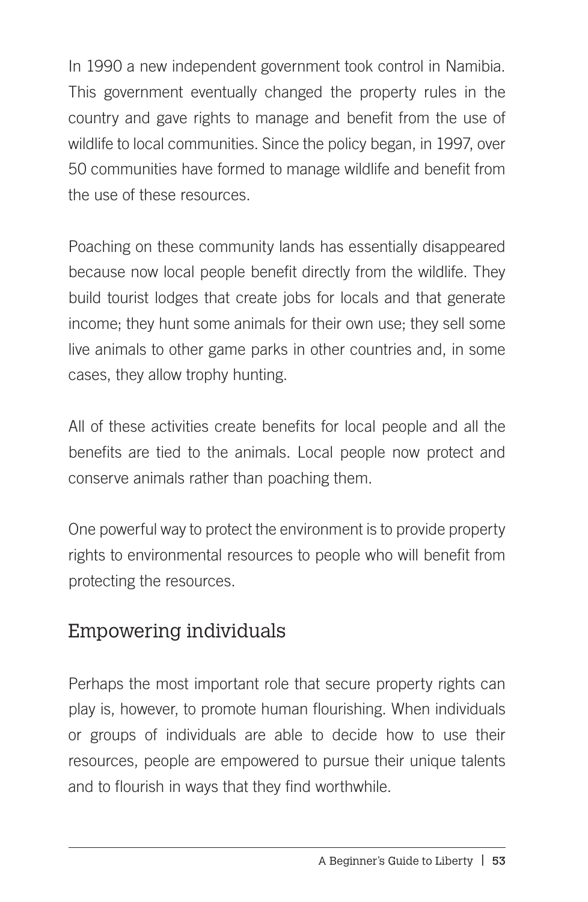In 1990 a new independent government took control in Namibia. This government eventually changed the property rules in the country and gave rights to manage and benefit from the use of wildlife to local communities. Since the policy began, in 1997, over 50 communities have formed to manage wildlife and benefit from the use of these resources.

Poaching on these community lands has essentially disappeared because now local people benefit directly from the wildlife. They build tourist lodges that create jobs for locals and that generate income; they hunt some animals for their own use; they sell some live animals to other game parks in other countries and, in some cases, they allow trophy hunting.

All of these activities create benefits for local people and all the benefits are tied to the animals. Local people now protect and conserve animals rather than poaching them.

One powerful way to protect the environment is to provide property rights to environmental resources to people who will benefit from protecting the resources.

## Empowering individuals

Perhaps the most important role that secure property rights can play is, however, to promote human flourishing. When individuals or groups of individuals are able to decide how to use their resources, people are empowered to pursue their unique talents and to flourish in ways that they find worthwhile.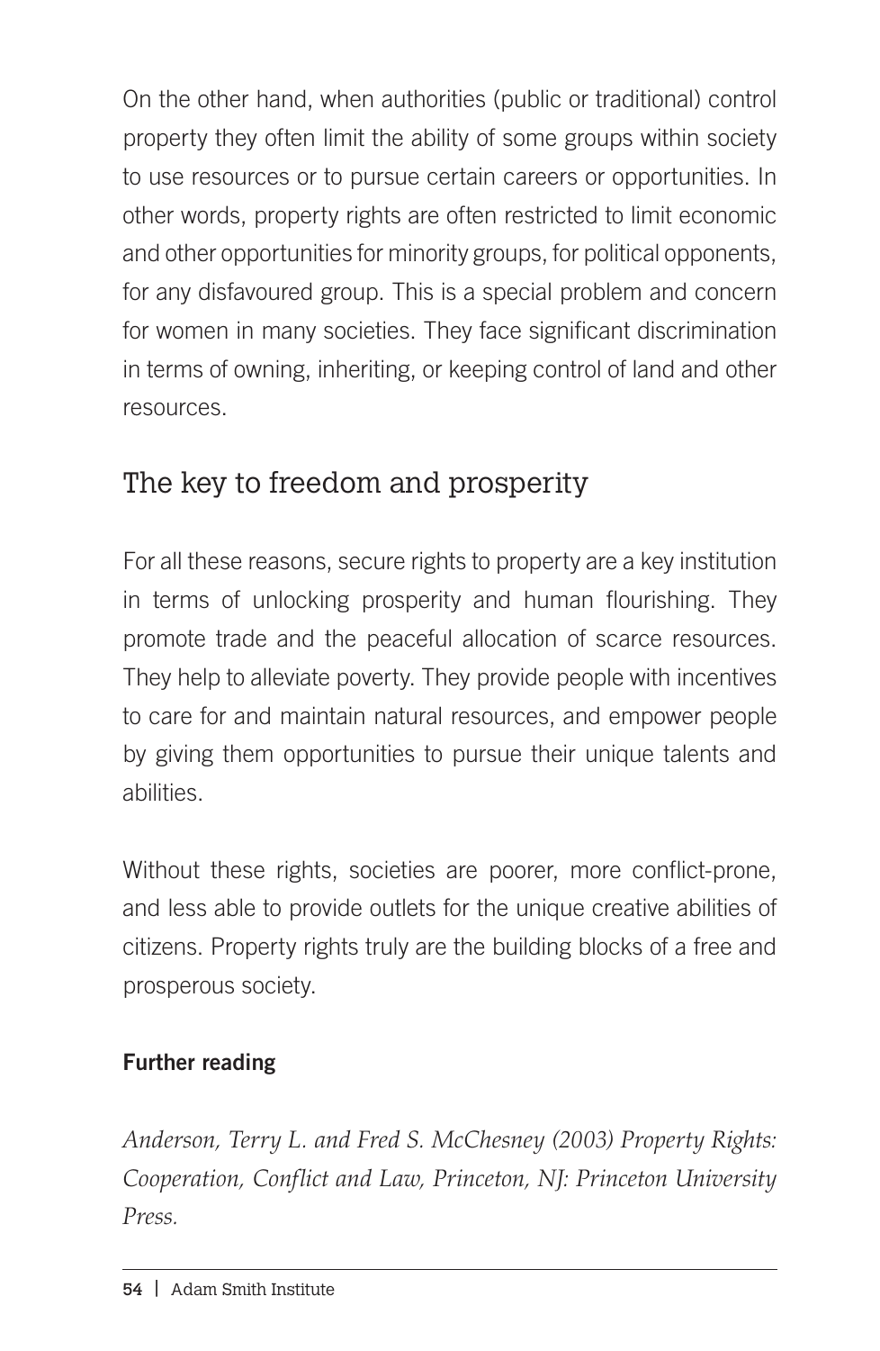On the other hand, when authorities (public or traditional) control property they often limit the ability of some groups within society to use resources or to pursue certain careers or opportunities. In other words, property rights are often restricted to limit economic and other opportunities for minority groups, for political opponents, for any disfavoured group. This is a special problem and concern for women in many societies. They face significant discrimination in terms of owning, inheriting, or keeping control of land and other resources.

## The key to freedom and prosperity

For all these reasons, secure rights to property are a key institution in terms of unlocking prosperity and human flourishing. They promote trade and the peaceful allocation of scarce resources. They help to alleviate poverty. They provide people with incentives to care for and maintain natural resources, and empower people by giving them opportunities to pursue their unique talents and abilities.

Without these rights, societies are poorer, more conflict-prone, and less able to provide outlets for the unique creative abilities of citizens. Property rights truly are the building blocks of a free and prosperous society.

**Further reading**

*Anderson, Terry L. and Fred S. McChesney (2003) Property Rights: Cooperation, Conflict and Law, Princeton, NJ: Princeton University Press.*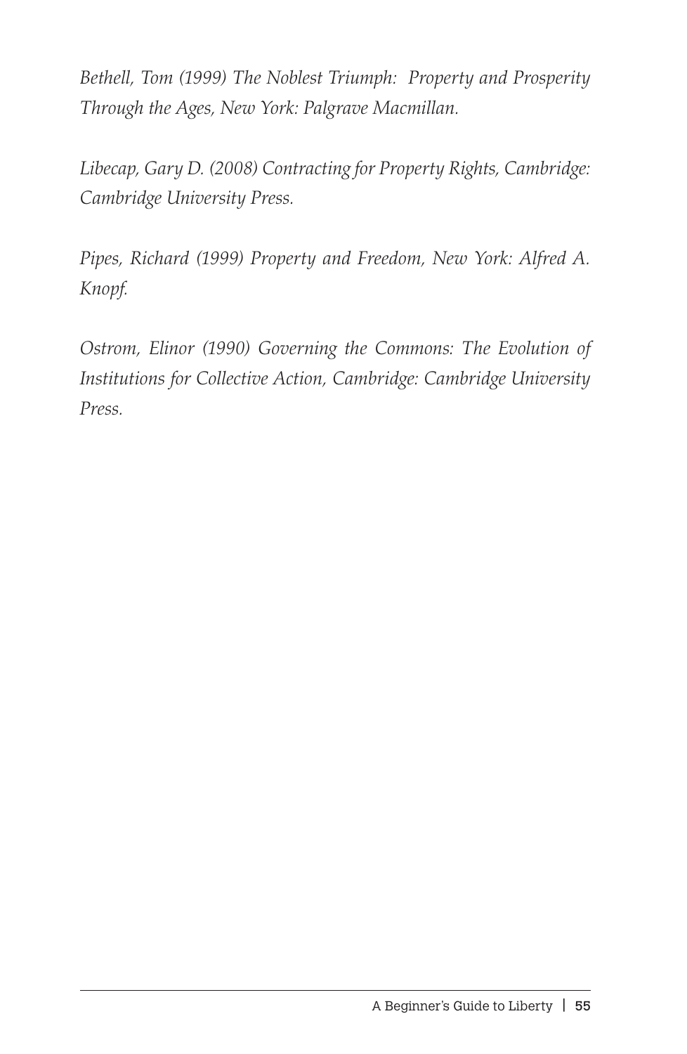*Bethell, Tom (1999) The Noblest Triumph: Property and Prosperity Through the Ages, New York: Palgrave Macmillan.*

*Libecap, Gary D. (2008) Contracting for Property Rights, Cambridge: Cambridge University Press.*

*Pipes, Richard (1999) Property and Freedom, New York: Alfred A. Knopf.*

*Ostrom, Elinor (1990) Governing the Commons: The Evolution of Institutions for Collective Action, Cambridge: Cambridge University Press.*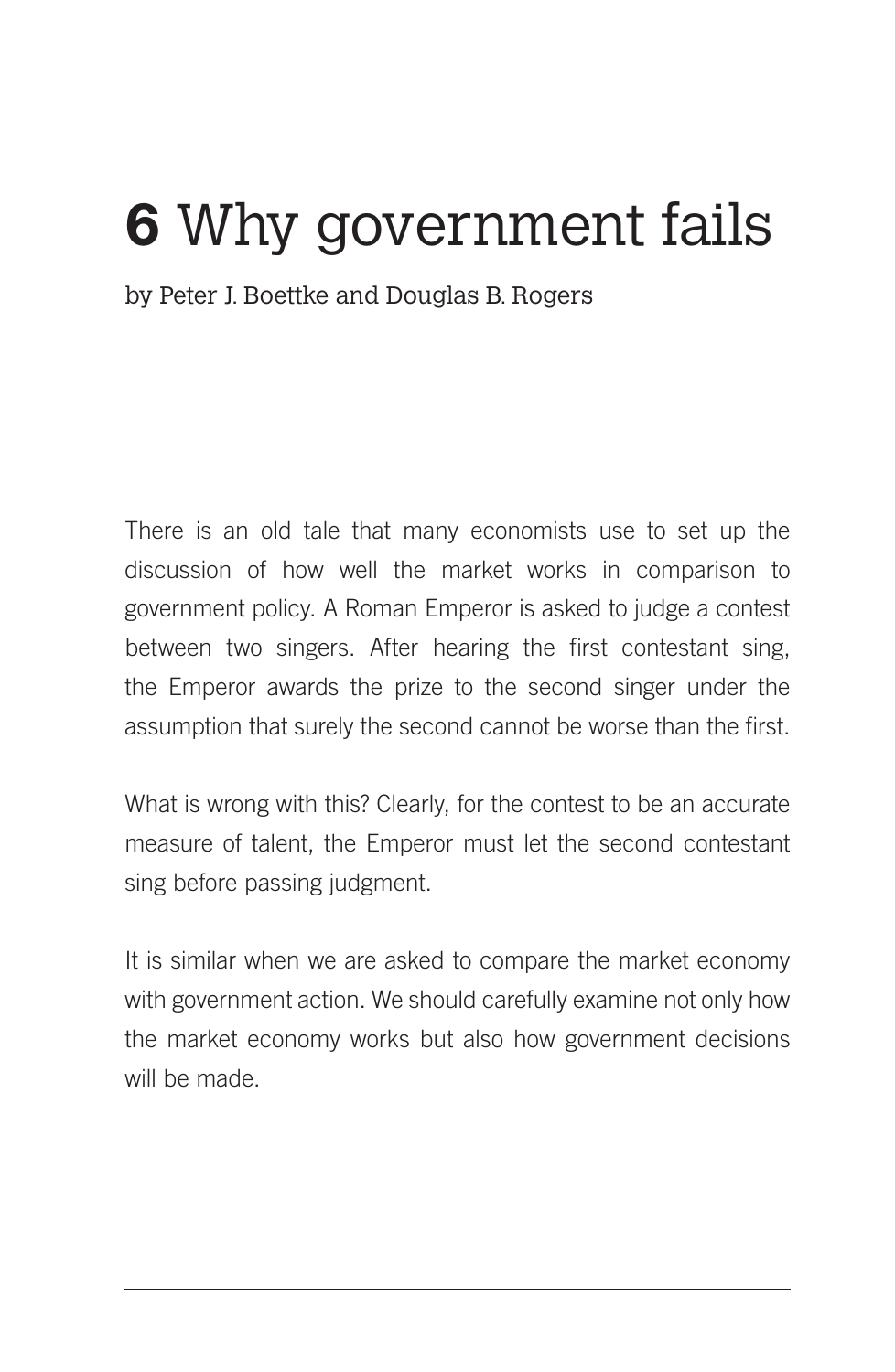# 6 Why government fails

by Peter J. Boettke and Douglas B. Rogers

There is an old tale that many economists use to set up the discussion of how well the market works in comparison to government policy. A Roman Emperor is asked to judge a contest between two singers. After hearing the first contestant sing, the Emperor awards the prize to the second singer under the assumption that surely the second cannot be worse than the first.

What is wrong with this? Clearly, for the contest to be an accurate measure of talent, the Emperor must let the second contestant sing before passing judgment.

It is similar when we are asked to compare the market economy with government action. We should carefully examine not only how the market economy works but also how government decisions will be made.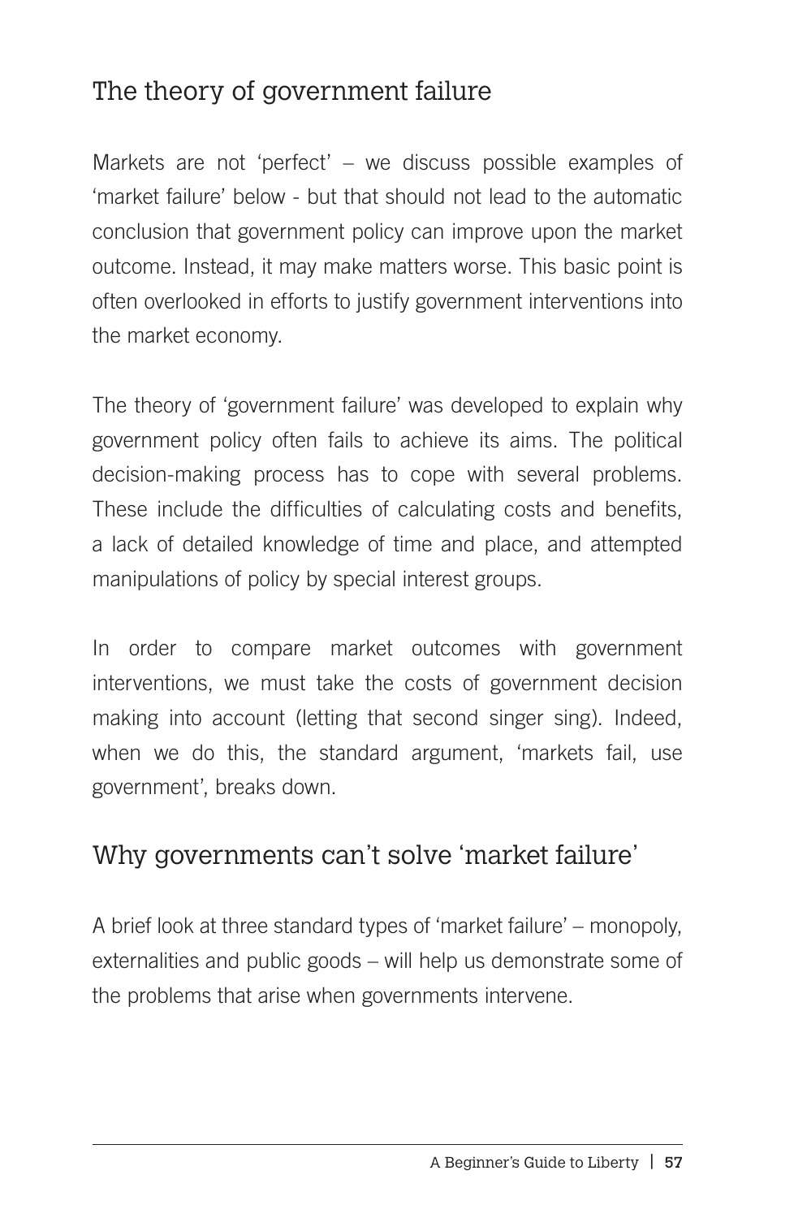## The theory of government failure

Markets are not 'perfect' – we discuss possible examples of 'market failure' below - but that should not lead to the automatic conclusion that government policy can improve upon the market outcome. Instead, it may make matters worse. This basic point is often overlooked in efforts to justify government interventions into the market economy.

The theory of 'government failure' was developed to explain why government policy often fails to achieve its aims. The political decision-making process has to cope with several problems. These include the difficulties of calculating costs and benefits, a lack of detailed knowledge of time and place, and attempted manipulations of policy by special interest groups.

In order to compare market outcomes with government interventions, we must take the costs of government decision making into account (letting that second singer sing). Indeed, when we do this, the standard argument, 'markets fail, use government', breaks down.

## Why governments can't solve 'market failure'

A brief look at three standard types of 'market failure' – monopoly, externalities and public goods – will help us demonstrate some of the problems that arise when governments intervene.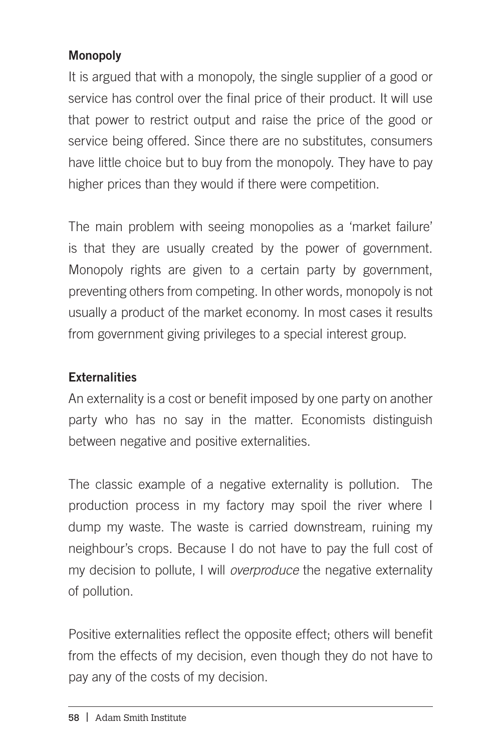### Monopoly

It is argued that with a monopoly, the single supplier of a good or service has control over the final price of their product. It will use that power to restrict output and raise the price of the good or service being offered. Since there are no substitutes, consumers have little choice but to buy from the monopoly. They have to pay higher prices than they would if there were competition.

The main problem with seeing monopolies as a 'market failure' is that they are usually created by the power of government. Monopoly rights are given to a certain party by government, preventing others from competing. In other words, monopoly is not usually a product of the market economy. In most cases it results from government giving privileges to a special interest group.

### Externalities

An externality is a cost or benefit imposed by one party on another party who has no say in the matter. Economists distinguish between negative and positive externalities.

The classic example of a negative externality is pollution. The production process in my factory may spoil the river where I dump my waste. The waste is carried downstream, ruining my neighbour's crops. Because I do not have to pay the full cost of my decision to pollute, I will *overproduce* the negative externality of pollution.

Positive externalities reflect the opposite effect; others will benefit from the effects of my decision, even though they do not have to pay any of the costs of my decision.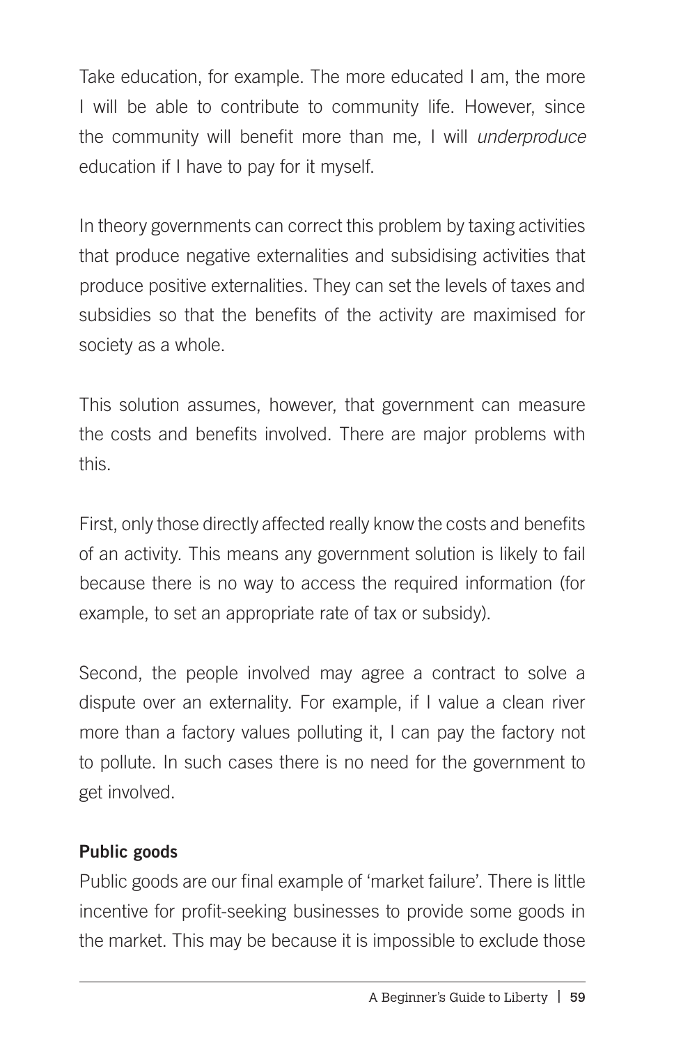Take education, for example. The more educated I am, the more I will be able to contribute to community life. However, since the community will benefit more than me, I will *underproduce* education if I have to pay for it myself.

In theory governments can correct this problem by taxing activities that produce negative externalities and subsidising activities that produce positive externalities. They can set the levels of taxes and subsidies so that the benefits of the activity are maximised for society as a whole.

This solution assumes, however, that government can measure the costs and benefits involved. There are major problems with this.

First, only those directly affected really know the costs and benefits of an activity. This means any government solution is likely to fail because there is no way to access the required information (for example, to set an appropriate rate of tax or subsidy).

Second, the people involved may agree a contract to solve a dispute over an externality. For example, if I value a clean river more than a factory values polluting it, I can pay the factory not to pollute. In such cases there is no need for the government to get involved.

**Public goods**

Public goods are our final example of 'market failure'. There is little incentive for profit-seeking businesses to provide some goods in the market. This may be because it is impossible to exclude those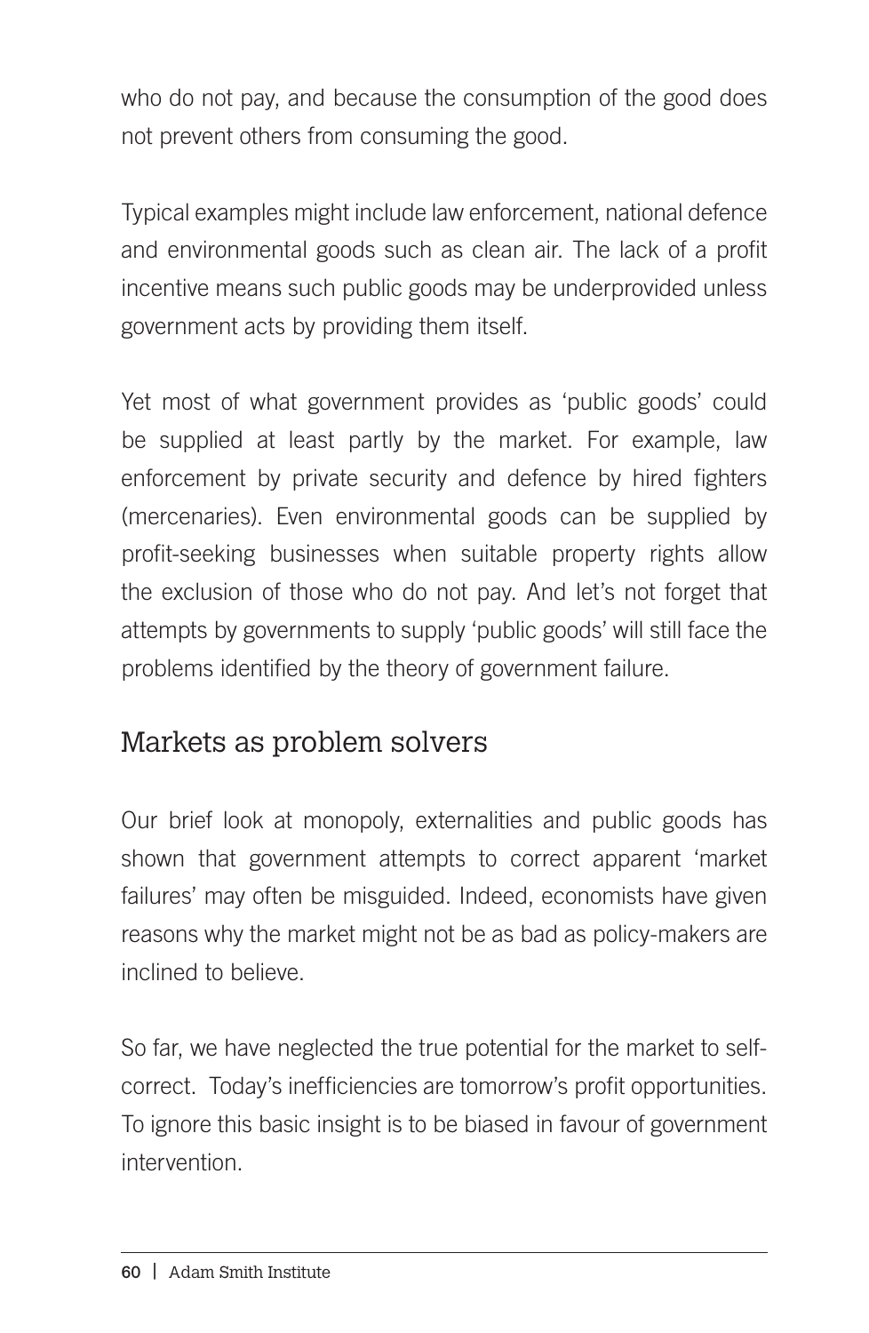who do not pay, and because the consumption of the good does not prevent others from consuming the good.

Typical examples might include law enforcement, national defence and environmental goods such as clean air. The lack of a profit incentive means such public goods may be underprovided unless government acts by providing them itself.

Yet most of what government provides as 'public goods' could be supplied at least partly by the market. For example, law enforcement by private security and defence by hired fighters (mercenaries). Even environmental goods can be supplied by profit-seeking businesses when suitable property rights allow the exclusion of those who do not pay. And let's not forget that attempts by governments to supply 'public goods' will still face the problems identified by the theory of government failure.

## Markets as problem solvers

Our brief look at monopoly, externalities and public goods has shown that government attempts to correct apparent 'market failures' may often be misguided. Indeed, economists have given reasons why the market might not be as bad as policy-makers are inclined to believe.

So far, we have neglected the true potential for the market to self-correct. Today's inefficiencies are tomorrow's profit opportunities. To ignore this basic insight is to be biased in favour of government intervention.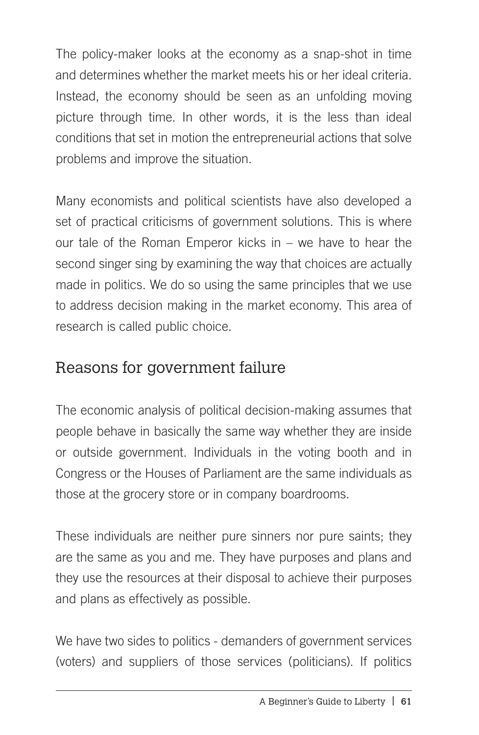The policy-maker looks at the economy as a snap-shot in time and determines whether the market meets his or her ideal criteria. Instead, the economy should be seen as an unfolding moving picture through time. In other words, it is the less than ideal conditions that set in motion the entrepreneurial actions that solve problems and improve the situation.

Many economists and political scientists have also developed a set of practical criticisms of government solutions. This is where our tale of the Roman Emperor kicks in – we have to hear the second singer sing by examining the way that choices are actually made in politics. We do so using the same principles that we use to address decision making in the market economy. This area of research is called public choice.

## Reasons for government failure

The economic analysis of political decision-making assumes that people behave in basically the same way whether they are inside or outside government. Individuals in the voting booth and in Congress or the Houses of Parliament are the same individuals as those at the grocery store or in company boardrooms.

These individuals are neither pure sinners nor pure saints; they are the same as you and me. They have purposes and plans and they use the resources at their disposal to achieve their purposes and plans as effectively as possible.

We have two sides to politics - demanders of government services (voters) and suppliers of those services (politicians). If politics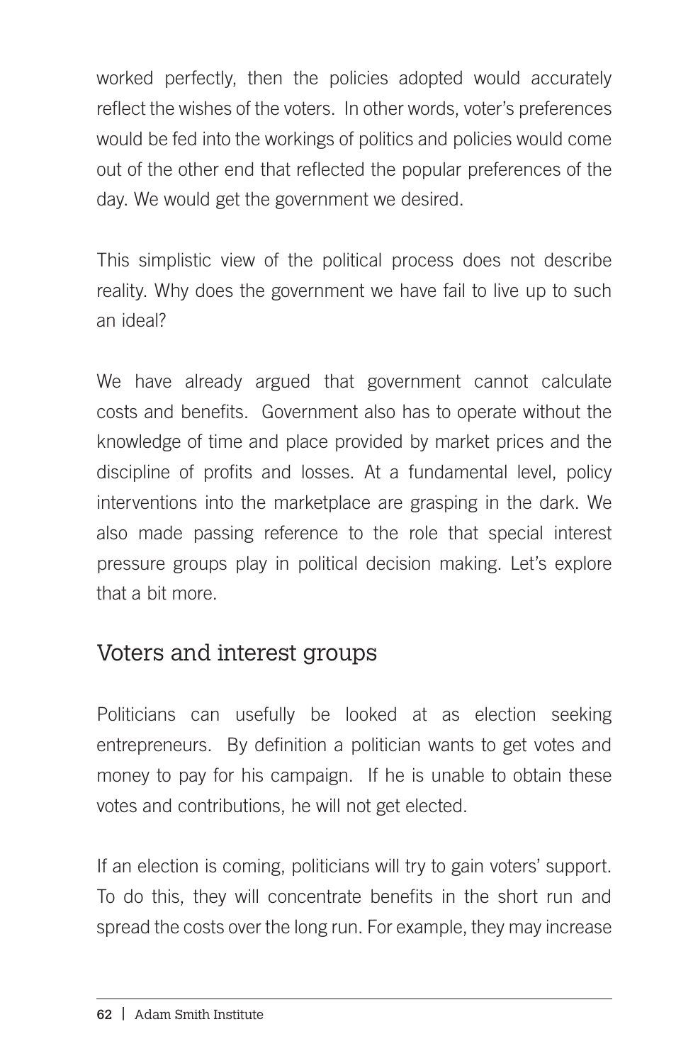worked perfectly, then the policies adopted would accurately reflect the wishes of the voters. In other words, voter's preferences would be fed into the workings of politics and policies would come out of the other end that reflected the popular preferences of the day. We would get the government we desired.

This simplistic view of the political process does not describe reality. Why does the government we have fail to live up to such an ideal?

We have already argued that government cannot calculate costs and benefits. Government also has to operate without the knowledge of time and place provided by market prices and the discipline of profits and losses. At a fundamental level, policy interventions into the marketplace are grasping in the dark. We also made passing reference to the role that special interest pressure groups play in political decision making. Let's explore that a bit more.

## Voters and interest groups

Politicians can usefully be looked at as election seeking entrepreneurs. By definition a politician wants to get votes and money to pay for his campaign. If he is unable to obtain these votes and contributions, he will not get elected.

If an election is coming, politicians will try to gain voters' support. To do this, they will concentrate benefits in the short run and spread the costs over the long run. For example, they may increase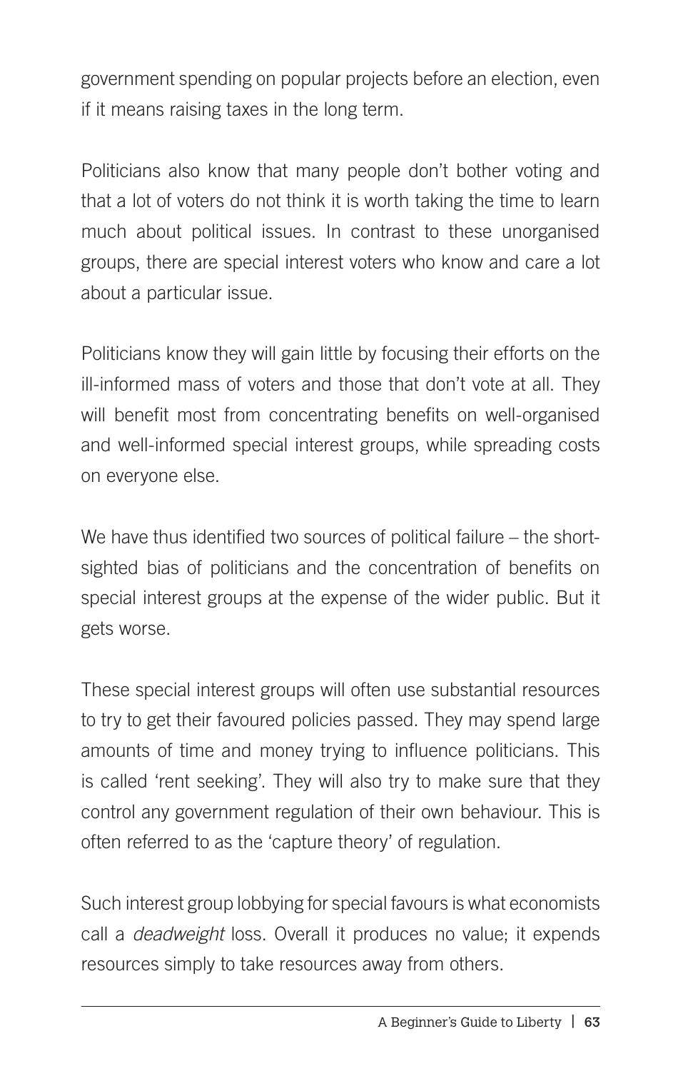government spending on popular projects before an election, even if it means raising taxes in the long term.

Politicians also know that many people don't bother voting and that a lot of voters do not think it is worth taking the time to learn much about political issues. In contrast to these unorganised groups, there are special interest voters who know and care a lot about a particular issue.

Politicians know they will gain little by focusing their efforts on the ill-informed mass of voters and those that don't vote at all. They will benefit most from concentrating benefits on well-organised and well-informed special interest groups, while spreading costs on everyone else.

We have thus identified two sources of political failure – the short-sighted bias of politicians and the concentration of benefits on special interest groups at the expense of the wider public. But it gets worse.

These special interest groups will often use substantial resources to try to get their favoured policies passed. They may spend large amounts of time and money trying to influence politicians. This is called 'rent seeking'. They will also try to make sure that they control any government regulation of their own behaviour. This is often referred to as the 'capture theory' of regulation.

Such interest group lobbying for special favours is what economists call a *deadweight* loss. Overall it produces no value; it expends resources simply to take resources away from others.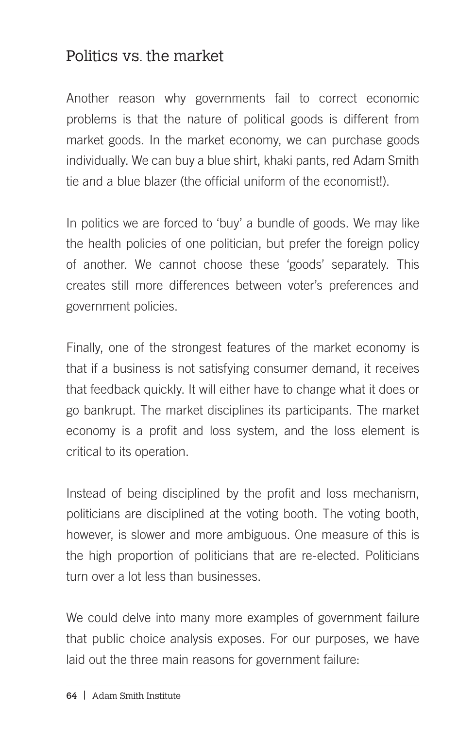## Politics vs. the market

Another reason why governments fail to correct economic problems is that the nature of political goods is different from market goods. In the market economy, we can purchase goods individually. We can buy a blue shirt, khaki pants, red Adam Smith tie and a blue blazer (the official uniform of the economist!).

In politics we are forced to 'buy' a bundle of goods. We may like the health policies of one politician, but prefer the foreign policy of another. We cannot choose these 'goods' separately. This creates still more differences between voter's preferences and government policies.

Finally, one of the strongest features of the market economy is that if a business is not satisfying consumer demand, it receives that feedback quickly. It will either have to change what it does or go bankrupt. The market disciplines its participants. The market economy is a profit and loss system, and the loss element is critical to its operation.

Instead of being disciplined by the profit and loss mechanism, politicians are disciplined at the voting booth. The voting booth, however, is slower and more ambiguous. One measure of this is the high proportion of politicians that are re-elected. Politicians turn over a lot less than businesses.

We could delve into many more examples of government failure that public choice analysis exposes. For our purposes, we have laid out the three main reasons for government failure: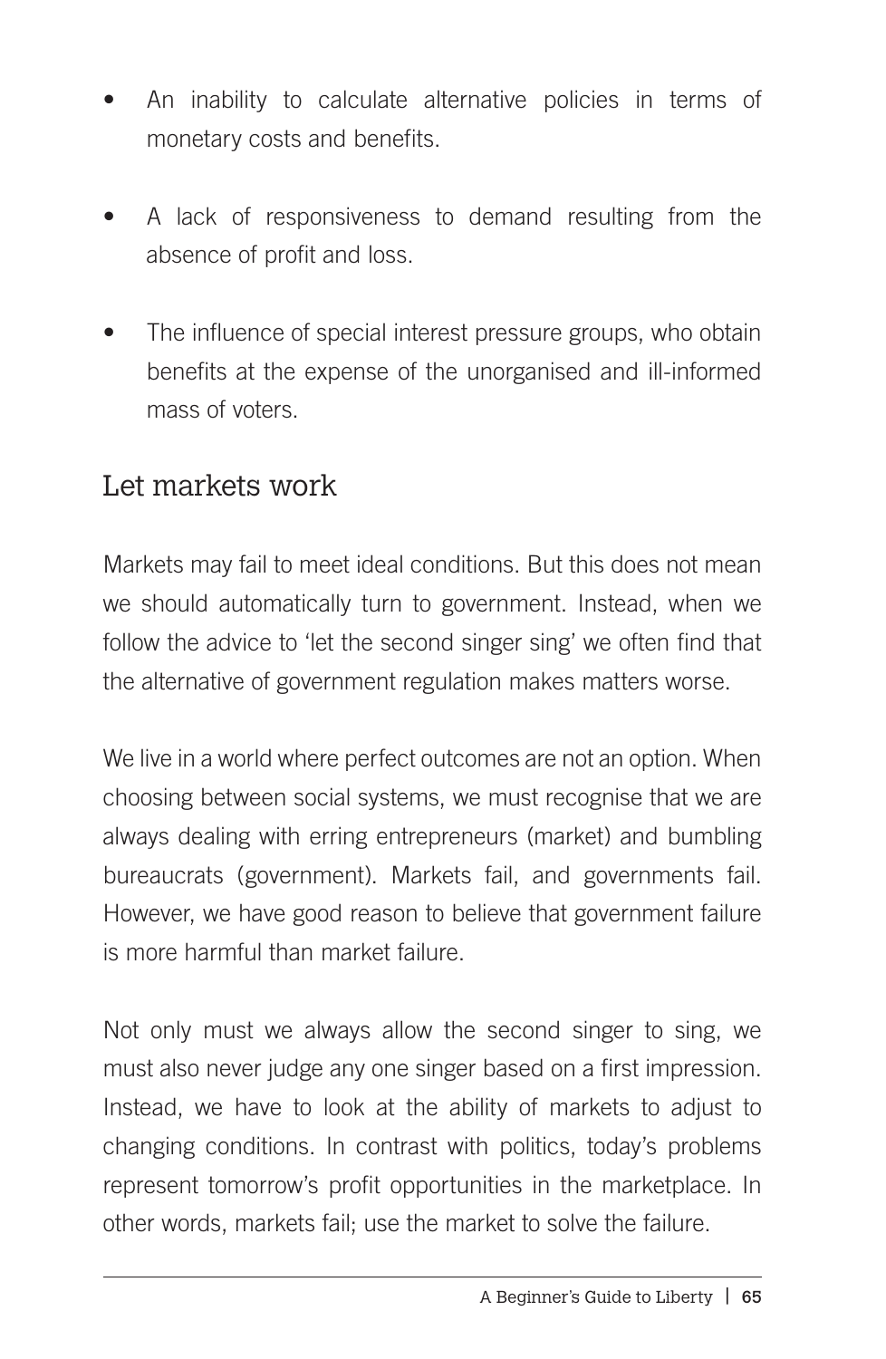- An inability to calculate alternative policies in terms of monetary costs and benefits.
- A lack of responsiveness to demand resulting from the absence of profit and loss.
- The influence of special interest pressure groups, who obtain benefits at the expense of the unorganised and ill-informed mass of voters.

## Let markets work

Markets may fail to meet ideal conditions. But this does not mean we should automatically turn to government. Instead, when we follow the advice to 'let the second singer sing' we often find that the alternative of government regulation makes matters worse.

We live in a world where perfect outcomes are not an option. When choosing between social systems, we must recognise that we are always dealing with erring entrepreneurs (market) and bumbling bureaucrats (government). Markets fail, and governments fail. However, we have good reason to believe that government failure is more harmful than market failure.

Not only must we always allow the second singer to sing, we must also never judge any one singer based on a first impression. Instead, we have to look at the ability of markets to adjust to changing conditions. In contrast with politics, today's problems represent tomorrow's profit opportunities in the marketplace. In other words, markets fail; use the market to solve the failure.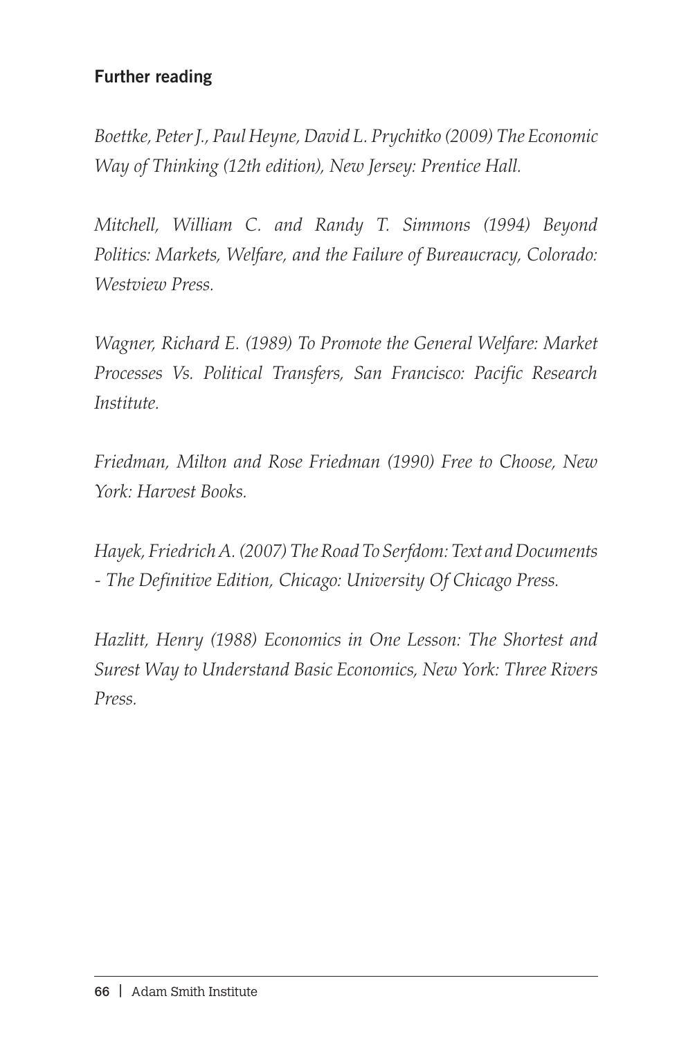### Further reading

*Boettke, Peter J., Paul Heyne, David L. Prychitko (2009) The Economic Way of Thinking (12th edition), New Jersey: Prentice Hall.*

*Mitchell, William C. and Randy T. Simmons (1994) Beyond Politics: Markets, Welfare, and the Failure of Bureaucracy, Colorado: Westview Press.*

*Wagner, Richard E. (1989) To Promote the General Welfare: Market Processes Vs. Political Transfers, San Francisco: Pacific Research Institute.*

*Friedman, Milton and Rose Friedman (1990) Free to Choose, New York: Harvest Books.*

*Hayek, Friedrich A. (2007) The Road To Serfdom: Text and Documents - The Definitive Edition, Chicago: University Of Chicago Press.*

*Hazlitt, Henry (1988) Economics in One Lesson: The Shortest and Surest Way to Understand Basic Economics, New York: Three Rivers Press.*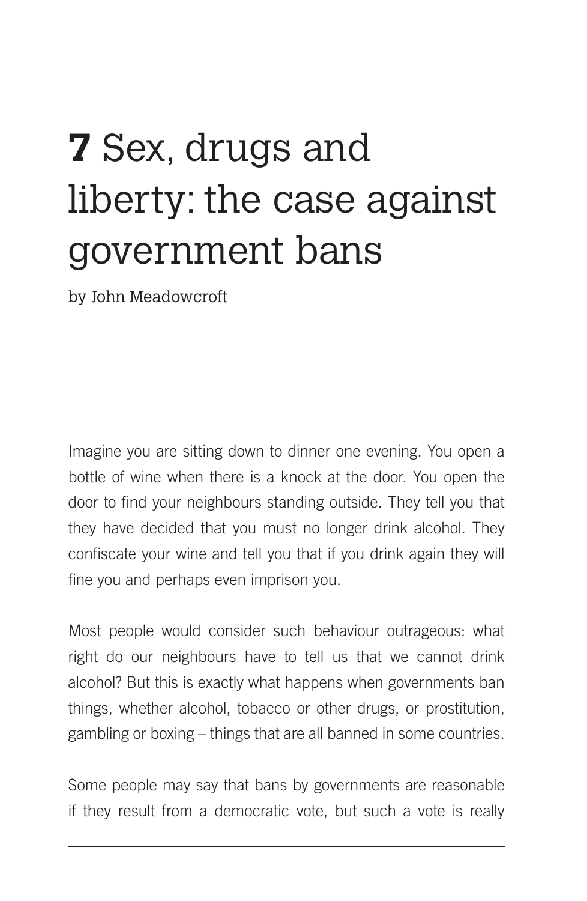# **7** Sex, drugs and liberty: the case against government bans

by John Meadowcroft

Imagine you are sitting down to dinner one evening. You open a bottle of wine when there is a knock at the door. You open the door to find your neighbours standing outside. They tell you that they have decided that you must no longer drink alcohol. They confiscate your wine and tell you that if you drink again they will fine you and perhaps even imprison you.

Most people would consider such behaviour outrageous: what right do our neighbours have to tell us that we cannot drink alcohol? But this is exactly what happens when governments ban things, whether alcohol, tobacco or other drugs, or prostitution, gambling or boxing – things that are all banned in some countries.

Some people may say that bans by governments are reasonable if they result from a democratic vote, but such a vote is really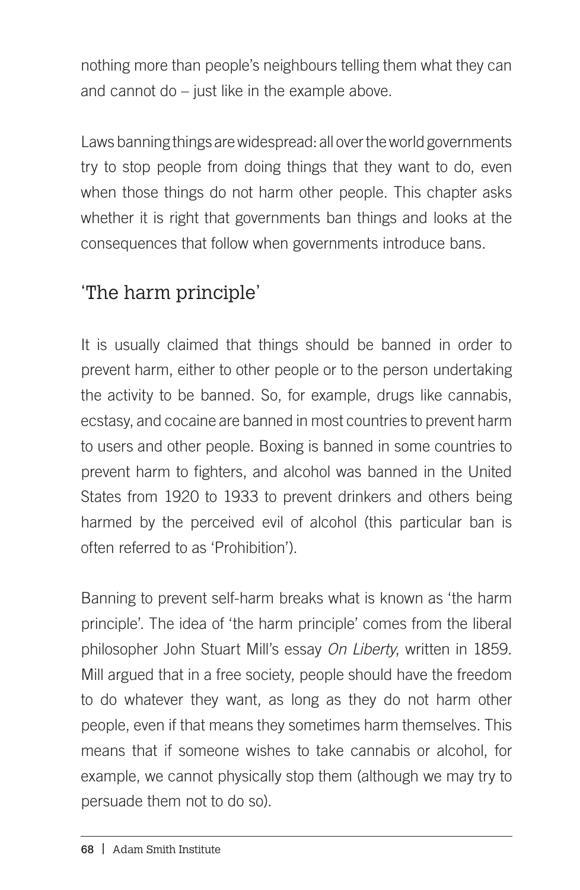nothing more than people's neighbours telling them what they can and cannot do – just like in the example above.

Laws banning things are widespread: all over the world governments try to stop people from doing things that they want to do, even when those things do not harm other people. This chapter asks whether it is right that governments ban things and looks at the consequences that follow when governments introduce bans.

## 'The harm principle'

It is usually claimed that things should be banned in order to prevent harm, either to other people or to the person undertaking the activity to be banned. So, for example, drugs like cannabis, ecstasy, and cocaine are banned in most countries to prevent harm to users and other people. Boxing is banned in some countries to prevent harm to fighters, and alcohol was banned in the United States from 1920 to 1933 to prevent drinkers and others being harmed by the perceived evil of alcohol (this particular ban is often referred to as 'Prohibition').

Banning to prevent self-harm breaks what is known as 'the harm principle'. The idea of 'the harm principle' comes from the liberal philosopher John Stuart Mill's essay *On Liberty*, written in 1859. Mill argued that in a free society, people should have the freedom to do whatever they want, as long as they do not harm other people, even if that means they sometimes harm themselves. This means that if someone wishes to take cannabis or alcohol, for example, we cannot physically stop them (although we may try to persuade them not to do so).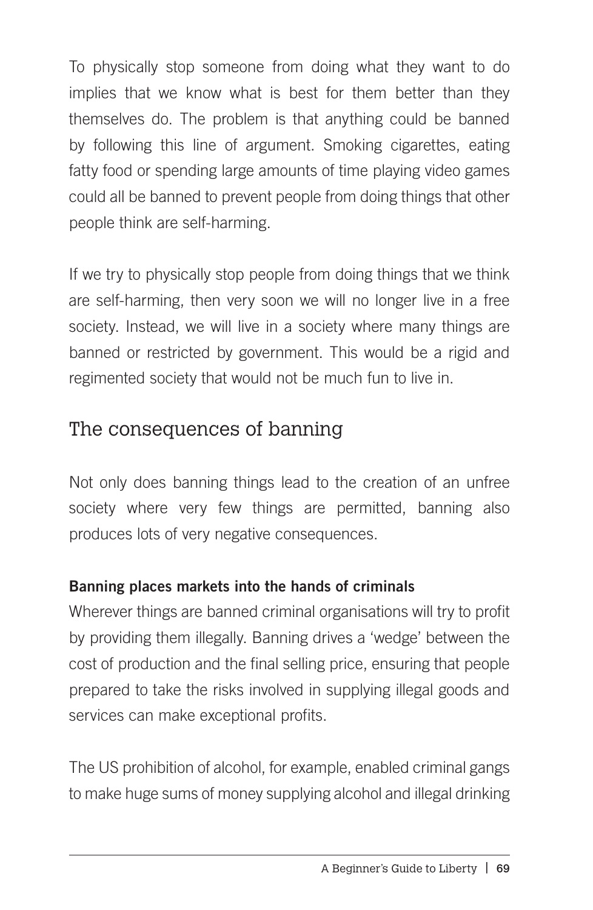To physically stop someone from doing what they want to do implies that we know what is best for them better than they themselves do. The problem is that anything could be banned by following this line of argument. Smoking cigarettes, eating fatty food or spending large amounts of time playing video games could all be banned to prevent people from doing things that other people think are self-harming.

If we try to physically stop people from doing things that we think are self-harming, then very soon we will no longer live in a free society. Instead, we will live in a society where many things are banned or restricted by government. This would be a rigid and regimented society that would not be much fun to live in.

## The consequences of banning

Not only does banning things lead to the creation of an unfree society where very few things are permitted, banning also produces lots of very negative consequences.

**Banning places markets into the hands of criminals**

Wherever things are banned criminal organisations will try to profit by providing them illegally. Banning drives a 'wedge' between the cost of production and the final selling price, ensuring that people prepared to take the risks involved in supplying illegal goods and services can make exceptional profits.

The US prohibition of alcohol, for example, enabled criminal gangs to make huge sums of money supplying alcohol and illegal drinking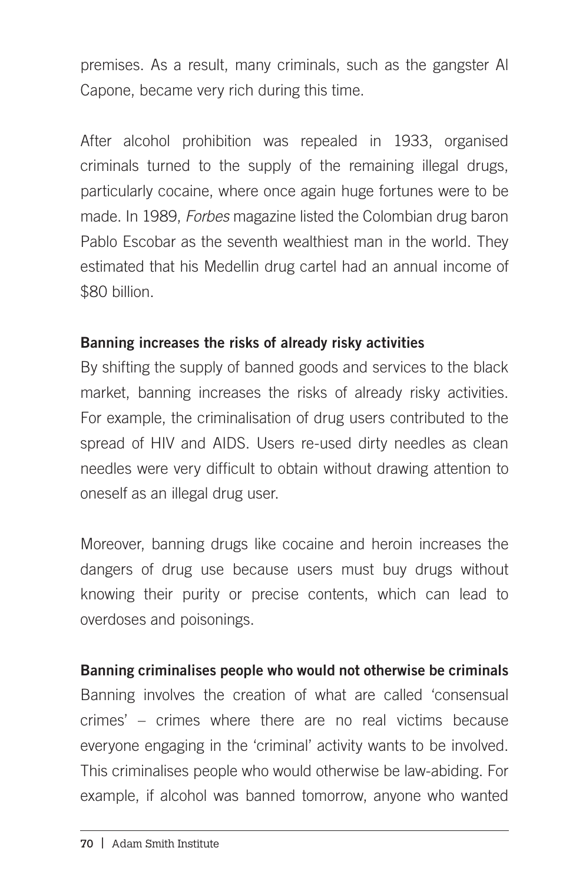premises. As a result, many criminals, such as the gangster Al Capone, became very rich during this time.

After alcohol prohibition was repealed in 1933, organised criminals turned to the supply of the remaining illegal drugs, particularly cocaine, where once again huge fortunes were to be made. In 1989, *Forbes* magazine listed the Colombian drug baron Pablo Escobar as the seventh wealthiest man in the world. They estimated that his Medellin drug cartel had an annual income of $80 billion.

**Banning increases the risks of already risky activities**

By shifting the supply of banned goods and services to the black market, banning increases the risks of already risky activities. For example, the criminalisation of drug users contributed to the spread of HIV and AIDS. Users re-used dirty needles as clean needles were very difficult to obtain without drawing attention to oneself as an illegal drug user.

Moreover, banning drugs like cocaine and heroin increases the dangers of drug use because users must buy drugs without knowing their purity or precise contents, which can lead to overdoses and poisonings.

**Banning criminalises people who would not otherwise be criminals**

Banning involves the creation of what are called 'consensual crimes' – crimes where there are no real victims because everyone engaging in the 'criminal' activity wants to be involved. This criminalises people who would otherwise be law-abiding. For example, if alcohol was banned tomorrow, anyone who wanted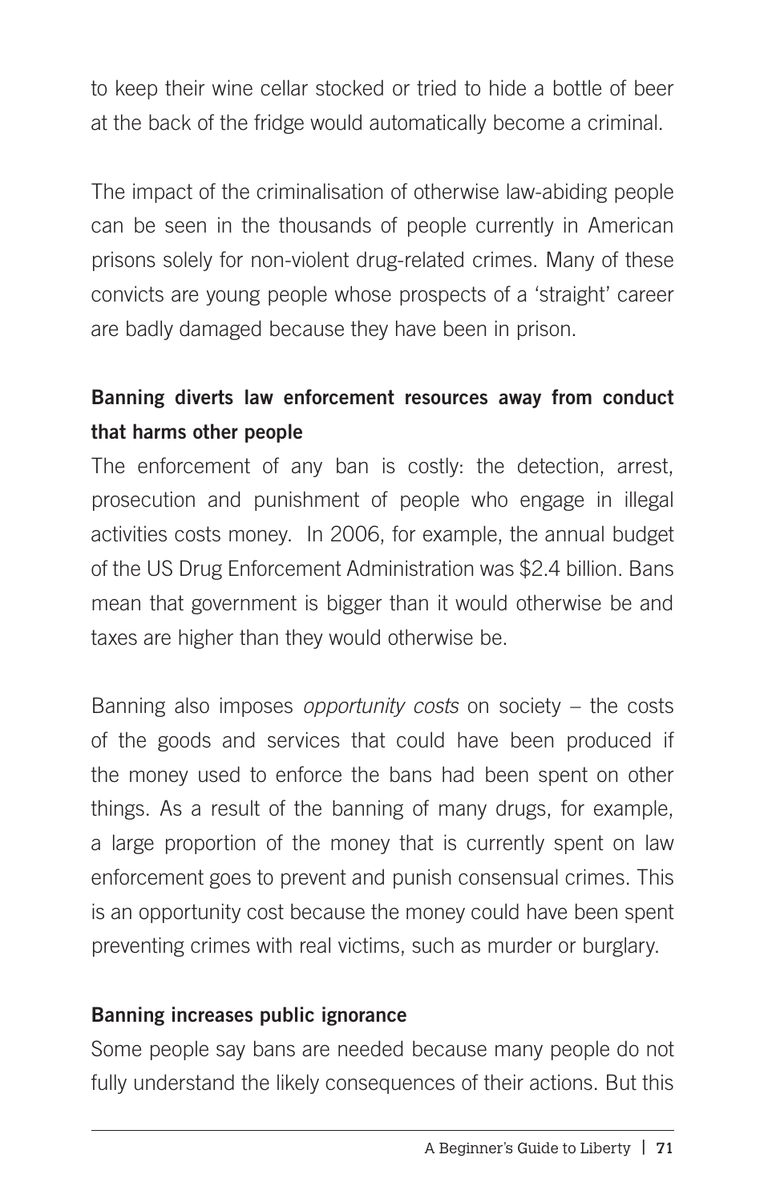to keep their wine cellar stocked or tried to hide a bottle of beer at the back of the fridge would automatically become a criminal.

The impact of the criminalisation of otherwise law-abiding people can be seen in the thousands of people currently in American prisons solely for non-violent drug-related crimes. Many of these convicts are young people whose prospects of a 'straight' career are badly damaged because they have been in prison.

**Banning diverts law enforcement resources away from conduct that harms other people**

The enforcement of any ban is costly: the detection, arrest, prosecution and punishment of people who engage in illegal activities costs money. In 2006, for example, the annual budget of the US Drug Enforcement Administration was $2.4 billion. Bans mean that government is bigger than it would otherwise be and taxes are higher than they would otherwise be.

Banning also imposes *opportunity costs* on society – the costs of the goods and services that could have been produced if the money used to enforce the bans had been spent on other things. As a result of the banning of many drugs, for example, a large proportion of the money that is currently spent on law enforcement goes to prevent and punish consensual crimes. This is an opportunity cost because the money could have been spent preventing crimes with real victims, such as murder or burglary.

**Banning increases public ignorance**

Some people say bans are needed because many people do not fully understand the likely consequences of their actions. But this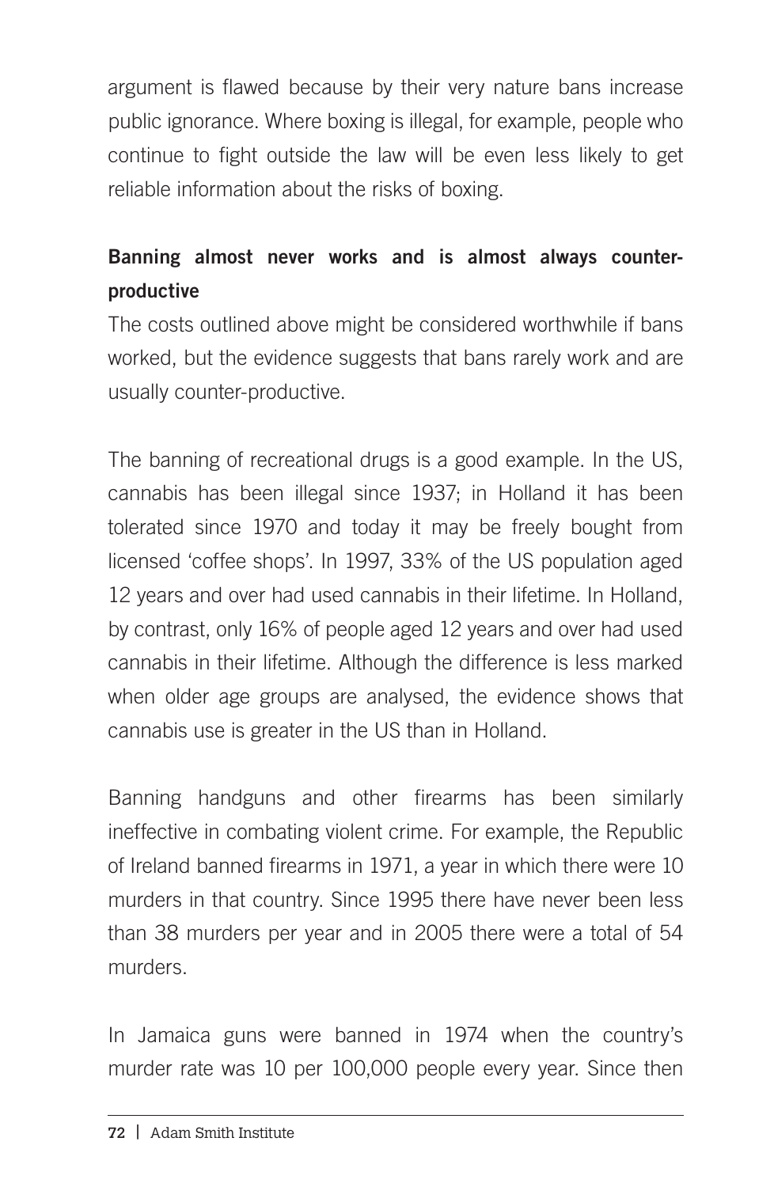argument is flawed because by their very nature bans increase public ignorance. Where boxing is illegal, for example, people who continue to fight outside the law will be even less likely to get reliable information about the risks of boxing.

**Banning almost never works and is almost always counter-productive**

The costs outlined above might be considered worthwhile if bans worked, but the evidence suggests that bans rarely work and are usually counter-productive.

The banning of recreational drugs is a good example. In the US, cannabis has been illegal since 1937; in Holland it has been tolerated since 1970 and today it may be freely bought from licensed 'coffee shops'. In 1997, 33% of the US population aged 12 years and over had used cannabis in their lifetime. In Holland, by contrast, only 16% of people aged 12 years and over had used cannabis in their lifetime. Although the difference is less marked when older age groups are analysed, the evidence shows that cannabis use is greater in the US than in Holland.

Banning handguns and other firearms has been similarly ineffective in combating violent crime. For example, the Republic of Ireland banned firearms in 1971, a year in which there were 10 murders in that country. Since 1995 there have never been less than 38 murders per year and in 2005 there were a total of 54 murders.

In Jamaica guns were banned in 1974 when the country's murder rate was 10 per 100,000 people every year. Since then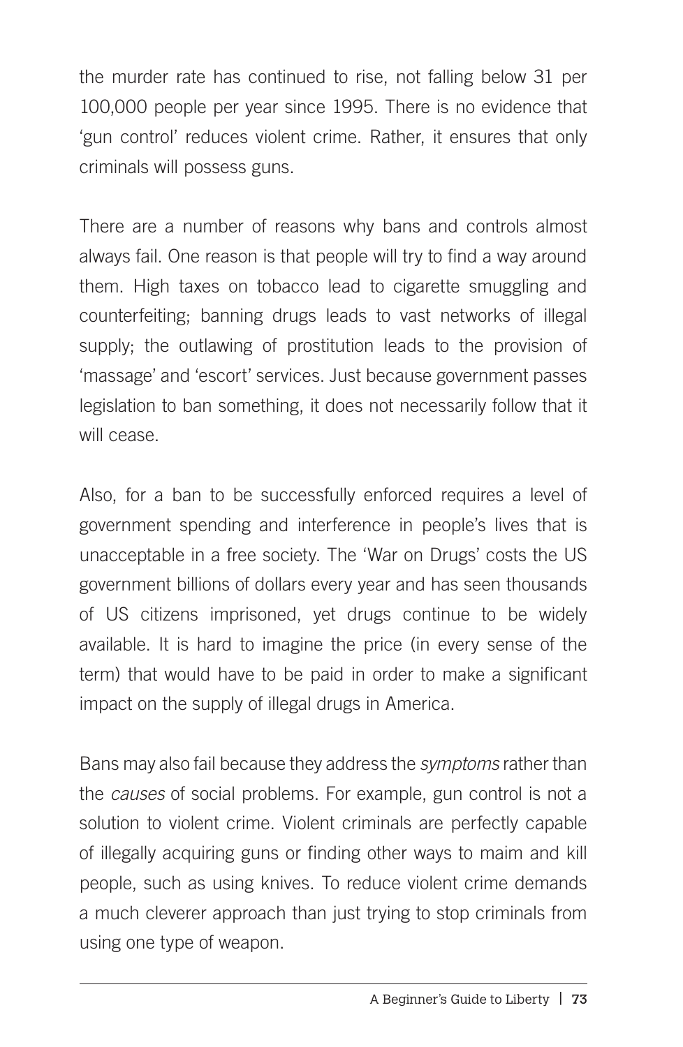the murder rate has continued to rise, not falling below 31 per 100,000 people per year since 1995. There is no evidence that 'gun control' reduces violent crime. Rather, it ensures that only criminals will possess guns.

There are a number of reasons why bans and controls almost always fail. One reason is that people will try to find a way around them. High taxes on tobacco lead to cigarette smuggling and counterfeiting; banning drugs leads to vast networks of illegal supply; the outlawing of prostitution leads to the provision of 'massage' and 'escort' services. Just because government passes legislation to ban something, it does not necessarily follow that it will cease.

Also, for a ban to be successfully enforced requires a level of government spending and interference in people's lives that is unacceptable in a free society. The 'War on Drugs' costs the US government billions of dollars every year and has seen thousands of US citizens imprisoned, yet drugs continue to be widely available. It is hard to imagine the price (in every sense of the term) that would have to be paid in order to make a significant impact on the supply of illegal drugs in America.

Bans may also fail because they address the *symptoms* rather than the *causes* of social problems. For example, gun control is not a solution to violent crime. Violent criminals are perfectly capable of illegally acquiring guns or finding other ways to maim and kill people, such as using knives. To reduce violent crime demands a much cleverer approach than just trying to stop criminals from using one type of weapon.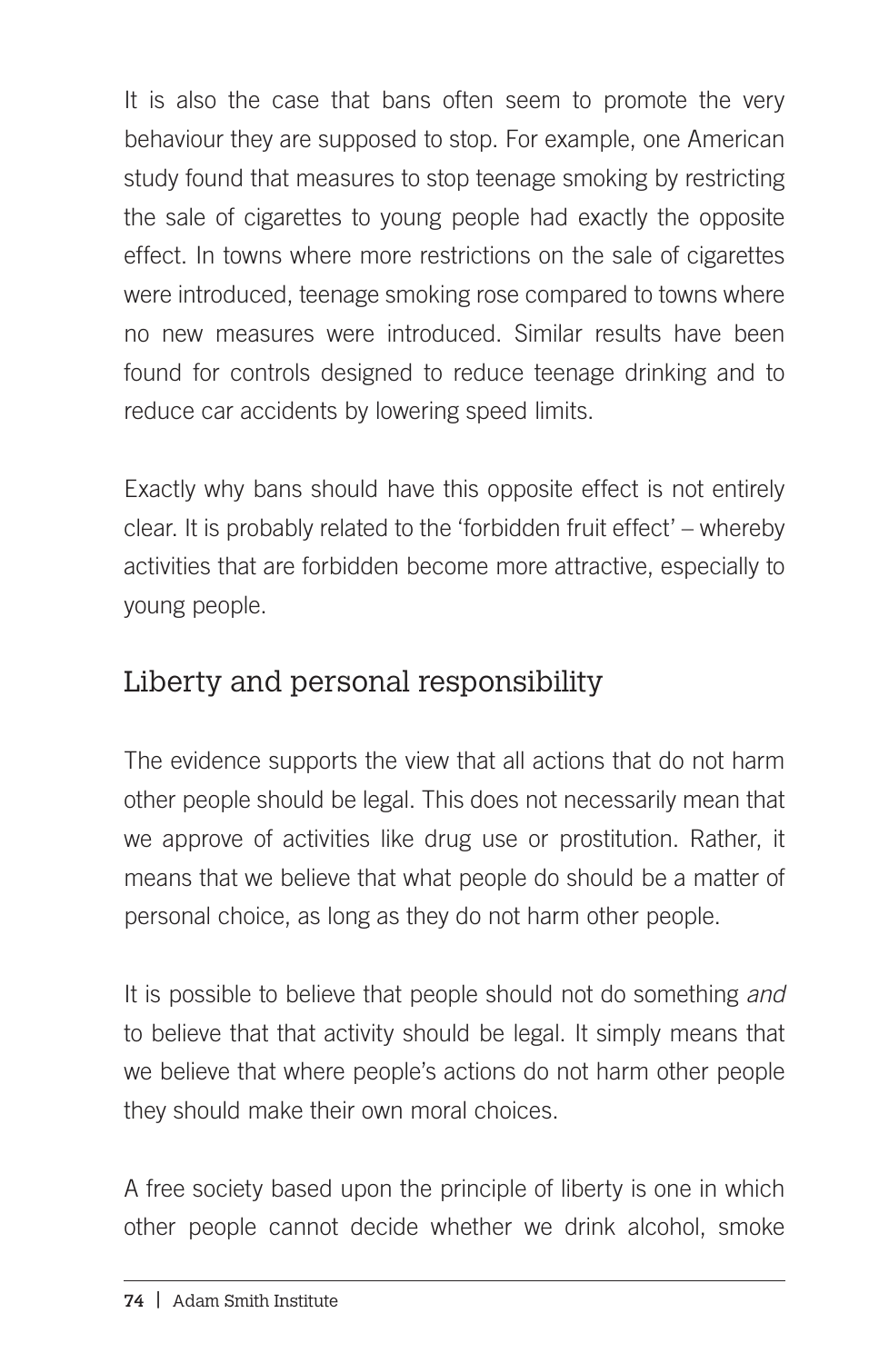It is also the case that bans often seem to promote the very behaviour they are supposed to stop. For example, one American study found that measures to stop teenage smoking by restricting the sale of cigarettes to young people had exactly the opposite effect. In towns where more restrictions on the sale of cigarettes were introduced, teenage smoking rose compared to towns where no new measures were introduced. Similar results have been found for controls designed to reduce teenage drinking and to reduce car accidents by lowering speed limits.

Exactly why bans should have this opposite effect is not entirely clear. It is probably related to the 'forbidden fruit effect' – whereby activities that are forbidden become more attractive, especially to young people.

## Liberty and personal responsibility

The evidence supports the view that all actions that do not harm other people should be legal. This does not necessarily mean that we approve of activities like drug use or prostitution. Rather, it means that we believe that what people do should be a matter of personal choice, as long as they do not harm other people.

It is possible to believe that people should not do something *and* to believe that that activity should be legal. It simply means that we believe that where people's actions do not harm other people they should make their own moral choices.

A free society based upon the principle of liberty is one in which other people cannot decide whether we drink alcohol, smoke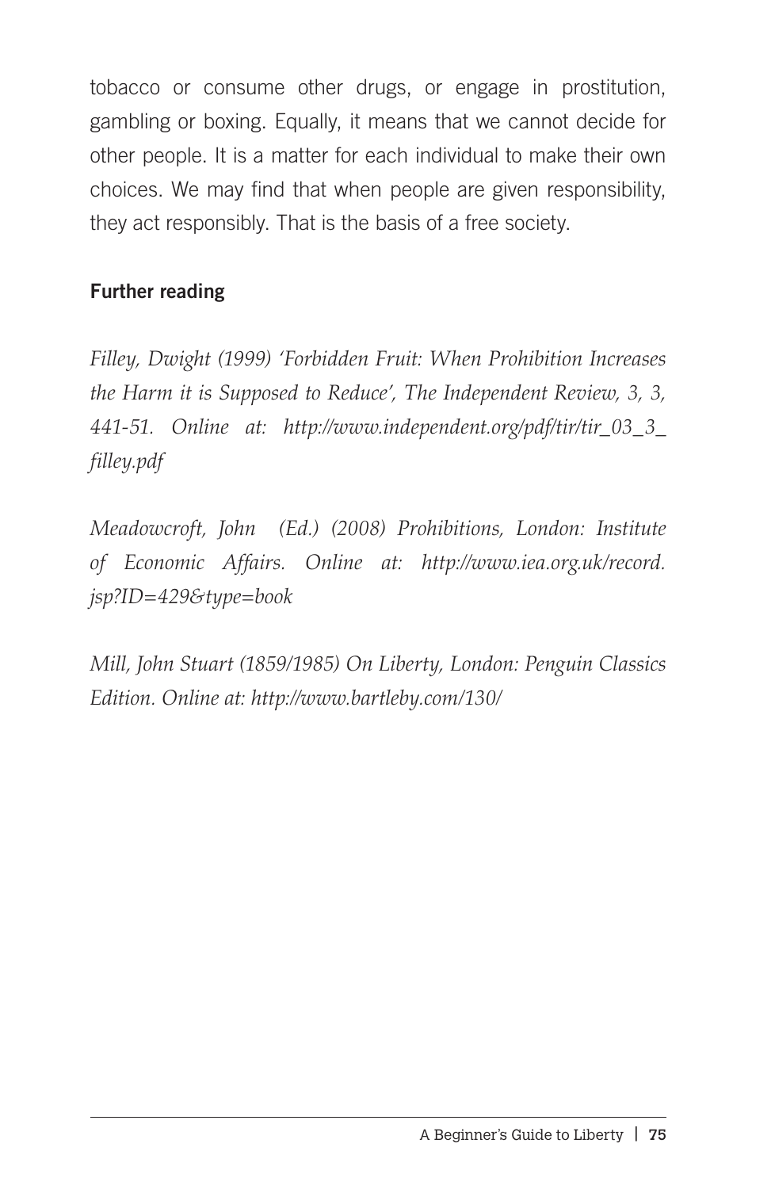tobacco or consume other drugs, or engage in prostitution, gambling or boxing. Equally, it means that we cannot decide for other people. It is a matter for each individual to make their own choices. We may find that when people are given responsibility, they act responsibly. That is the basis of a free society.

### Further reading

*Filley, Dwight (1999) 'Forbidden Fruit: When Prohibition Increases the Harm it is Supposed to Reduce', The Independent Review, 3, 3, 441-51. Online at: http://www.independent.org/pdf/tir/tir_03_3_filley.pdf*

*Meadowcroft, John (Ed.) (2008) Prohibitions, London: Institute of Economic Affairs. Online at: http://www.iea.org.uk/record.jsp?ID=429&type=book*

*Mill, John Stuart (1859/1985) On Liberty, London: Penguin Classics Edition. Online at: http://www.bartleby.com/130/*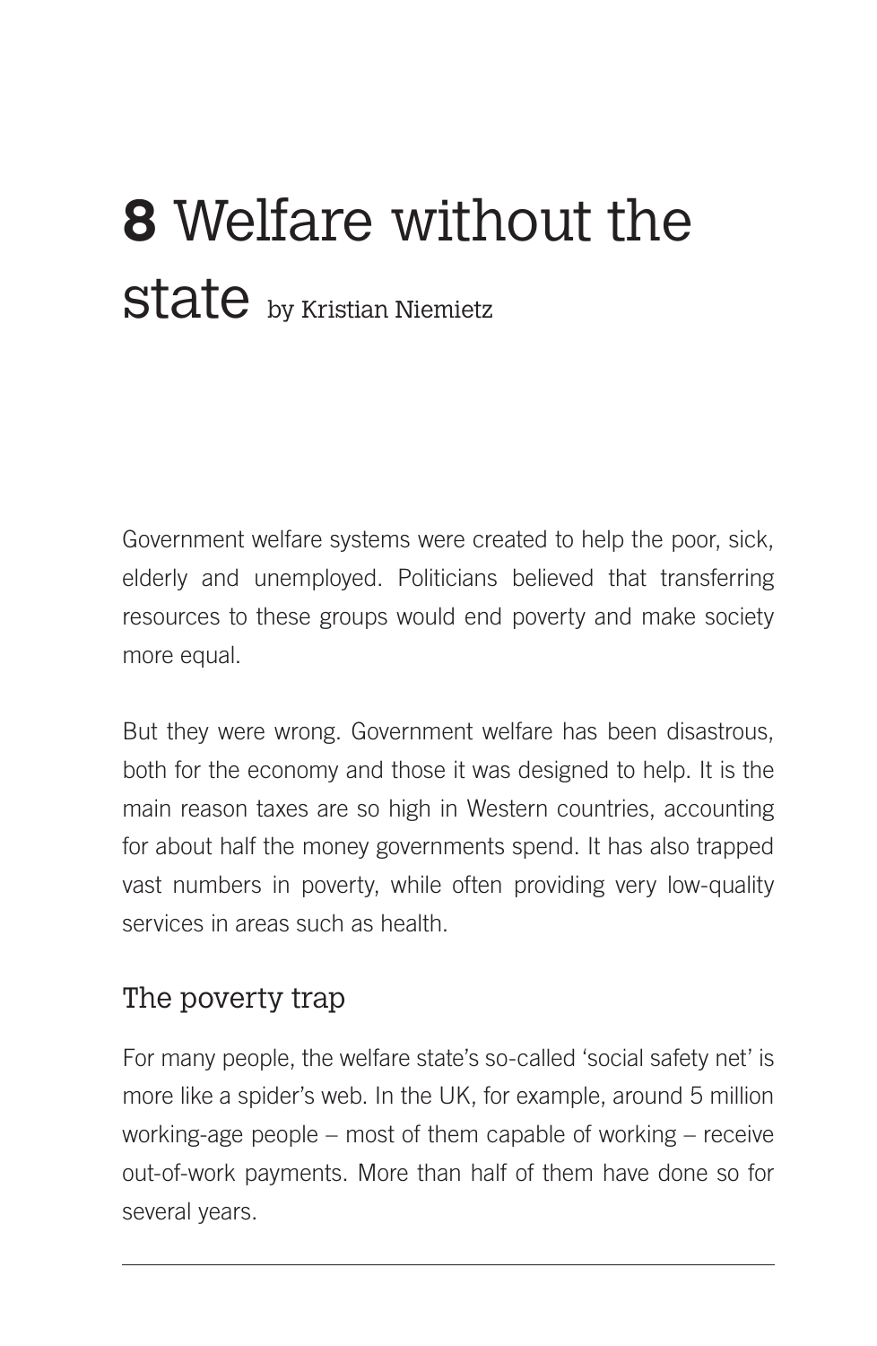# **8** Welfare without the state by Kristian Niemietz

Government welfare systems were created to help the poor, sick, elderly and unemployed. Politicians believed that transferring resources to these groups would end poverty and make society more equal.

But they were wrong. Government welfare has been disastrous, both for the economy and those it was designed to help. It is the main reason taxes are so high in Western countries, accounting for about half the money governments spend. It has also trapped vast numbers in poverty, while often providing very low-quality services in areas such as health.

## The poverty trap

For many people, the welfare state's so-called 'social safety net' is more like a spider's web. In the UK, for example, around 5 million working-age people – most of them capable of working – receive out-of-work payments. More than half of them have done so for several years.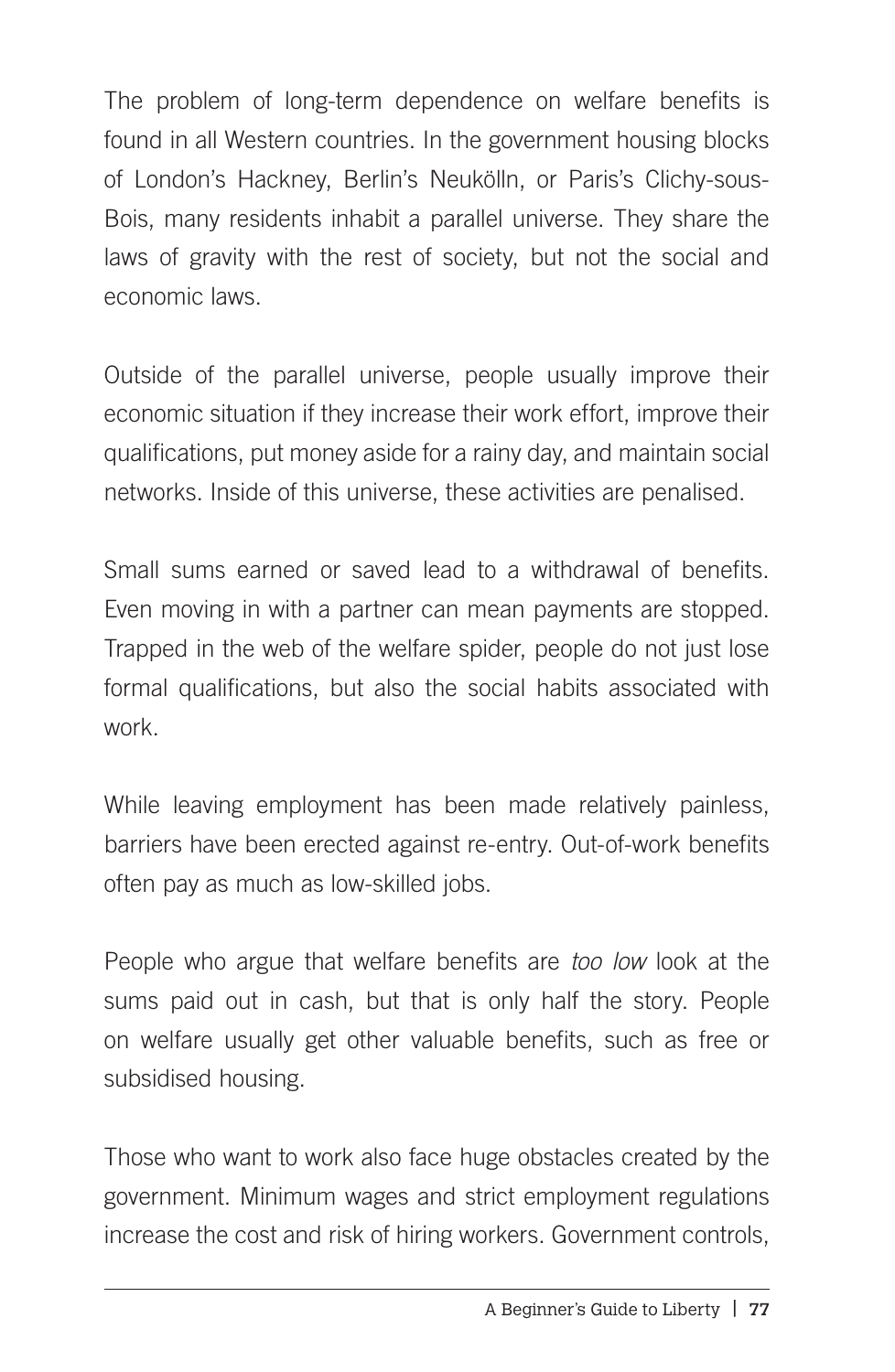The problem of long-term dependence on welfare benefits is found in all Western countries. In the government housing blocks of London's Hackney, Berlin's Neukölln, or Paris's Clichy-sous-Bois, many residents inhabit a parallel universe. They share the laws of gravity with the rest of society, but not the social and economic laws.

Outside of the parallel universe, people usually improve their economic situation if they increase their work effort, improve their qualifications, put money aside for a rainy day, and maintain social networks. Inside of this universe, these activities are penalised.

Small sums earned or saved lead to a withdrawal of benefits. Even moving in with a partner can mean payments are stopped. Trapped in the web of the welfare spider, people do not just lose formal qualifications, but also the social habits associated with work.

While leaving employment has been made relatively painless, barriers have been erected against re-entry. Out-of-work benefits often pay as much as low-skilled jobs.

People who argue that welfare benefits are *too low* look at the sums paid out in cash, but that is only half the story. People on welfare usually get other valuable benefits, such as free or subsidised housing.

Those who want to work also face huge obstacles created by the government. Minimum wages and strict employment regulations increase the cost and risk of hiring workers. Government controls,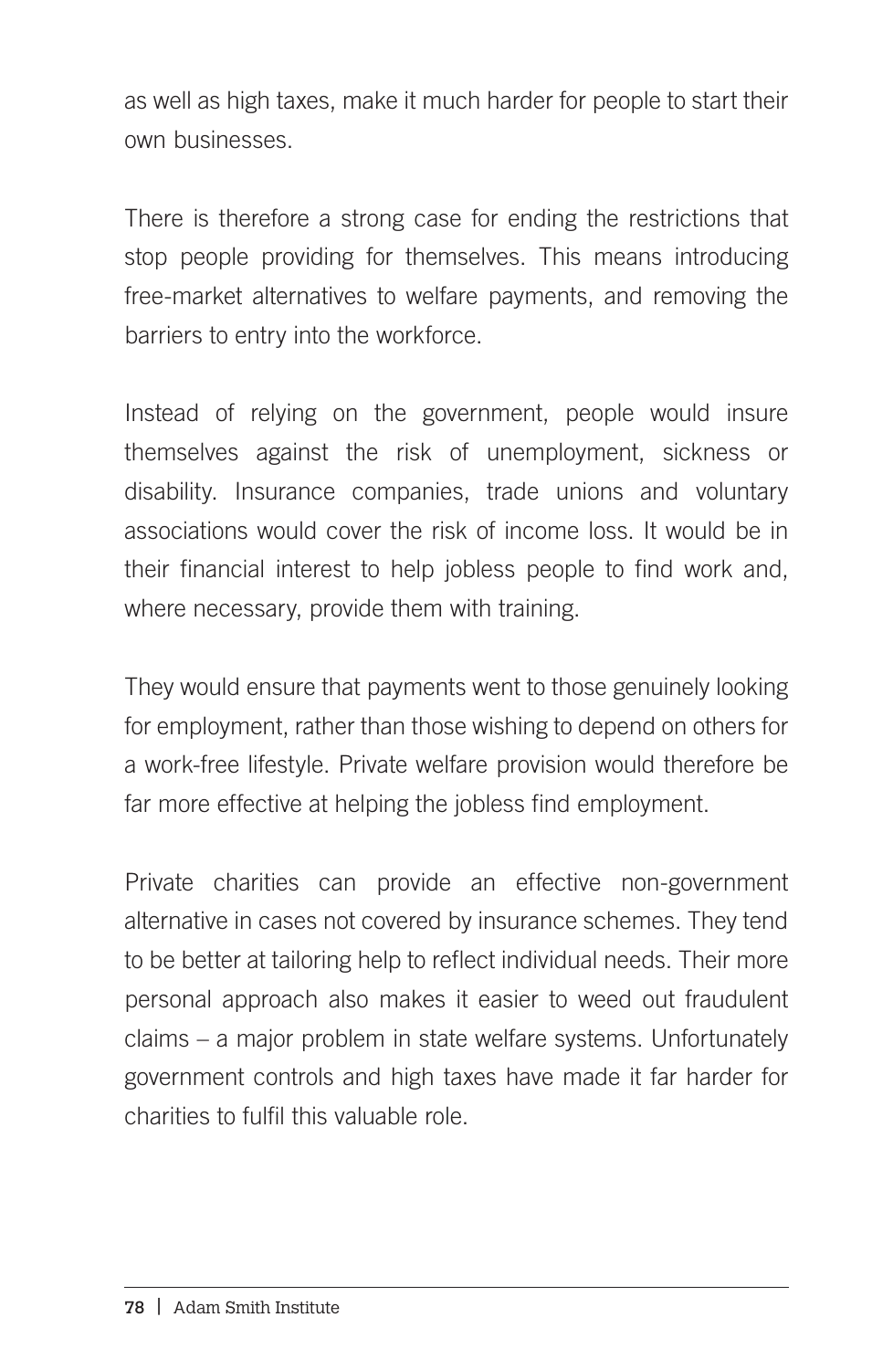as well as high taxes, make it much harder for people to start their own businesses.

There is therefore a strong case for ending the restrictions that stop people providing for themselves. This means introducing free-market alternatives to welfare payments, and removing the barriers to entry into the workforce.

Instead of relying on the government, people would insure themselves against the risk of unemployment, sickness or disability. Insurance companies, trade unions and voluntary associations would cover the risk of income loss. It would be in their financial interest to help jobless people to find work and, where necessary, provide them with training.

They would ensure that payments went to those genuinely looking for employment, rather than those wishing to depend on others for a work-free lifestyle. Private welfare provision would therefore be far more effective at helping the jobless find employment.

Private charities can provide an effective non-government alternative in cases not covered by insurance schemes. They tend to be better at tailoring help to reflect individual needs. Their more personal approach also makes it easier to weed out fraudulent claims – a major problem in state welfare systems. Unfortunately government controls and high taxes have made it far harder for charities to fulfil this valuable role.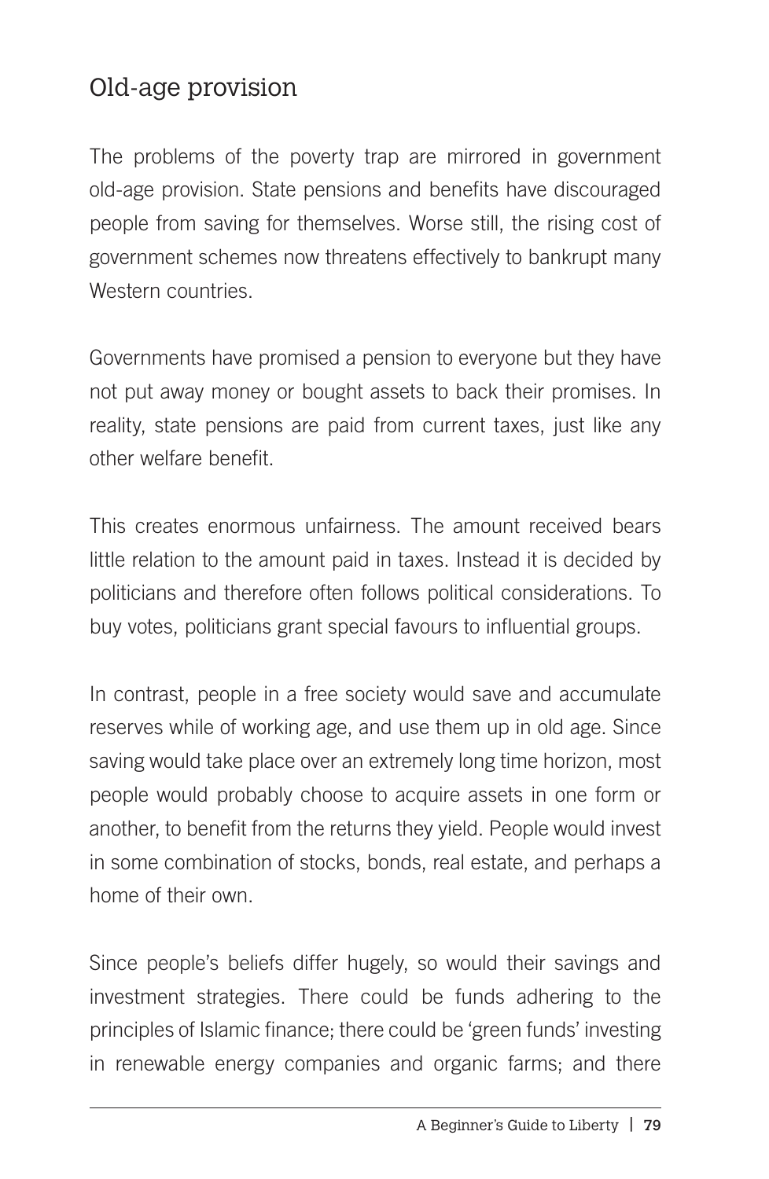## Old-age provision

The problems of the poverty trap are mirrored in government old-age provision. State pensions and benefits have discouraged people from saving for themselves. Worse still, the rising cost of government schemes now threatens effectively to bankrupt many Western countries.

Governments have promised a pension to everyone but they have not put away money or bought assets to back their promises. In reality, state pensions are paid from current taxes, just like any other welfare benefit.

This creates enormous unfairness. The amount received bears little relation to the amount paid in taxes. Instead it is decided by politicians and therefore often follows political considerations. To buy votes, politicians grant special favours to influential groups.

In contrast, people in a free society would save and accumulate reserves while of working age, and use them up in old age. Since saving would take place over an extremely long time horizon, most people would probably choose to acquire assets in one form or another, to benefit from the returns they yield. People would invest in some combination of stocks, bonds, real estate, and perhaps a home of their own.

Since people's beliefs differ hugely, so would their savings and investment strategies. There could be funds adhering to the principles of Islamic finance; there could be 'green funds' investing in renewable energy companies and organic farms; and there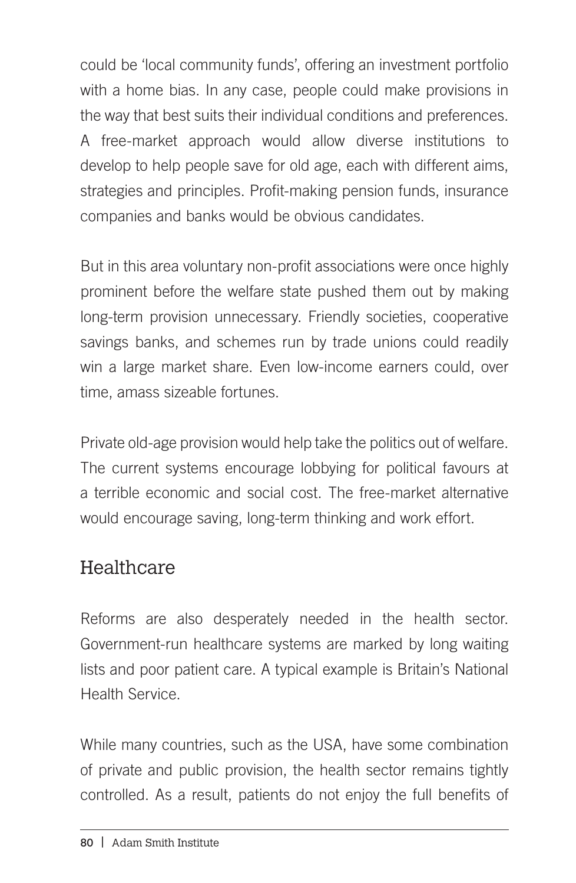could be 'local community funds', offering an investment portfolio with a home bias. In any case, people could make provisions in the way that best suits their individual conditions and preferences. A free-market approach would allow diverse institutions to develop to help people save for old age, each with different aims, strategies and principles. Profit-making pension funds, insurance companies and banks would be obvious candidates.

But in this area voluntary non-profit associations were once highly prominent before the welfare state pushed them out by making long-term provision unnecessary. Friendly societies, cooperative savings banks, and schemes run by trade unions could readily win a large market share. Even low-income earners could, over time, amass sizeable fortunes.

Private old-age provision would help take the politics out of welfare. The current systems encourage lobbying for political favours at a terrible economic and social cost. The free-market alternative would encourage saving, long-term thinking and work effort.

## Healthcare

Reforms are also desperately needed in the health sector. Government-run healthcare systems are marked by long waiting lists and poor patient care. A typical example is Britain's National Health Service.

While many countries, such as the USA, have some combination of private and public provision, the health sector remains tightly controlled. As a result, patients do not enjoy the full benefits of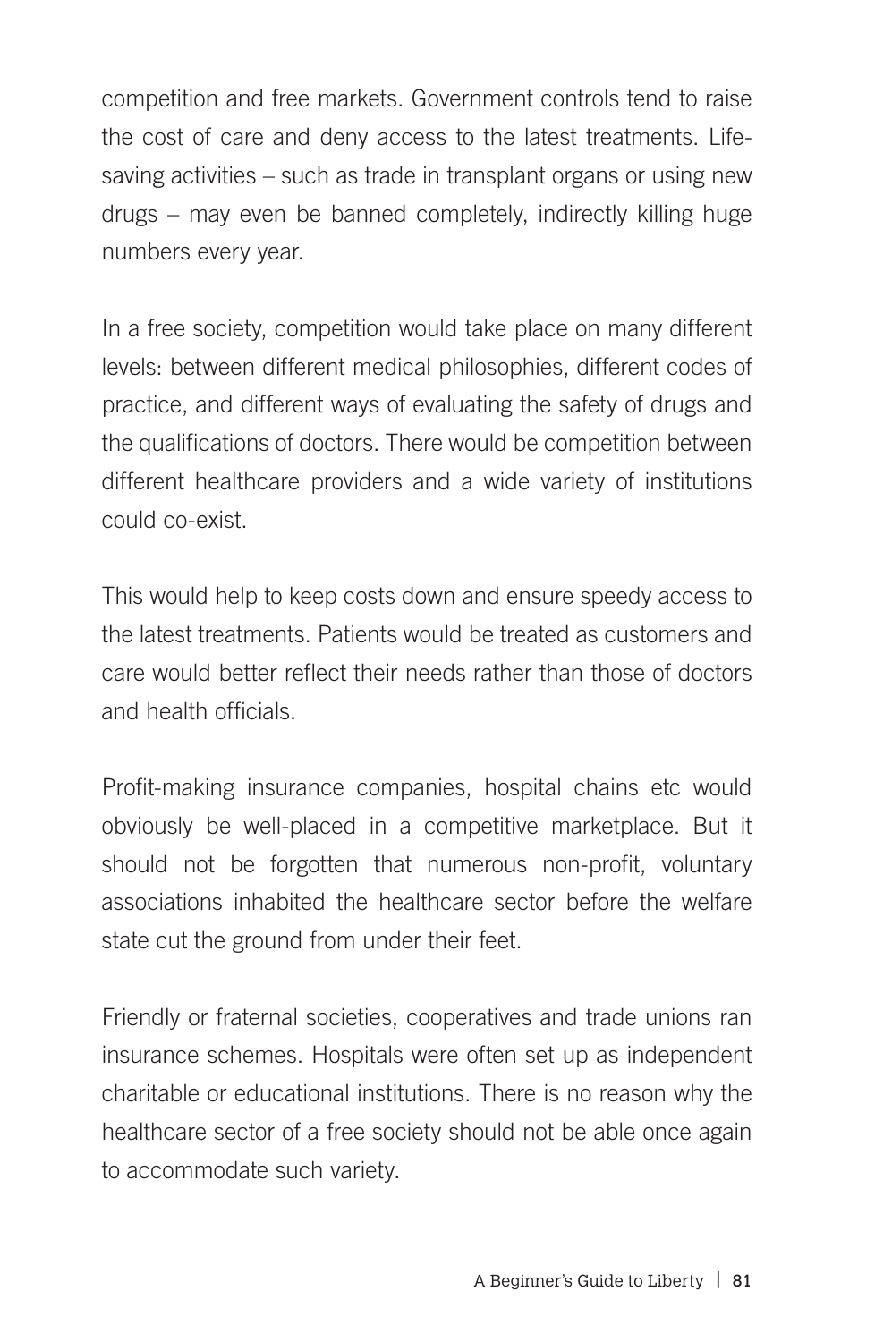competition and free markets. Government controls tend to raise the cost of care and deny access to the latest treatments. Life-saving activities – such as trade in transplant organs or using new drugs – may even be banned completely, indirectly killing huge numbers every year.

In a free society, competition would take place on many different levels: between different medical philosophies, different codes of practice, and different ways of evaluating the safety of drugs and the qualifications of doctors. There would be competition between different healthcare providers and a wide variety of institutions could co-exist.

This would help to keep costs down and ensure speedy access to the latest treatments. Patients would be treated as customers and care would better reflect their needs rather than those of doctors and health officials.

Profit-making insurance companies, hospital chains etc would obviously be well-placed in a competitive marketplace. But it should not be forgotten that numerous non-profit, voluntary associations inhabited the healthcare sector before the welfare state cut the ground from under their feet.

Friendly or fraternal societies, cooperatives and trade unions ran insurance schemes. Hospitals were often set up as independent charitable or educational institutions. There is no reason why the healthcare sector of a free society should not be able once again to accommodate such variety.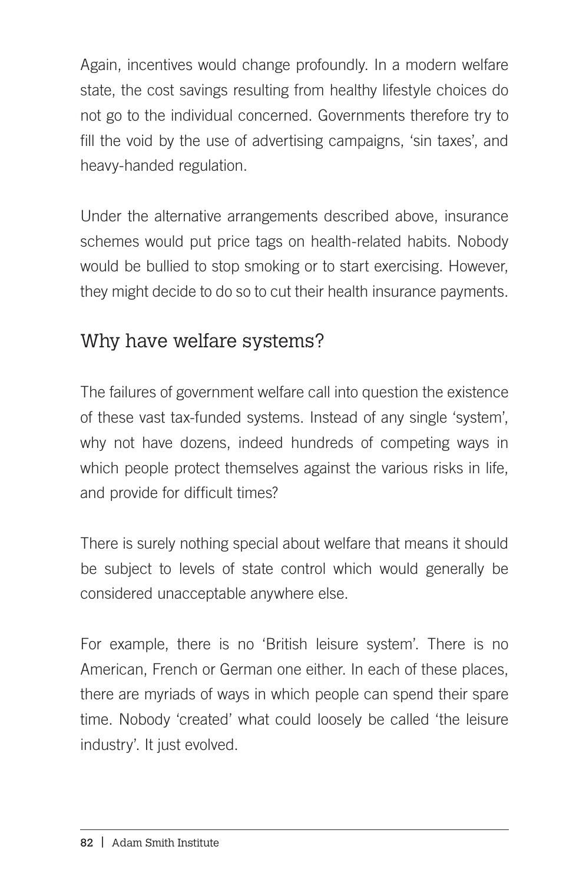Again, incentives would change profoundly. In a modern welfare state, the cost savings resulting from healthy lifestyle choices do not go to the individual concerned. Governments therefore try to fill the void by the use of advertising campaigns, 'sin taxes', and heavy-handed regulation.

Under the alternative arrangements described above, insurance schemes would put price tags on health-related habits. Nobody would be bullied to stop smoking or to start exercising. However, they might decide to do so to cut their health insurance payments.

## Why have welfare systems?

The failures of government welfare call into question the existence of these vast tax-funded systems. Instead of any single 'system', why not have dozens, indeed hundreds of competing ways in which people protect themselves against the various risks in life, and provide for difficult times?

There is surely nothing special about welfare that means it should be subject to levels of state control which would generally be considered unacceptable anywhere else.

For example, there is no 'British leisure system'. There is no American, French or German one either. In each of these places, there are myriads of ways in which people can spend their spare time. Nobody 'created' what could loosely be called 'the leisure industry'. It just evolved.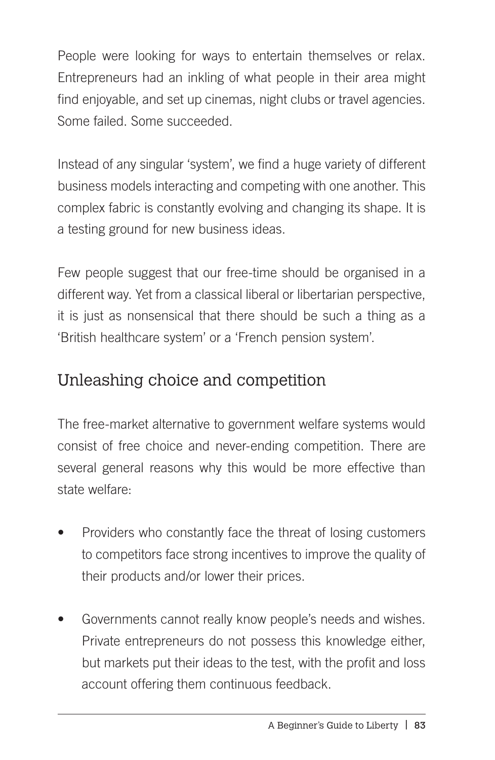People were looking for ways to entertain themselves or relax. Entrepreneurs had an inkling of what people in their area might find enjoyable, and set up cinemas, night clubs or travel agencies. Some failed. Some succeeded.

Instead of any singular 'system', we find a huge variety of different business models interacting and competing with one another. This complex fabric is constantly evolving and changing its shape. It is a testing ground for new business ideas.

Few people suggest that our free-time should be organised in a different way. Yet from a classical liberal or libertarian perspective, it is just as nonsensical that there should be such a thing as a 'British healthcare system' or a 'French pension system'.

## Unleashing choice and competition

The free-market alternative to government welfare systems would consist of free choice and never-ending competition. There are several general reasons why this would be more effective than state welfare:

- Providers who constantly face the threat of losing customers to competitors face strong incentives to improve the quality of their products and/or lower their prices.
- Governments cannot really know people's needs and wishes. Private entrepreneurs do not possess this knowledge either, but markets put their ideas to the test, with the profit and loss account offering them continuous feedback.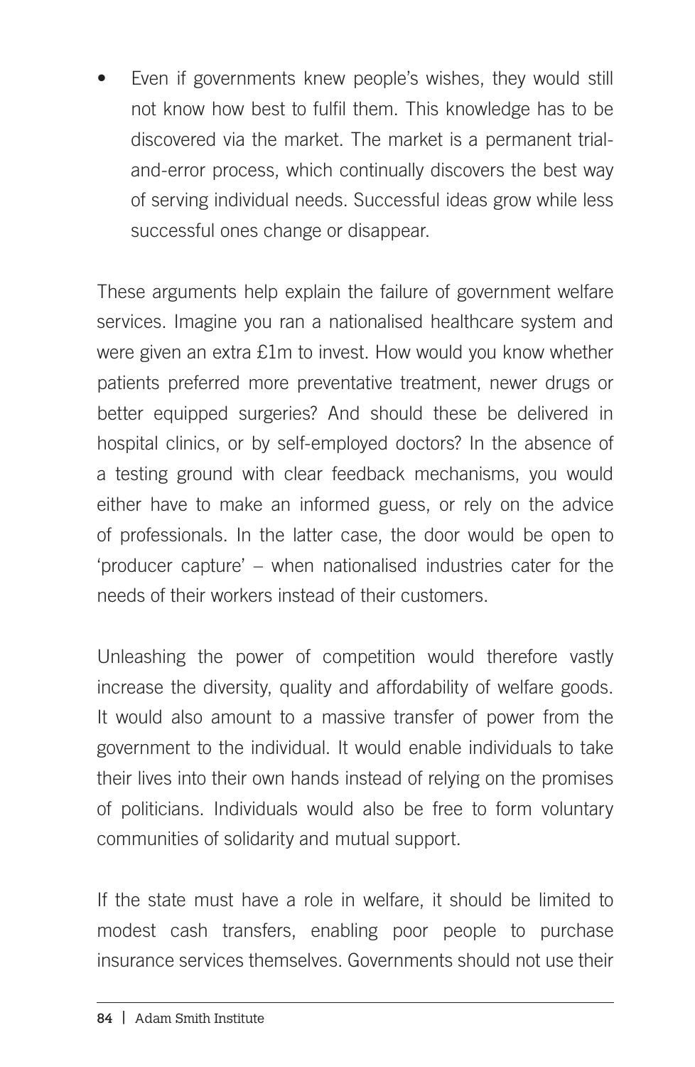- Even if governments knew people's wishes, they would still not know how best to fulfil them. This knowledge has to be discovered via the market. The market is a permanent trial-and-error process, which continually discovers the best way of serving individual needs. Successful ideas grow while less successful ones change or disappear.

These arguments help explain the failure of government welfare services. Imagine you ran a nationalised healthcare system and were given an extra £1m to invest. How would you know whether patients preferred more preventative treatment, newer drugs or better equipped surgeries? And should these be delivered in hospital clinics, or by self-employed doctors? In the absence of a testing ground with clear feedback mechanisms, you would either have to make an informed guess, or rely on the advice of professionals. In the latter case, the door would be open to 'producer capture' – when nationalised industries cater for the needs of their workers instead of their customers.

Unleashing the power of competition would therefore vastly increase the diversity, quality and affordability of welfare goods. It would also amount to a massive transfer of power from the government to the individual. It would enable individuals to take their lives into their own hands instead of relying on the promises of politicians. Individuals would also be free to form voluntary communities of solidarity and mutual support.

If the state must have a role in welfare, it should be limited to modest cash transfers, enabling poor people to purchase insurance services themselves. Governments should not use their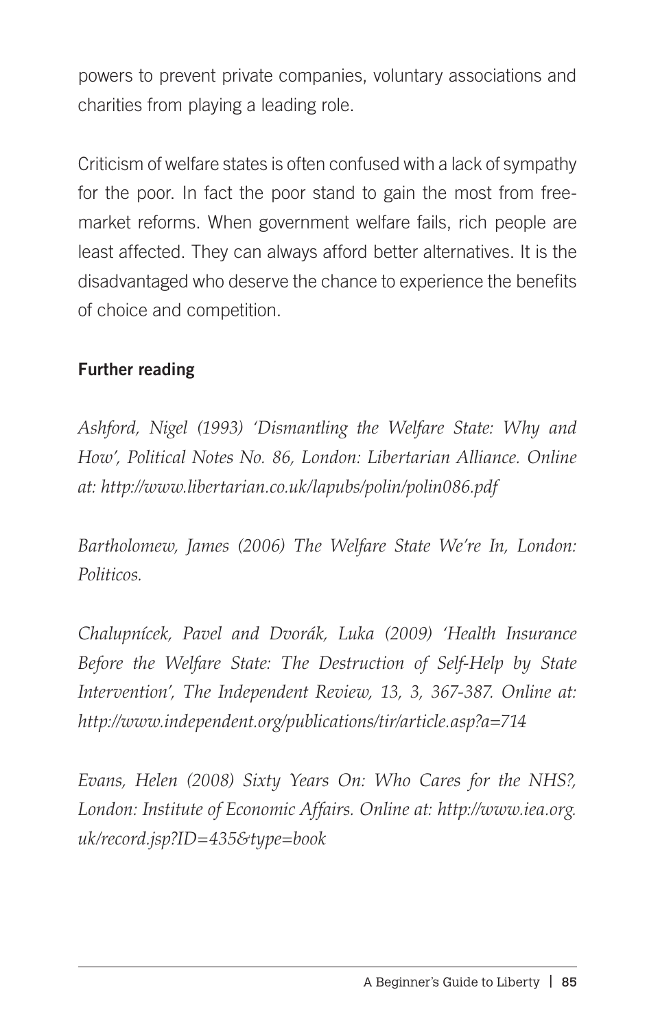powers to prevent private companies, voluntary associations and charities from playing a leading role.

Criticism of welfare states is often confused with a lack of sympathy for the poor. In fact the poor stand to gain the most from free-market reforms. When government welfare fails, rich people are least affected. They can always afford better alternatives. It is the disadvantaged who deserve the chance to experience the benefits of choice and competition.

**Further reading**

*Ashford, Nigel (1993) 'Dismantling the Welfare State: Why and How', Political Notes No. 86, London: Libertarian Alliance. Online at: http://www.libertarian.co.uk/lapubs/polin/polin086.pdf*

*Bartholomew, James (2006) The Welfare State We're In, London: Politicos.*

*Chalupnícek, Pavel and Dvorák, Luka (2009) 'Health Insurance Before the Welfare State: The Destruction of Self-Help by State Intervention', The Independent Review, 13, 3, 367-387. Online at: http://www.independent.org/publications/tir/article.asp?a=714*

*Evans, Helen (2008) Sixty Years On: Who Cares for the NHS?, London: Institute of Economic Affairs. Online at: http://www.iea.org.uk/record.jsp?ID=435&type=book*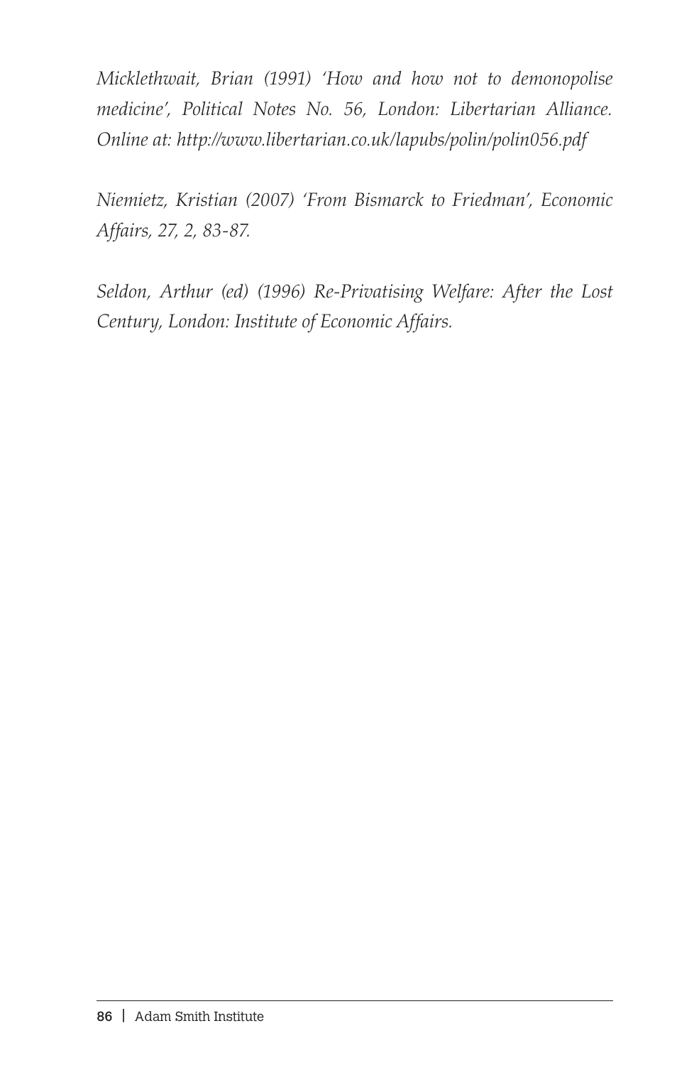*Micklethwait, Brian (1991) 'How and how not to demonopolise medicine', Political Notes No. 56, London: Libertarian Alliance. Online at: http://www.libertarian.co.uk/lapubs/polin/polin056.pdf*

*Niemietz, Kristian (2007) 'From Bismarck to Friedman', Economic Affairs, 27, 2, 83-87.*

*Seldon, Arthur (ed) (1996) Re-Privatising Welfare: After the Lost Century, London: Institute of Economic Affairs.*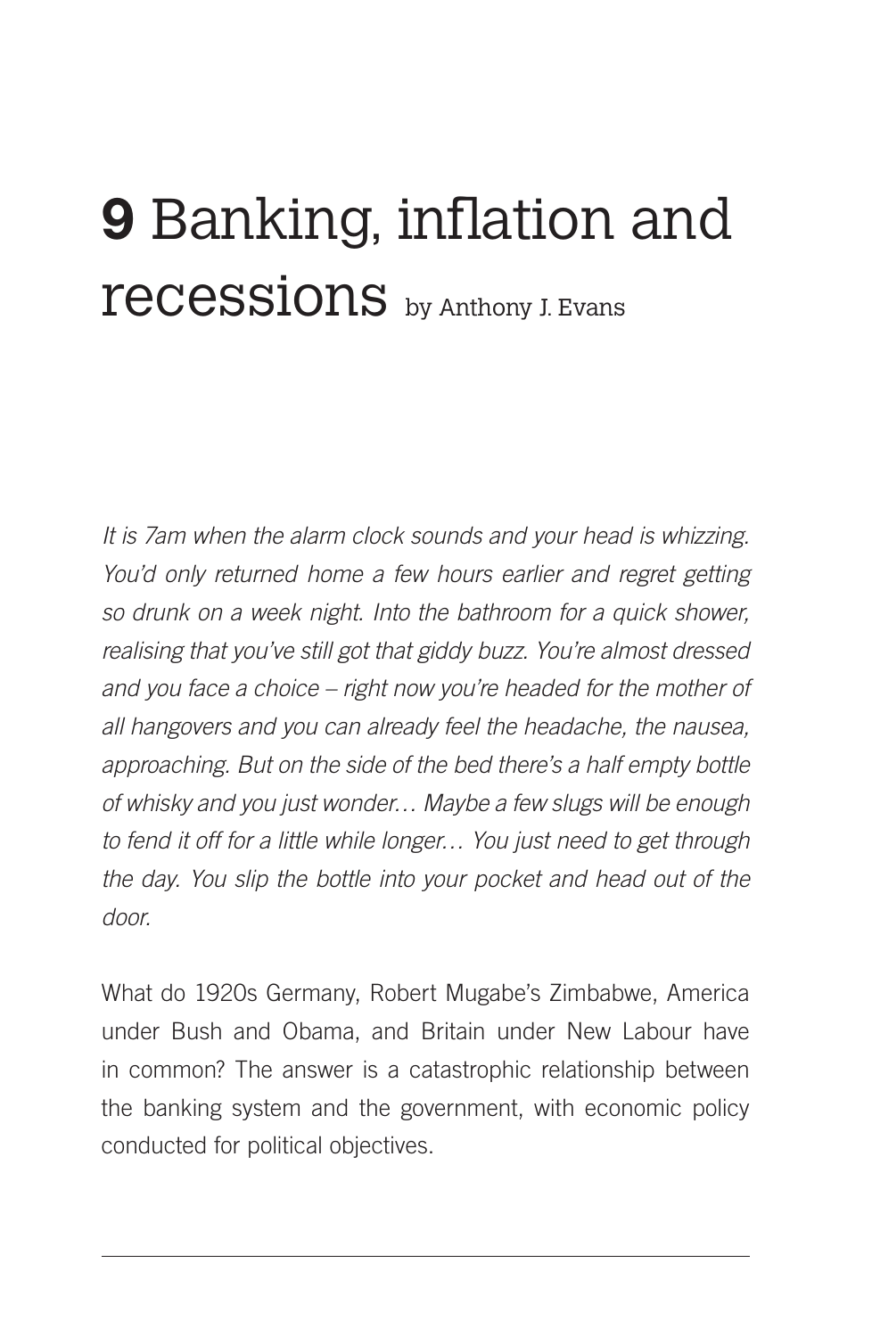# **9** Banking, inflation and recessions by Anthony J. Evans

*It is 7am when the alarm clock sounds and your head is whizzing. You'd only returned home a few hours earlier and regret getting so drunk on a week night. Into the bathroom for a quick shower, realising that you've still got that giddy buzz. You're almost dressed and you face a choice – right now you're headed for the mother of all hangovers and you can already feel the headache, the nausea, approaching. But on the side of the bed there's a half empty bottle of whisky and you just wonder… Maybe a few slugs will be enough to fend it off for a little while longer… You just need to get through the day. You slip the bottle into your pocket and head out of the door.*

What do 1920s Germany, Robert Mugabe's Zimbabwe, America under Bush and Obama, and Britain under New Labour have in common? The answer is a catastrophic relationship between the banking system and the government, with economic policy conducted for political objectives.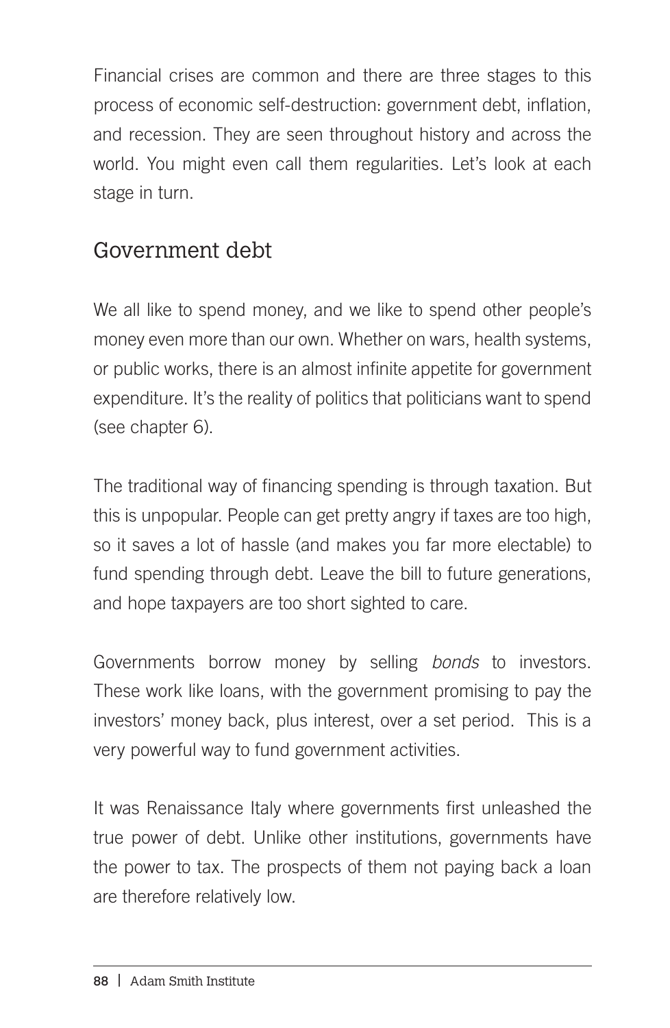Financial crises are common and there are three stages to this process of economic self-destruction: government debt, inflation, and recession. They are seen throughout history and across the world. You might even call them regularities. Let's look at each stage in turn.

## Government debt

We all like to spend money, and we like to spend other people's money even more than our own. Whether on wars, health systems, or public works, there is an almost infinite appetite for government expenditure. It's the reality of politics that politicians want to spend (see chapter 6).

The traditional way of financing spending is through taxation. But this is unpopular. People can get pretty angry if taxes are too high, so it saves a lot of hassle (and makes you far more electable) to fund spending through debt. Leave the bill to future generations, and hope taxpayers are too short sighted to care.

Governments borrow money by selling *bonds* to investors. These work like loans, with the government promising to pay the investors' money back, plus interest, over a set period. This is a very powerful way to fund government activities.

It was Renaissance Italy where governments first unleashed the true power of debt. Unlike other institutions, governments have the power to tax. The prospects of them not paying back a loan are therefore relatively low.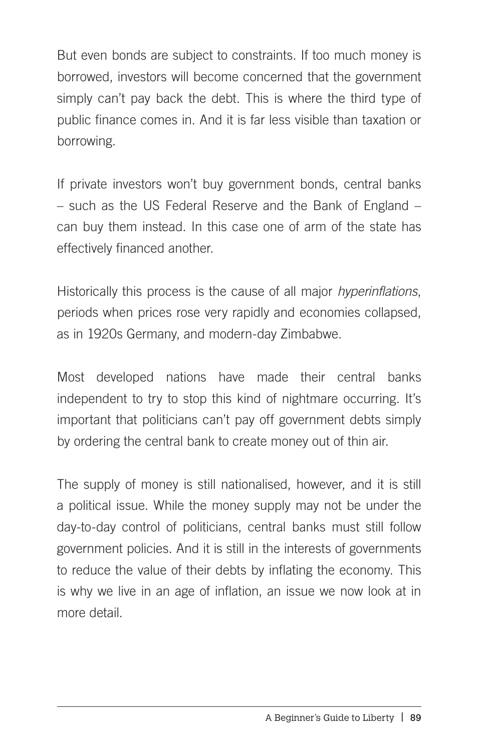But even bonds are subject to constraints. If too much money is borrowed, investors will become concerned that the government simply can't pay back the debt. This is where the third type of public finance comes in. And it is far less visible than taxation or borrowing.

If private investors won't buy government bonds, central banks – such as the US Federal Reserve and the Bank of England – can buy them instead. In this case one of arm of the state has effectively financed another.

Historically this process is the cause of all major *hyperinflations*, periods when prices rose very rapidly and economies collapsed, as in 1920s Germany, and modern-day Zimbabwe.

Most developed nations have made their central banks independent to try to stop this kind of nightmare occurring. It's important that politicians can't pay off government debts simply by ordering the central bank to create money out of thin air.

The supply of money is still nationalised, however, and it is still a political issue. While the money supply may not be under the day-to-day control of politicians, central banks must still follow government policies. And it is still in the interests of governments to reduce the value of their debts by inflating the economy. This is why we live in an age of inflation, an issue we now look at in more detail.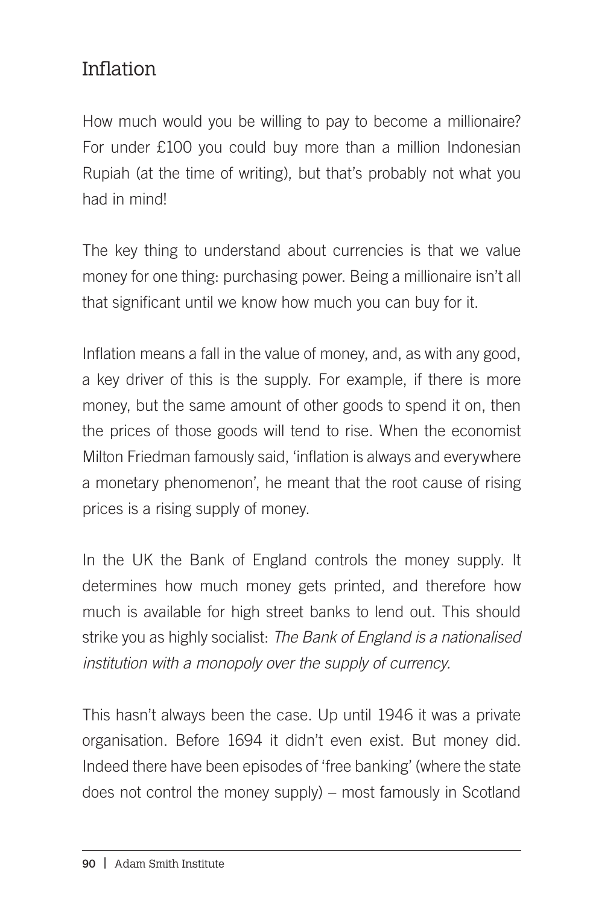## Inflation

How much would you be willing to pay to become a millionaire? For under £100 you could buy more than a million Indonesian Rupiah (at the time of writing), but that's probably not what you had in mind!

The key thing to understand about currencies is that we value money for one thing: purchasing power. Being a millionaire isn't all that significant until we know how much you can buy for it.

Inflation means a fall in the value of money, and, as with any good, a key driver of this is the supply. For example, if there is more money, but the same amount of other goods to spend it on, then the prices of those goods will tend to rise. When the economist Milton Friedman famously said, 'inflation is always and everywhere a monetary phenomenon', he meant that the root cause of rising prices is a rising supply of money.

In the UK the Bank of England controls the money supply. It determines how much money gets printed, and therefore how much is available for high street banks to lend out. This should strike you as highly socialist: *The Bank of England is a nationalised institution with a monopoly over the supply of currency.*

This hasn't always been the case. Up until 1946 it was a private organisation. Before 1694 it didn't even exist. But money did. Indeed there have been episodes of 'free banking' (where the state does not control the money supply) – most famously in Scotland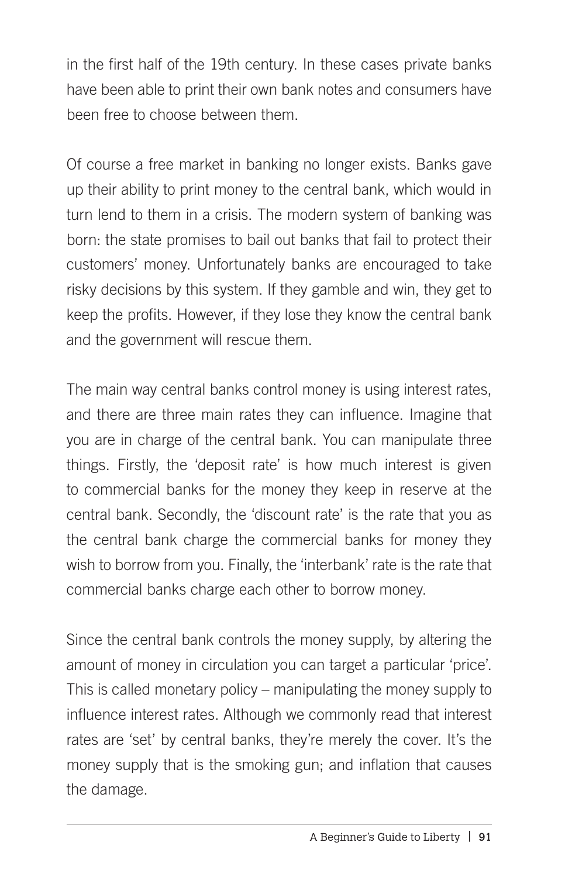in the first half of the 19th century. In these cases private banks have been able to print their own bank notes and consumers have been free to choose between them.

Of course a free market in banking no longer exists. Banks gave up their ability to print money to the central bank, which would in turn lend to them in a crisis. The modern system of banking was born: the state promises to bail out banks that fail to protect their customers' money. Unfortunately banks are encouraged to take risky decisions by this system. If they gamble and win, they get to keep the profits. However, if they lose they know the central bank and the government will rescue them.

The main way central banks control money is using interest rates, and there are three main rates they can influence. Imagine that you are in charge of the central bank. You can manipulate three things. Firstly, the 'deposit rate' is how much interest is given to commercial banks for the money they keep in reserve at the central bank. Secondly, the 'discount rate' is the rate that you as the central bank charge the commercial banks for money they wish to borrow from you. Finally, the 'interbank' rate is the rate that commercial banks charge each other to borrow money.

Since the central bank controls the money supply, by altering the amount of money in circulation you can target a particular 'price'. This is called monetary policy – manipulating the money supply to influence interest rates. Although we commonly read that interest rates are 'set' by central banks, they're merely the cover. It's the money supply that is the smoking gun; and inflation that causes the damage.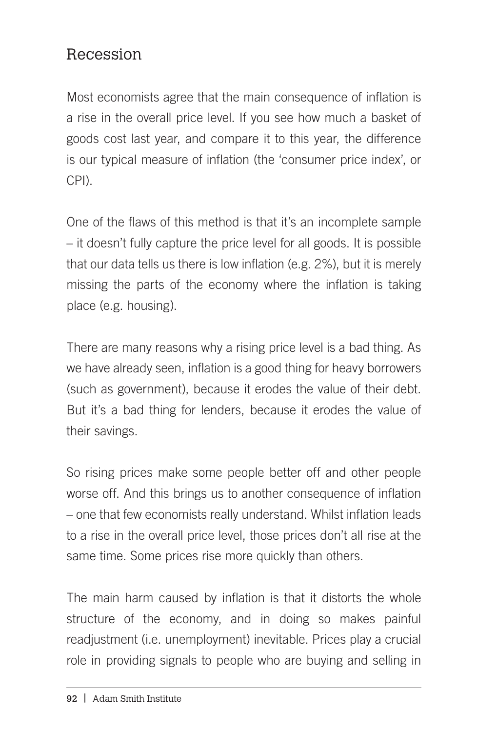## Recession

Most economists agree that the main consequence of inflation is a rise in the overall price level. If you see how much a basket of goods cost last year, and compare it to this year, the difference is our typical measure of inflation (the 'consumer price index', or CPI).

One of the flaws of this method is that it's an incomplete sample – it doesn't fully capture the price level for all goods. It is possible that our data tells us there is low inflation (e.g. 2%), but it is merely missing the parts of the economy where the inflation is taking place (e.g. housing).

There are many reasons why a rising price level is a bad thing. As we have already seen, inflation is a good thing for heavy borrowers (such as government), because it erodes the value of their debt. But it's a bad thing for lenders, because it erodes the value of their savings.

So rising prices make some people better off and other people worse off. And this brings us to another consequence of inflation – one that few economists really understand. Whilst inflation leads to a rise in the overall price level, those prices don't all rise at the same time. Some prices rise more quickly than others.

The main harm caused by inflation is that it distorts the whole structure of the economy, and in doing so makes painful readjustment (i.e. unemployment) inevitable. Prices play a crucial role in providing signals to people who are buying and selling in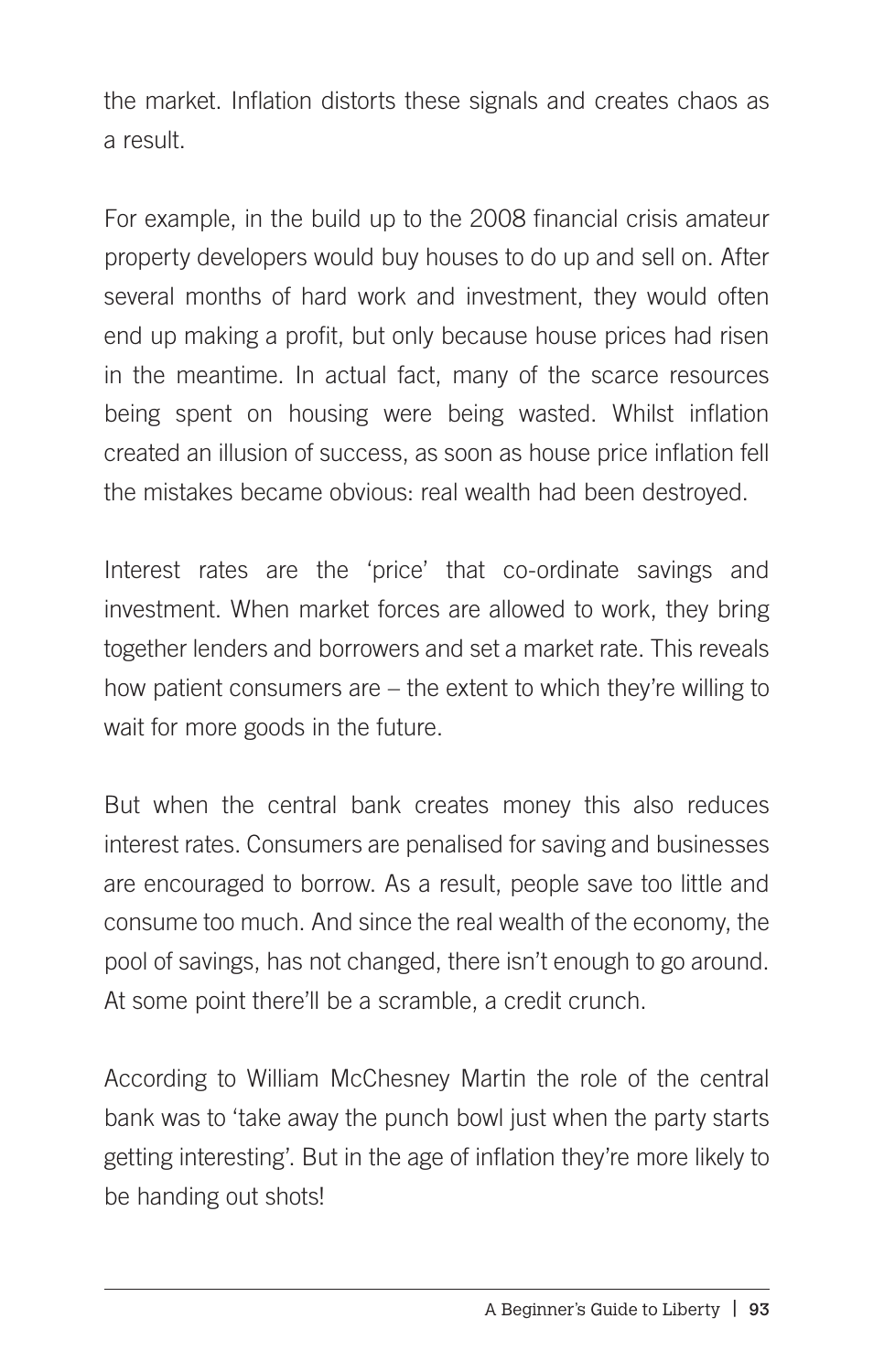the market. Inflation distorts these signals and creates chaos as a result.

For example, in the build up to the 2008 financial crisis amateur property developers would buy houses to do up and sell on. After several months of hard work and investment, they would often end up making a profit, but only because house prices had risen in the meantime. In actual fact, many of the scarce resources being spent on housing were being wasted. Whilst inflation created an illusion of success, as soon as house price inflation fell the mistakes became obvious: real wealth had been destroyed.

Interest rates are the 'price' that co-ordinate savings and investment. When market forces are allowed to work, they bring together lenders and borrowers and set a market rate. This reveals how patient consumers are – the extent to which they're willing to wait for more goods in the future.

But when the central bank creates money this also reduces interest rates. Consumers are penalised for saving and businesses are encouraged to borrow. As a result, people save too little and consume too much. And since the real wealth of the economy, the pool of savings, has not changed, there isn't enough to go around. At some point there'll be a scramble, a credit crunch.

According to William McChesney Martin the role of the central bank was to 'take away the punch bowl just when the party starts getting interesting'. But in the age of inflation they're more likely to be handing out shots!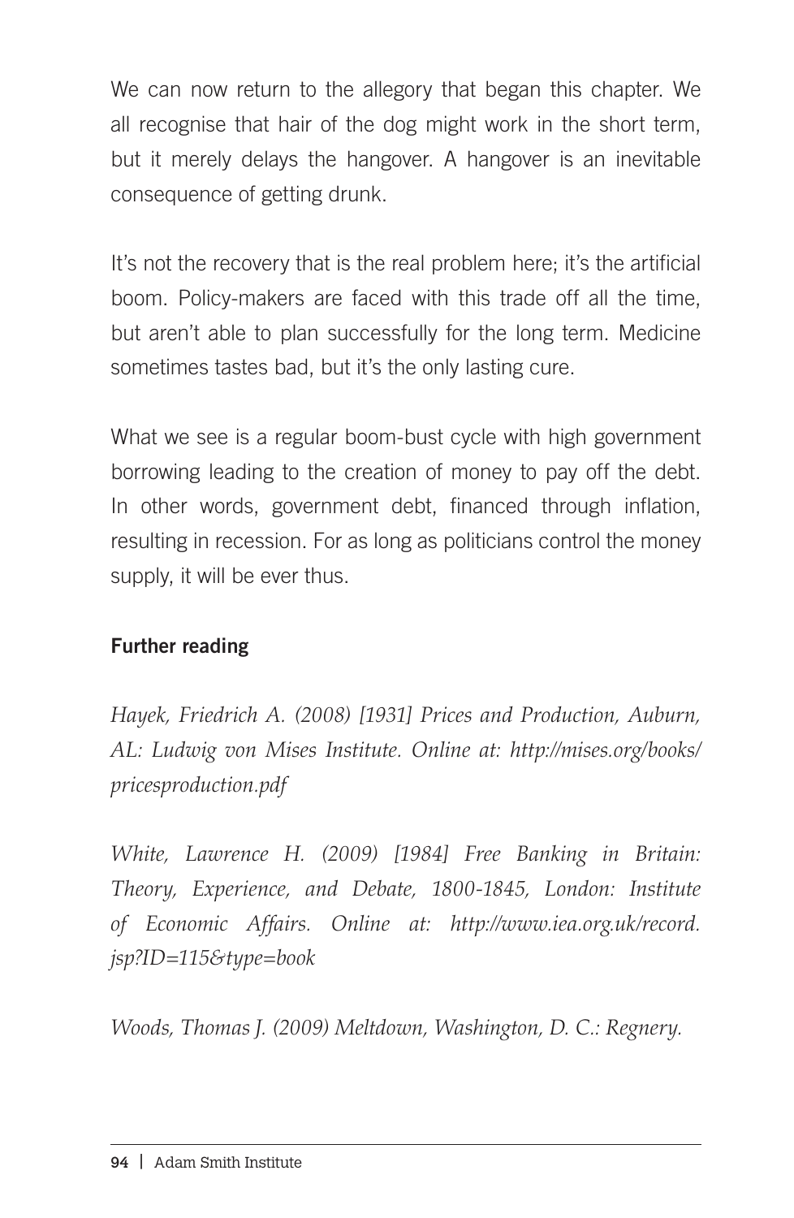We can now return to the allegory that began this chapter. We all recognise that hair of the dog might work in the short term, but it merely delays the hangover. A hangover is an inevitable consequence of getting drunk.

It's not the recovery that is the real problem here; it's the artificial boom. Policy-makers are faced with this trade off all the time, but aren't able to plan successfully for the long term. Medicine sometimes tastes bad, but it's the only lasting cure.

What we see is a regular boom-bust cycle with high government borrowing leading to the creation of money to pay off the debt. In other words, government debt, financed through inflation, resulting in recession. For as long as politicians control the money supply, it will be ever thus.

**Further reading**

*Hayek, Friedrich A. (2008) [1931] Prices and Production, Auburn, AL: Ludwig von Mises Institute. Online at: http://mises.org/books/pricesproduction.pdf*

*White, Lawrence H. (2009) [1984] Free Banking in Britain: Theory, Experience, and Debate, 1800-1845, London: Institute of Economic Affairs. Online at: http://www.iea.org.uk/record.jsp?ID=115&type=book*

*Woods, Thomas J. (2009) Meltdown, Washington, D. C.: Regnery.*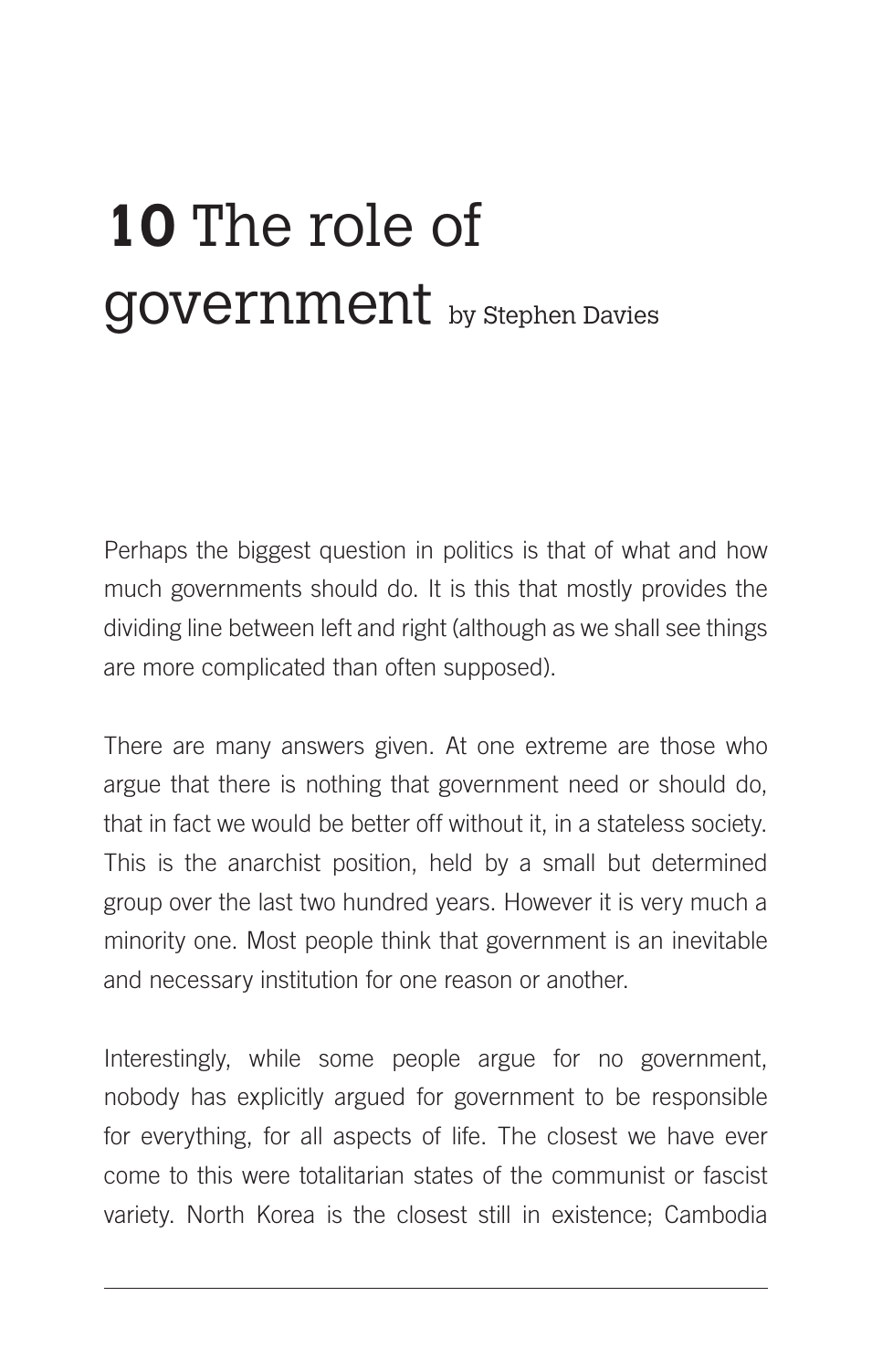# **10** The role of government by Stephen Davies

Perhaps the biggest question in politics is that of what and how much governments should do. It is this that mostly provides the dividing line between left and right (although as we shall see things are more complicated than often supposed).

There are many answers given. At one extreme are those who argue that there is nothing that government need or should do, that in fact we would be better off without it, in a stateless society. This is the anarchist position, held by a small but determined group over the last two hundred years. However it is very much a minority one. Most people think that government is an inevitable and necessary institution for one reason or another.

Interestingly, while some people argue for no government, nobody has explicitly argued for government to be responsible for everything, for all aspects of life. The closest we have ever come to this were totalitarian states of the communist or fascist variety. North Korea is the closest still in existence; Cambodia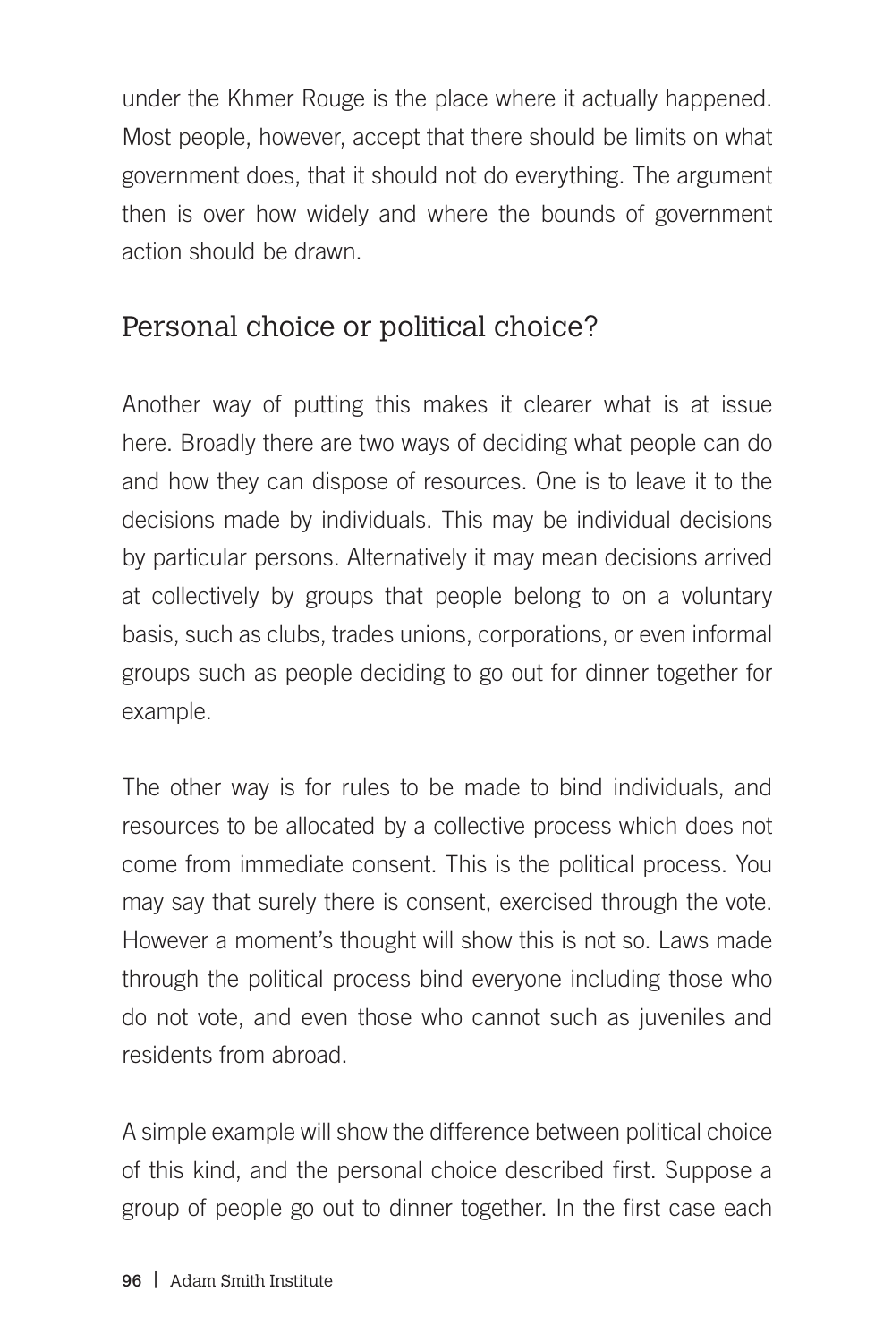under the Khmer Rouge is the place where it actually happened. Most people, however, accept that there should be limits on what government does, that it should not do everything. The argument then is over how widely and where the bounds of government action should be drawn.

## Personal choice or political choice?

Another way of putting this makes it clearer what is at issue here. Broadly there are two ways of deciding what people can do and how they can dispose of resources. One is to leave it to the decisions made by individuals. This may be individual decisions by particular persons. Alternatively it may mean decisions arrived at collectively by groups that people belong to on a voluntary basis, such as clubs, trades unions, corporations, or even informal groups such as people deciding to go out for dinner together for example.

The other way is for rules to be made to bind individuals, and resources to be allocated by a collective process which does not come from immediate consent. This is the political process. You may say that surely there is consent, exercised through the vote. However a moment's thought will show this is not so. Laws made through the political process bind everyone including those who do not vote, and even those who cannot such as juveniles and residents from abroad.

A simple example will show the difference between political choice of this kind, and the personal choice described first. Suppose a group of people go out to dinner together. In the first case each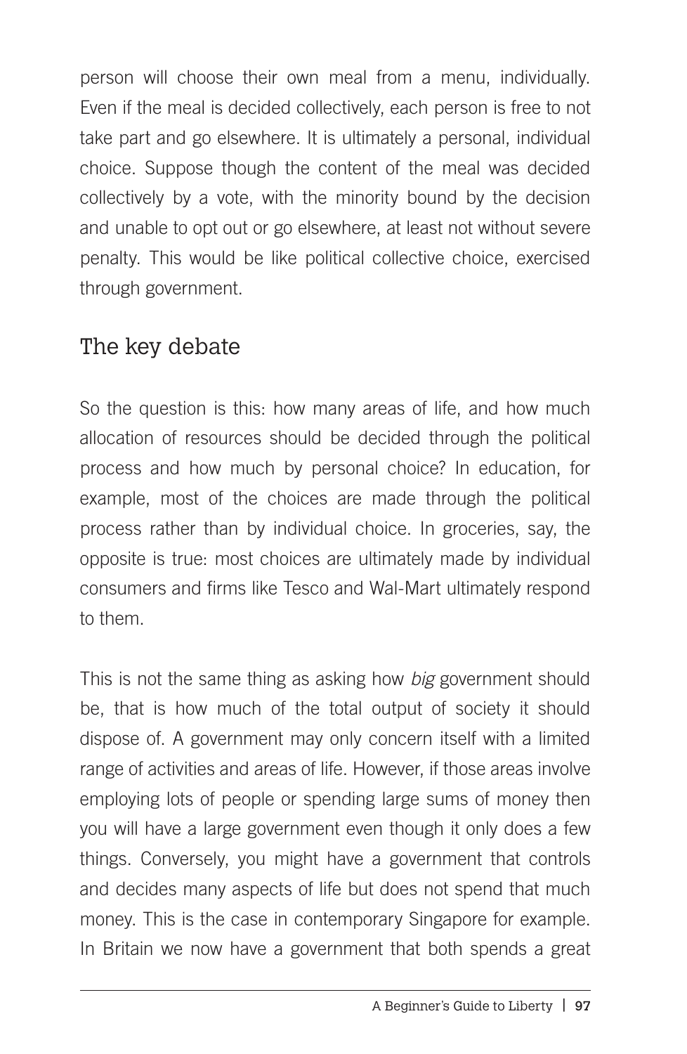person will choose their own meal from a menu, individually. Even if the meal is decided collectively, each person is free to not take part and go elsewhere. It is ultimately a personal, individual choice. Suppose though the content of the meal was decided collectively by a vote, with the minority bound by the decision and unable to opt out or go elsewhere, at least not without severe penalty. This would be like political collective choice, exercised through government.

## The key debate

So the question is this: how many areas of life, and how much allocation of resources should be decided through the political process and how much by personal choice? In education, for example, most of the choices are made through the political process rather than by individual choice. In groceries, say, the opposite is true: most choices are ultimately made by individual consumers and firms like Tesco and Wal-Mart ultimately respond to them.

This is not the same thing as asking how *big* government should be, that is how much of the total output of society it should dispose of. A government may only concern itself with a limited range of activities and areas of life. However, if those areas involve employing lots of people or spending large sums of money then you will have a large government even though it only does a few things. Conversely, you might have a government that controls and decides many aspects of life but does not spend that much money. This is the case in contemporary Singapore for example. In Britain we now have a government that both spends a great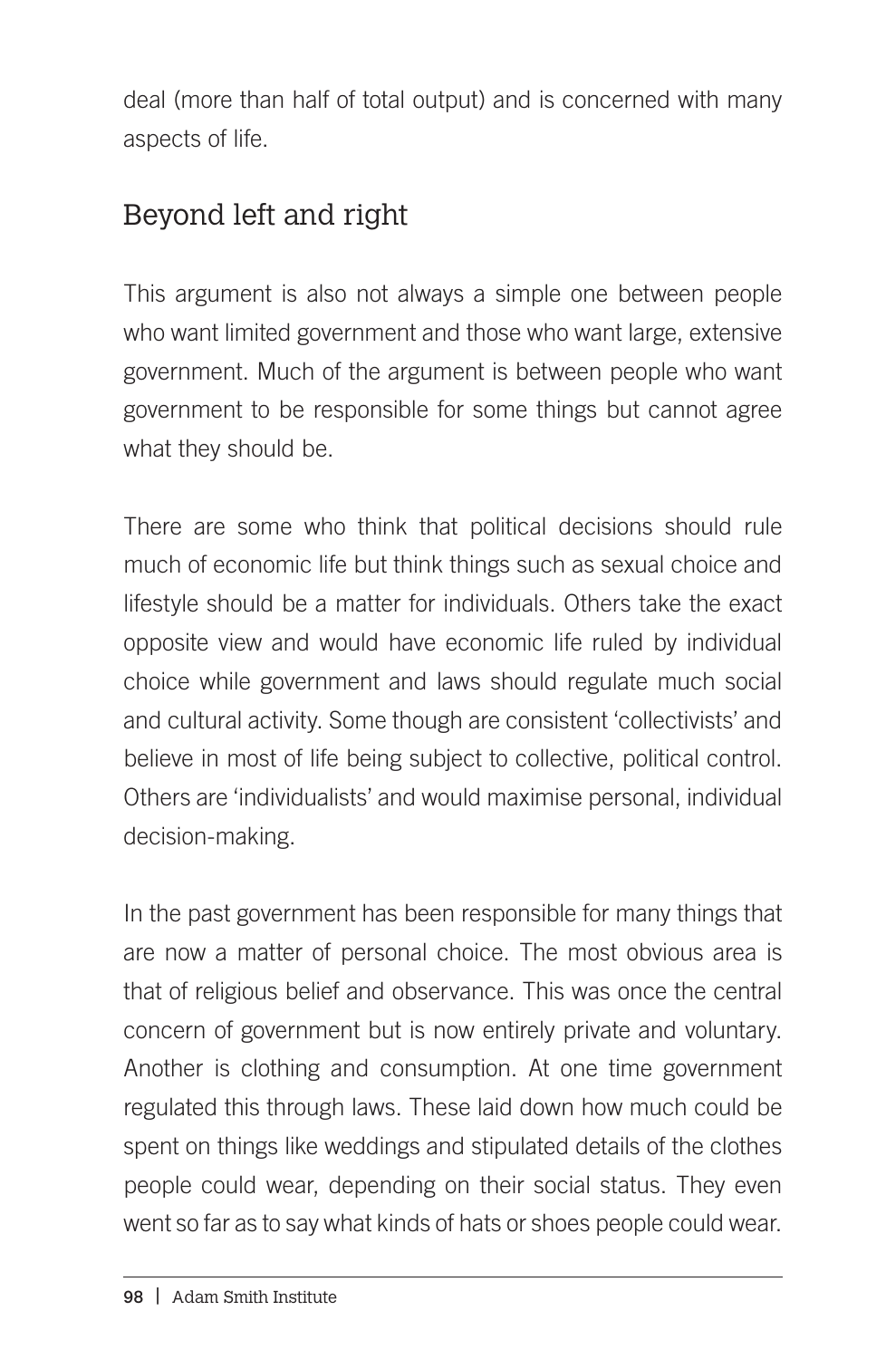deal (more than half of total output) and is concerned with many aspects of life.

## Beyond left and right

This argument is also not always a simple one between people who want limited government and those who want large, extensive government. Much of the argument is between people who want government to be responsible for some things but cannot agree what they should be.

There are some who think that political decisions should rule much of economic life but think things such as sexual choice and lifestyle should be a matter for individuals. Others take the exact opposite view and would have economic life ruled by individual choice while government and laws should regulate much social and cultural activity. Some though are consistent 'collectivists' and believe in most of life being subject to collective, political control. Others are 'individualists' and would maximise personal, individual decision-making.

In the past government has been responsible for many things that are now a matter of personal choice. The most obvious area is that of religious belief and observance. This was once the central concern of government but is now entirely private and voluntary. Another is clothing and consumption. At one time government regulated this through laws. These laid down how much could be spent on things like weddings and stipulated details of the clothes people could wear, depending on their social status. They even went so far as to say what kinds of hats or shoes people could wear.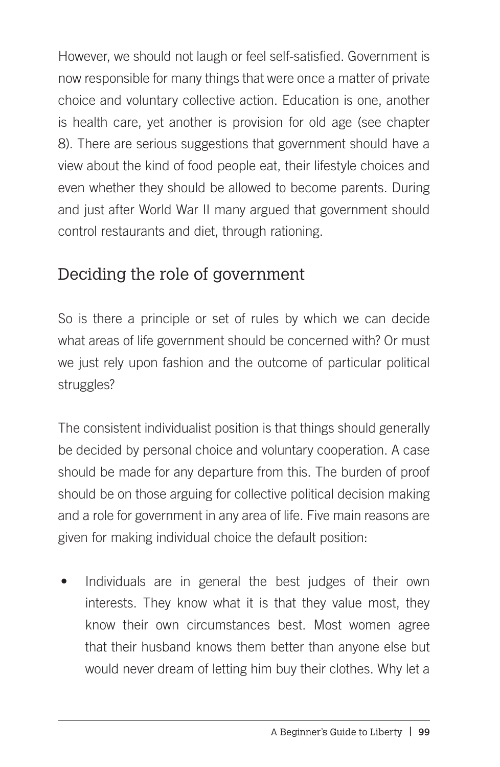However, we should not laugh or feel self-satisfied. Government is now responsible for many things that were once a matter of private choice and voluntary collective action. Education is one, another is health care, yet another is provision for old age (see chapter 8). There are serious suggestions that government should have a view about the kind of food people eat, their lifestyle choices and even whether they should be allowed to become parents. During and just after World War II many argued that government should control restaurants and diet, through rationing.

## Deciding the role of government

So is there a principle or set of rules by which we can decide what areas of life government should be concerned with? Or must we just rely upon fashion and the outcome of particular political struggles?

The consistent individualist position is that things should generally be decided by personal choice and voluntary cooperation. A case should be made for any departure from this. The burden of proof should be on those arguing for collective political decision making and a role for government in any area of life. Five main reasons are given for making individual choice the default position:

- Individuals are in general the best judges of their own interests. They know what it is that they value most, they know their own circumstances best. Most women agree that their husband knows them better than anyone else but would never dream of letting him buy their clothes. Why let a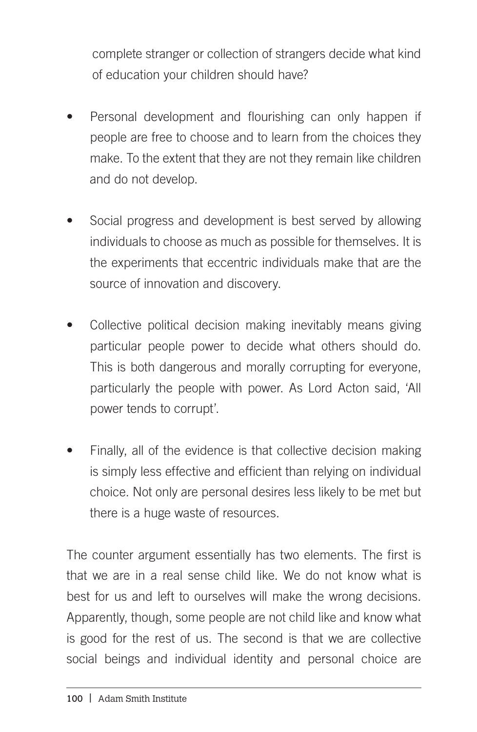complete stranger or collection of strangers decide what kind of education your children should have?

- Personal development and flourishing can only happen if people are free to choose and to learn from the choices they make. To the extent that they are not they remain like children and do not develop.

- Social progress and development is best served by allowing individuals to choose as much as possible for themselves. It is the experiments that eccentric individuals make that are the source of innovation and discovery.

- Collective political decision making inevitably means giving particular people power to decide what others should do. This is both dangerous and morally corrupting for everyone, particularly the people with power. As Lord Acton said, 'All power tends to corrupt'.

- Finally, all of the evidence is that collective decision making is simply less effective and efficient than relying on individual choice. Not only are personal desires less likely to be met but there is a huge waste of resources.

The counter argument essentially has two elements. The first is that we are in a real sense child like. We do not know what is best for us and left to ourselves will make the wrong decisions. Apparently, though, some people are not child like and know what is good for the rest of us. The second is that we are collective social beings and individual identity and personal choice are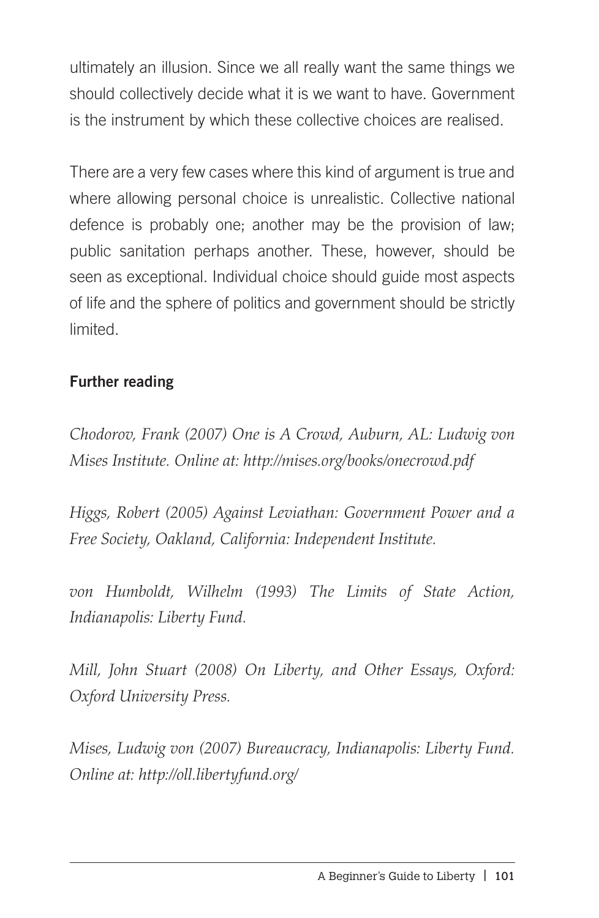ultimately an illusion. Since we all really want the same things we should collectively decide what it is we want to have. Government is the instrument by which these collective choices are realised.

There are a very few cases where this kind of argument is true and where allowing personal choice is unrealistic. Collective national defence is probably one; another may be the provision of law; public sanitation perhaps another. These, however, should be seen as exceptional. Individual choice should guide most aspects of life and the sphere of politics and government should be strictly limited.

### Further reading

*Chodorov, Frank (2007) One is A Crowd, Auburn, AL: Ludwig von Mises Institute. Online at: http://mises.org/books/onecrowd.pdf*

*Higgs, Robert (2005) Against Leviathan: Government Power and a Free Society, Oakland, California: Independent Institute.*

*von Humboldt, Wilhelm (1993) The Limits of State Action, Indianapolis: Liberty Fund.*

*Mill, John Stuart (2008) On Liberty, and Other Essays, Oxford: Oxford University Press.*

*Mises, Ludwig von (2007) Bureaucracy, Indianapolis: Liberty Fund. Online at: http://oll.libertyfund.org/*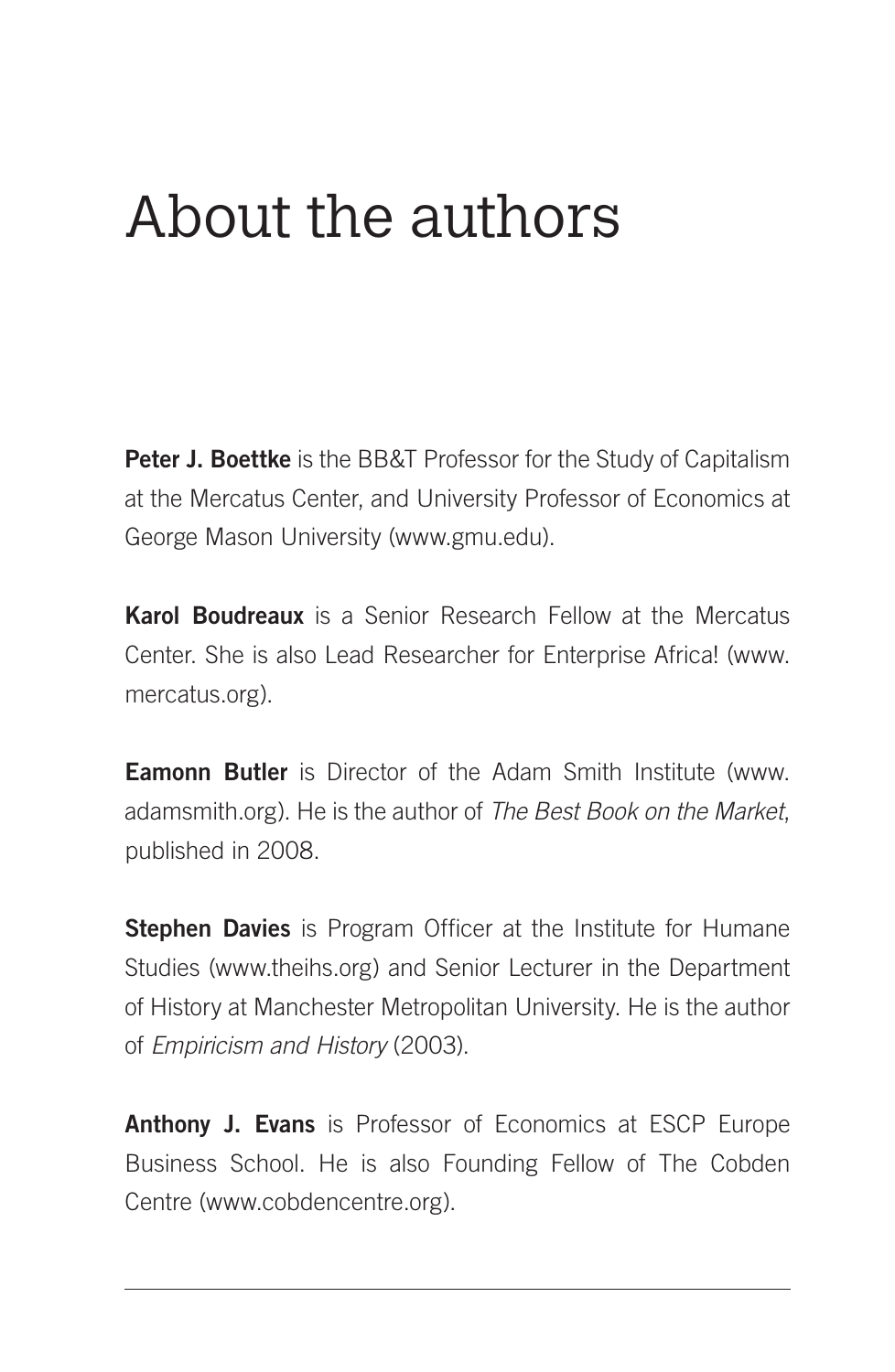# About the authors

**Peter J. Boettke** is the BB&T Professor for the Study of Capitalism at the Mercatus Center, and University Professor of Economics at George Mason University (www.gmu.edu).

**Karol Boudreaux** is a Senior Research Fellow at the Mercatus Center. She is also Lead Researcher for Enterprise Africa! (www.mercatus.org).

**Eamonn Butler** is Director of the Adam Smith Institute (www.adamsmith.org). He is the author of *The Best Book on the Market*, published in 2008.

**Stephen Davies** is Program Officer at the Institute for Humane Studies (www.theihs.org) and Senior Lecturer in the Department of History at Manchester Metropolitan University. He is the author of *Empiricism and History* (2003).

**Anthony J. Evans** is Professor of Economics at ESCP Europe Business School. He is also Founding Fellow of The Cobden Centre (www.cobdencentre.org).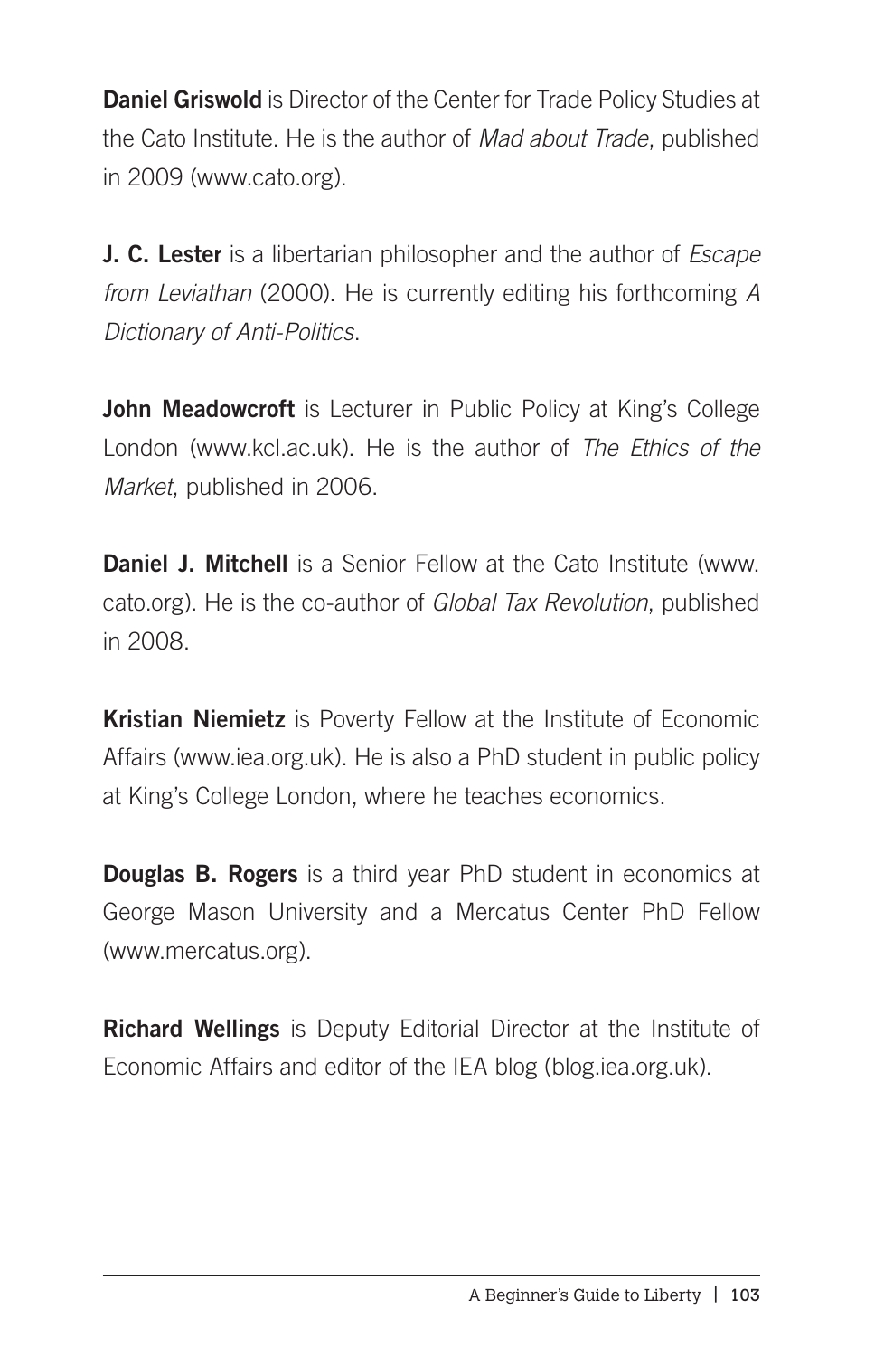**Daniel Griswold** is Director of the Center for Trade Policy Studies at the Cato Institute. He is the author of *Mad about Trade*, published in 2009 (www.cato.org).

**J. C. Lester** is a libertarian philosopher and the author of *Escape from Leviathan* (2000). He is currently editing his forthcoming *A Dictionary of Anti-Politics*.

**John Meadowcroft** is Lecturer in Public Policy at King's College London (www.kcl.ac.uk). He is the author of *The Ethics of the Market*, published in 2006.

**Daniel J. Mitchell** is a Senior Fellow at the Cato Institute (www.cato.org). He is the co-author of *Global Tax Revolution*, published in 2008.

**Kristian Niemietz** is Poverty Fellow at the Institute of Economic Affairs (www.iea.org.uk). He is also a PhD student in public policy at King's College London, where he teaches economics.

**Douglas B. Rogers** is a third year PhD student in economics at George Mason University and a Mercatus Center PhD Fellow (www.mercatus.org).

**Richard Wellings** is Deputy Editorial Director at the Institute of Economic Affairs and editor of the IEA blog (blog.iea.org.uk).